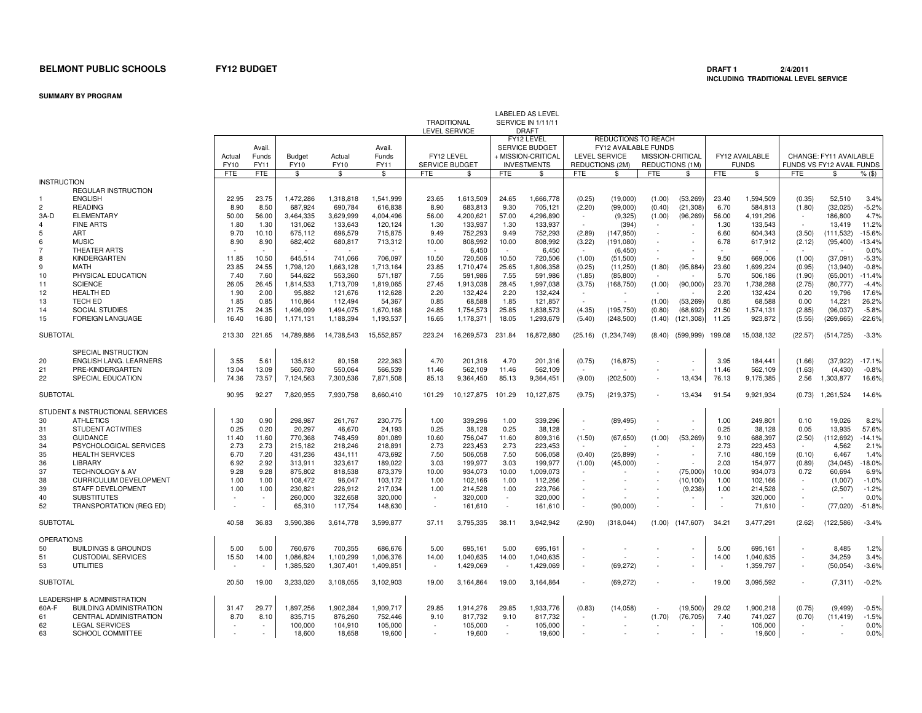**BELMONT PUBLIC SCHOOLS** **FY12 BUDGET**

**DRAFT 1** **2/4/2011**
**INCLUDING TRADITIONAL LEVEL SERVICE**

**SUMMARY BY PROGRAM**

| | | Actual FY10 | Avail. Funds FY11 | Budget FY10 | Actual FY10 | Avail. Funds FY11 | TRADITIONAL LEVEL SERVICE FY12 LEVEL SERVICE BUDGET | | LABELED AS LEVEL SERVICE IN 1/11/11 DRAFT FY12 LEVEL SERVICE BUDGET + MISSION-CRITICAL INVESTMENTS | | REDUCTIONS TO REACH FY12 AVAILABLE FUNDS LEVEL SERVICE REDUCTIONS (2M) | | REDUCTIONS TO REACH FY12 AVAILABLE FUNDS MISSION-CRITICAL REDUCTIONS (1M) | | FY12 AVAILABLE FUNDS | | CHANGE: FY11 AVAILABLE FUNDS VS FY12 AVAIL FUNDS | | |
|---|---|---|---|---|---|---|---|---|---|---|---|---|---|---|---|---|---|---|---|
| | | FTE | FTE | $ | $ | $ | FTE | $ | FTE | $ | FTE | $ | FTE | $ | FTE | $ | FTE | $ | % ($) |
| **INSTRUCTION** | | | | | | | | | | | | | | | | | | | |
| | REGULAR INSTRUCTION | | | | | | | | | | | | | | | | | | |
| 1 | ENGLISH | 22.95 | 23.75 | 1,472,286 | 1,318,818 | 1,541,999 | 23.65 | 1,613,509 | 24.65 | 1,666,778 | (0.25) | (19,000) | (1.00) | (53,269) | 23.40 | 1,594,509 | (0.35) | 52,510 | 3.4% |
| 2 | READING | 8.90 | 8.50 | 687,924 | 690,784 | 616,838 | 8.90 | 683,813 | 9.30 | 705,121 | (2.20) | (99,000) | (0.40) | (21,308) | 6.70 | 584,813 | (1.80) | (32,025) | -5.2% |
| 3A-D | ELEMENTARY | 50.00 | 56.00 | 3,464,335 | 3,629,999 | 4,004,496 | 56.00 | 4,200,621 | 57.00 | 4,296,890 | - | (9,325) | (1.00) | (96,269) | 56.00 | 4,191,296 | - | 186,800 | 4.7% |
| 4 | FINE ARTS | 1.80 | 1.30 | 131,062 | 133,643 | 120,124 | 1.30 | 133,937 | 1.30 | 133,937 | - | (394) | - | - | 1.30 | 133,543 | - | 13,419 | 11.2% |
| 5 | ART | 9.70 | 10.10 | 675,112 | 696,579 | 715,875 | 9.49 | 752,293 | 9.49 | 752,293 | (2.89) | (147,950) | - | - | 6.60 | 604,343 | (3.50) | (111,532) | -15.6% |
| 6 | MUSIC | 8.90 | 8.90 | 682,402 | 680,817 | 713,312 | 10.00 | 808,992 | 10.00 | 808,992 | (3.22) | (191,080) | - | - | 6.78 | 617,912 | (2.12) | (95,400) | -13.4% |
| 7 | THEATER ARTS | - | - | - | - | - | - | 6,450 | - | 6,450 | - | (6,450) | - | - | - | - | - | - | 0.0% |
| 8 | KINDERGARTEN | 11.85 | 10.50 | 645,514 | 741,066 | 706,097 | 10.50 | 720,506 | 10.50 | 720,506 | (1.00) | (51,500) | - | - | 9.50 | 669,006 | (1.00) | (37,091) | -5.3% |
| 9 | MATH | 23.85 | 24.55 | 1,798,120 | 1,663,128 | 1,713,164 | 23.85 | 1,710,474 | 25.65 | 1,806,358 | (0.25) | (11,250) | (1.80) | (95,884) | 23.60 | 1,699,224 | (0.95) | (13,940) | -0.8% |
| 10 | PHYSICAL EDUCATION | 7.40 | 7.60 | 544,622 | 553,360 | 571,187 | 7.55 | 591,986 | 7.55 | 591,986 | (1.85) | (85,800) | - | - | 5.70 | 506,186 | (1.90) | (65,001) | -11.4% |
| 11 | SCIENCE | 26.05 | 26.45 | 1,814,533 | 1,713,709 | 1,819,065 | 27.45 | 1,913,038 | 28.45 | 1,997,038 | (3.75) | (168,750) | (1.00) | (90,000) | 23.70 | 1,738,288 | (2.75) | (80,777) | -4.4% |
| 12 | HEALTH ED | 1.90 | 2.00 | 95,882 | 121,676 | 112,628 | 2.20 | 132,424 | 2.20 | 132,424 | - | - | - | - | 2.20 | 132,424 | 0.20 | 19,796 | 17.6% |
| 13 | TECH ED | 1.85 | 0.85 | 110,864 | 112,494 | 54,367 | 0.85 | 68,588 | 1.85 | 121,857 | - | - | (1.00) | (53,269) | 0.85 | 68,588 | 0.00 | 14,221 | 26.2% |
| 14 | SOCIAL STUDIES | 21.75 | 24.35 | 1,496,099 | 1,494,075 | 1,670,168 | 24.85 | 1,754,573 | 25.85 | 1,838,573 | (4.35) | (195,750) | (0.80) | (68,692) | 21.50 | 1,574,131 | (2.85) | (96,037) | -5.8% |
| 15 | FOREIGN LANGUAGE | 16.40 | 16.80 | 1,171,131 | 1,188,394 | 1,193,537 | 16.65 | 1,178,371 | 18.05 | 1,293,679 | (5.40) | (248,500) | (1.40) | (121,308) | 11.25 | 923,872 | (5.55) | (269,665) | -22.6% |
| SUBTOTAL | | 213.30 | 221.65 | 14,789,886 | 14,738,543 | 15,552,857 | 223.24 | 16,269,573 | 231.84 | 16,872,880 | (25.16) | (1,234,749) | (8.40) | (599,999) | 199.08 | 15,038,132 | (22.57) | (514,725) | -3.3% |
| | SPECIAL INSTRUCTION | | | | | | | | | | | | | | | | | | |
| 20 | ENGLISH LANG. LEARNERS | 3.55 | 5.61 | 135,612 | 80,158 | 222,363 | 4.70 | 201,316 | 4.70 | 201,316 | (0.75) | (16,875) | - | - | 3.95 | 184,441 | (1.66) | (37,922) | -17.1% |
| 21 | PRE-KINDERGARTEN | 13.04 | 13.09 | 560,780 | 550,064 | 566,539 | 11.46 | 562,109 | 11.46 | 562,109 | - | - | - | - | 11.46 | 562,109 | (1.63) | (4,430) | -0.8% |
| 22 | SPECIAL EDUCATION | 74.36 | 73.57 | 7,124,563 | 7,300,536 | 7,871,508 | 85.13 | 9,364,450 | 85.13 | 9,364,451 | (9.00) | (202,500) | - | 13,434 | 76.13 | 9,175,385 | 2.56 | 1,303,877 | 16.6% |
| SUBTOTAL | | 90.95 | 92.27 | 7,820,955 | 7,930,758 | 8,660,410 | 101.29 | 10,127,875 | 101.29 | 10,127,875 | (9.75) | (219,375) | - | 13,434 | 91.54 | 9,921,934 | (0.73) | 1,261,524 | 14.6% |
| | STUDENT & INSTRUCTIONAL SERVICES | | | | | | | | | | | | | | | | | | |
| 30 | ATHLETICS | 1.30 | 0.90 | 298,987 | 261,767 | 230,775 | 1.00 | 339,296 | 1.00 | 339,296 | - | (89,495) | - | - | 1.00 | 249,801 | 0.10 | 19,026 | 8.2% |
| 31 | STUDENT ACTIVITIES | 0.25 | 0.20 | 20,297 | 46,670 | 24,193 | 0.25 | 38,128 | 0.25 | 38,128 | - | - | - | - | 0.25 | 38,128 | 0.05 | 13,935 | 57.6% |
| 33 | GUIDANCE | 11.40 | 11.60 | 770,368 | 748,459 | 801,089 | 10.60 | 756,047 | 11.60 | 809,316 | (1.50) | (67,650) | (1.00) | (53,269) | 9.10 | 688,397 | (2.50) | (112,692) | -14.1% |
| 34 | PSYCHOLOGICAL SERVICES | 2.73 | 2.73 | 215,182 | 218,246 | 218,891 | 2.73 | 223,453 | 2.73 | 223,453 | - | - | - | - | 2.73 | 223,453 | - | 4,562 | 2.1% |
| 35 | HEALTH SERVICES | 6.70 | 7.20 | 431,236 | 434,111 | 473,692 | 7.50 | 506,058 | 7.50 | 506,058 | (0.40) | (25,899) | - | - | 7.10 | 480,159 | (0.10) | 6,467 | 1.4% |
| 36 | LIBRARY | 6.92 | 2.92 | 313,911 | 323,617 | 189,022 | 3.03 | 199,977 | 3.03 | 199,977 | (1.00) | (45,000) | - | - | 2.03 | 154,977 | (0.89) | (34,045) | -18.0% |
| 37 | TECHNOLOGY & AV | 9.28 | 9.28 | 875,802 | 818,538 | 873,379 | 10.00 | 934,073 | 10.00 | 1,009,073 | - | - | - | (75,000) | 10.00 | 934,073 | 0.72 | 60,694 | 6.9% |
| 38 | CURRICULUM DEVELOPMENT | 1.00 | 1.00 | 108,472 | 96,047 | 103,172 | 1.00 | 102,166 | 1.00 | 112,266 | - | - | - | (10,100) | 1.00 | 102,166 | - | (1,007) | -1.0% |
| 39 | STAFF DEVELOPMENT | 1.00 | 1.00 | 230,821 | 226,912 | 217,034 | 1.00 | 214,528 | 1.00 | 223,766 | - | - | - | (9,238) | 1.00 | 214,528 | - | (2,507) | -1.2% |
| 40 | SUBSTITUTES | - | - | 260,000 | 322,658 | 320,000 | - | 320,000 | - | 320,000 | - | - | - | - | - | 320,000 | - | - | 0.0% |
| 52 | TRANSPORTATION (REG ED) | - | - | 65,310 | 117,754 | 148,630 | - | 161,610 | - | 161,610 | - | (90,000) | - | - | - | 71,610 | - | (77,020) | -51.8% |
| SUBTOTAL | | 40.58 | 36.83 | 3,590,386 | 3,614,778 | 3,599,877 | 37.11 | 3,795,335 | 38.11 | 3,942,942 | (2.90) | (318,044) | (1.00) | (147,607) | 34.21 | 3,477,291 | (2.62) | (122,586) | -3.4% |
| **OPERATIONS** | | | | | | | | | | | | | | | | | | | |
| 50 | BUILDINGS & GROUNDS | 5.00 | 5.00 | 760,676 | 700,355 | 686,676 | 5.00 | 695,161 | 5.00 | 695,161 | - | - | - | - | 5.00 | 695,161 | - | 8,485 | 1.2% |
| 51 | CUSTODIAL SERVICES | 15.50 | 14.00 | 1,086,824 | 1,100,299 | 1,006,376 | 14.00 | 1,040,635 | 14.00 | 1,040,635 | - | - | - | - | 14.00 | 1,040,635 | - | 34,259 | 3.4% |
| 53 | UTILITIES | - | - | 1,385,520 | 1,307,401 | 1,409,851 | - | 1,429,069 | - | 1,429,069 | - | (69,272) | - | - | - | 1,359,797 | - | (50,054) | -3.6% |
| SUBTOTAL | | 20.50 | 19.00 | 3,233,020 | 3,108,055 | 3,102,903 | 19.00 | 3,164,864 | 19.00 | 3,164,864 | - | (69,272) | - | - | 19.00 | 3,095,592 | - | (7,311) | -0.2% |
| | LEADERSHIP & ADMINISTRATION | | | | | | | | | | | | | | | | | | |
| 60A-F | BUILDING ADMINISTRATION | 31.47 | 29.77 | 1,897,256 | 1,902,384 | 1,909,717 | 29.85 | 1,914,276 | 29.85 | 1,933,776 | (0.83) | (14,058) | - | (19,500) | 29.02 | 1,900,218 | (0.75) | (9,499) | -0.5% |
| 61 | CENTRAL ADMINISTRATION | 8.70 | 8.10 | 835,715 | 876,260 | 752,446 | 9.10 | 817,732 | 9.10 | 817,732 | - | - | (1.70) | (76,705) | 7.40 | 741,027 | (0.70) | (11,419) | -1.5% |
| 62 | LEGAL SERVICES | - | - | 100,000 | 104,910 | 105,000 | - | 105,000 | - | 105,000 | - | - | - | - | - | 105,000 | - | - | 0.0% |
| 63 | SCHOOL COMMITTEE | - | - | 18,600 | 18,658 | 19,600 | - | 19,600 | - | 19,600 | - | - | - | - | - | 19,600 | - | - | 0.0% |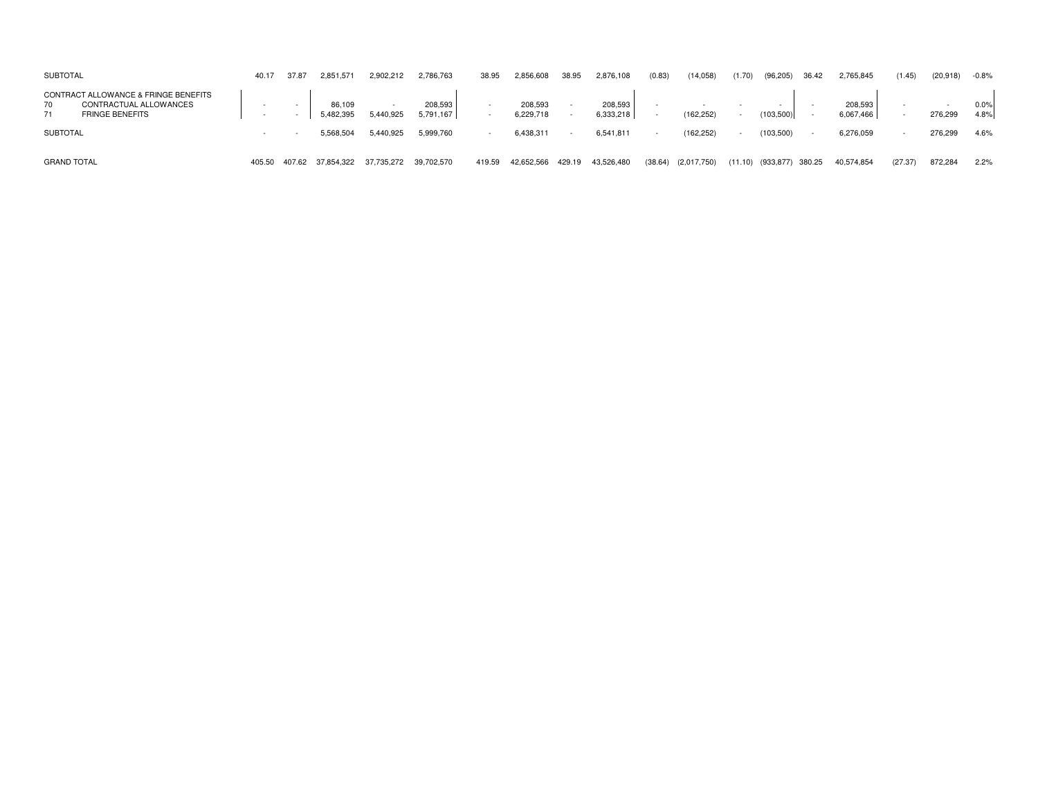| | | | | | | | | | | | | | | | | | | | | |
|---|---|---|---|---|---|---|---|---|---|---|---|---|---|---|---|---|---|---|---|---|
| SUBTOTAL | | 40.17 | 37.87 | 2,851,571 | 2,902,212 | 2,786,763 | 38.95 | 2,856,608 | 38.95 | 2,876,108 | (0.83) | (14,058) | (1.70) | (96,205) | 36.42 | 2,765,845 | (1.45) | (20,918) | -0.8% |
| CONTRACT ALLOWANCE & FRINGE BENEFITS | | | | | | | | | | | | | | | | | | | |
| 70 | CONTRACTUAL ALLOWANCES | - | - | 86,109 | - | 208,593 | - | 208,593 | - | 208,593 | - | - | - | - | - | 208,593 | - | - | 0.0% |
| 71 | FRINGE BENEFITS | - | - | 5,482,395 | 5,440,925 | 5,791,167 | - | 6,229,718 | - | 6,333,218 | - | (162,252) | - | (103,500) | - | 6,067,466 | - | 276,299 | 4.8% |
| SUBTOTAL | | - | - | 5,568,504 | 5,440,925 | 5,999,760 | - | 6,438,311 | - | 6,541,811 | - | (162,252) | - | (103,500) | - | 6,276,059 | - | 276,299 | 4.6% |
| GRAND TOTAL | | 405.50 | 407.62 | 37,854,322 | 37,735,272 | 39,702,570 | 419.59 | 42,652,566 | 429.19 | 43,526,480 | (38.64) | (2,017,750) | (11.10) | (933,877) | 380.25 | 40,574,854 | (27.37) | 872,284 | 2.2% |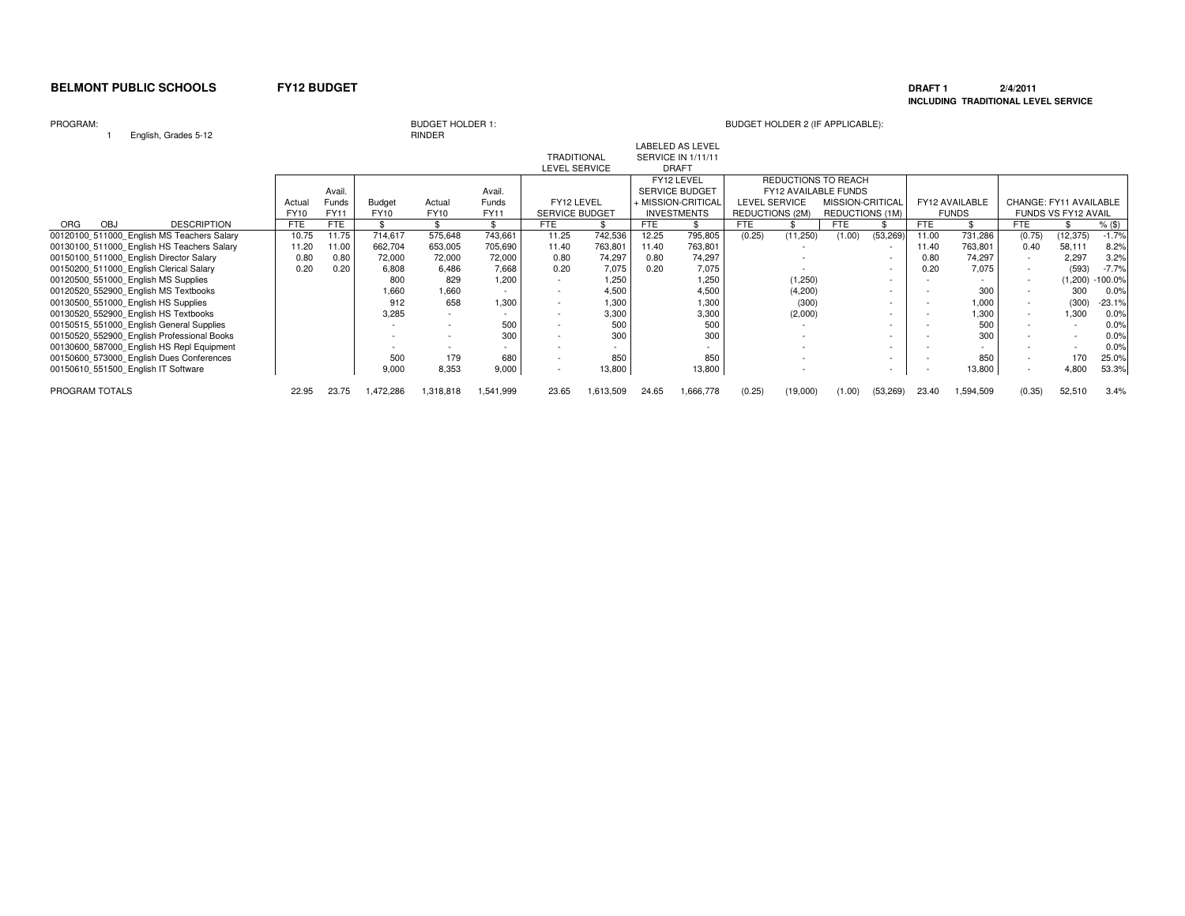**BELMONT PUBLIC SCHOOLS** **FY12 BUDGET**

**DRAFT 1** **2/4/2011**
**INCLUDING TRADITIONAL LEVEL SERVICE**

PROGRAM: 1 English, Grades 5-12

BUDGET HOLDER 1: RINDER

BUDGET HOLDER 2 (IF APPLICABLE):

| ORG OBJ DESCRIPTION | Actual FY10 | Avail. Funds FY11 | Budget FY10 | Actual FY10 | Avail. Funds FY11 | TRADITIONAL LEVEL SERVICE: FY12 LEVEL SERVICE BUDGET | | LABELED AS LEVEL SERVICE IN 1/11/11 DRAFT: FY12 LEVEL SERVICE BUDGET + MISSION-CRITICAL INVESTMENTS | | REDUCTIONS TO REACH FY12 AVAILABLE FUNDS: LEVEL SERVICE REDUCTIONS (2M) | | MISSION-CRITICAL REDUCTIONS (1M) | | FY12 AVAILABLE FUNDS | | CHANGE: FY11 AVAILABLE FUNDS VS FY12 AVAIL | | |
|---|---|---|---|---|---|---|---|---|---|---|---|---|---|---|---|---|---|---|
| | FTE | FTE | $ | $ | $ | FTE | $ | FTE | $ | FTE | $ | FTE | $ | FTE | $ | FTE | $ | % ($) |
| 00120100_511000_English MS Teachers Salary | 10.75 | 11.75 | 714,617 | 575,648 | 743,661 | 11.25 | 742,536 | 12.25 | 795,805 | (0.25) | (11,250) | (1.00) | (53,269) | 11.00 | 731,286 | (0.75) | (12,375) | -1.7% |
| 00130100_511000_English HS Teachers Salary | 11.20 | 11.00 | 662,704 | 653,005 | 705,690 | 11.40 | 763,801 | 11.40 | 763,801 | | - | | - | 11.40 | 763,801 | 0.40 | 58,111 | 8.2% |
| 00150100_511000_English Director Salary | 0.80 | 0.80 | 72,000 | 72,000 | 72,000 | 0.80 | 74,297 | 0.80 | 74,297 | | - | | - | 0.80 | 74,297 | - | 2,297 | 3.2% |
| 00150200_511000_English Clerical Salary | 0.20 | 0.20 | 6,808 | 6,486 | 7,668 | 0.20 | 7,075 | 0.20 | 7,075 | | - | | - | 0.20 | 7,075 | - | (593) | -7.7% |
| 00120500_551000_English MS Supplies | | | 800 | 829 | 1,200 | - | 1,250 | | 1,250 | | (1,250) | | - | - | - | - | (1,200) | -100.0% |
| 00120520_552900_English MS Textbooks | | | 1,660 | 1,660 | - | - | 4,500 | | 4,500 | | (4,200) | | - | - | 300 | - | 300 | 0.0% |
| 00130500_551000_English HS Supplies | | | 912 | 658 | 1,300 | - | 1,300 | | 1,300 | | (300) | | - | - | 1,000 | - | (300) | -23.1% |
| 00130520_552900_English HS Textbooks | | | 3,285 | - | - | - | 3,300 | | 3,300 | | (2,000) | | - | - | 1,300 | - | 1,300 | 0.0% |
| 00150515_551000_English General Supplies | | | - | - | 500 | - | 500 | | 500 | | - | | - | - | 500 | - | - | 0.0% |
| 00150520_552900_English Professional Books | | | - | - | 300 | - | 300 | | 300 | | - | | - | - | 300 | - | - | 0.0% |
| 00130600_587000_English HS Repl Equipment | | | - | - | - | - | - | | - | | - | | - | - | - | - | - | 0.0% |
| 00150600_573000_English Dues Conferences | | | 500 | 179 | 680 | - | 850 | | 850 | | - | | - | - | 850 | - | 170 | 25.0% |
| 00150610_551500_English IT Software | | | 9,000 | 8,353 | 9,000 | - | 13,800 | | 13,800 | | - | | - | - | 13,800 | - | 4,800 | 53.3% |
| PROGRAM TOTALS | 22.95 | 23.75 | 1,472,286 | 1,318,818 | 1,541,999 | 23.65 | 1,613,509 | 24.65 | 1,666,778 | (0.25) | (19,000) | (1.00) | (53,269) | 23.40 | 1,594,509 | (0.35) | 52,510 | 3.4% |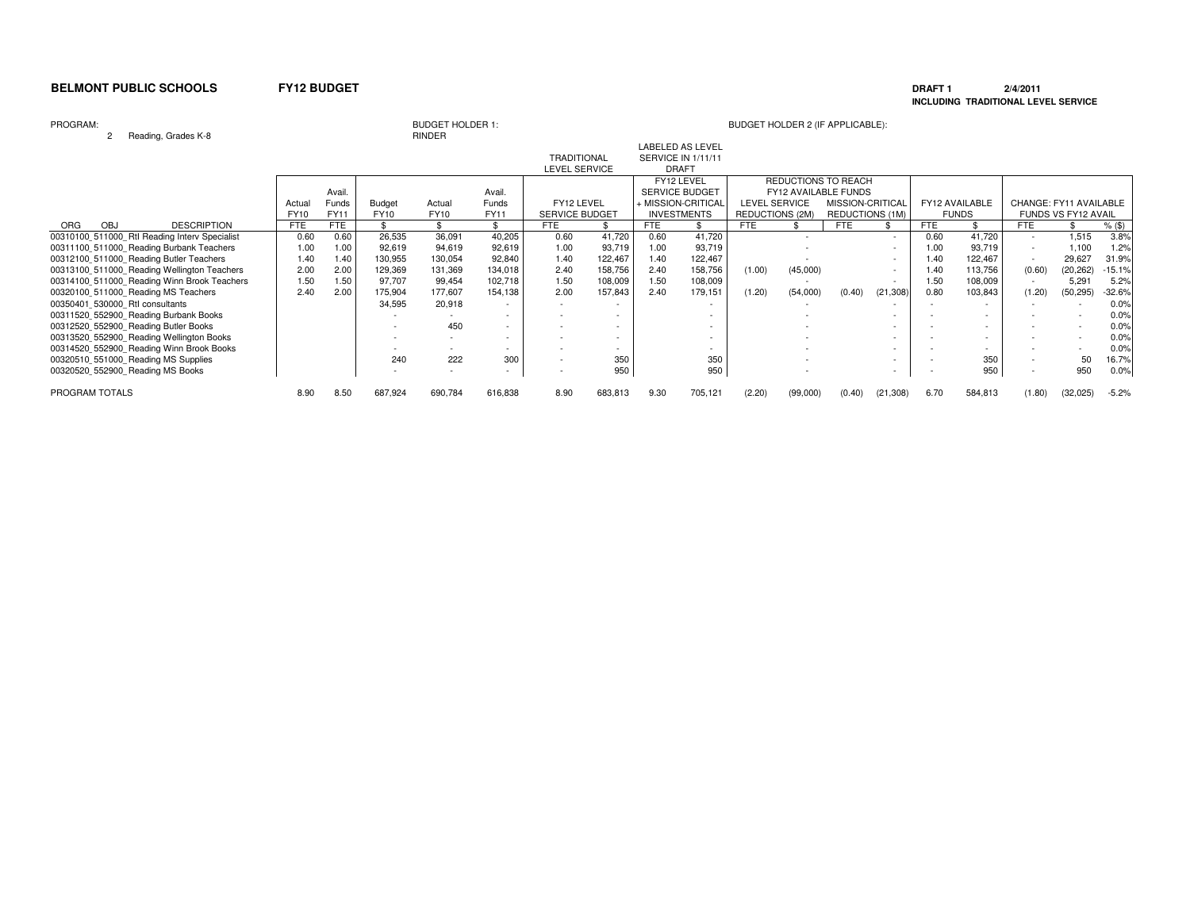**BELMONT PUBLIC SCHOOLS** **FY12 BUDGET**

**DRAFT 1** **2/4/2011**
**INCLUDING TRADITIONAL LEVEL SERVICE**

PROGRAM: 2 Reading, Grades K-8

BUDGET HOLDER 1: RINDER

BUDGET HOLDER 2 (IF APPLICABLE):

| ORG OBJ DESCRIPTION | Actual FY10 FTE | Avail. Funds FY11 FTE | Budget FY10 $ | Actual FY10 $ | Avail. Funds FY11 $ | TRADITIONAL LEVEL SERVICE: FY12 LEVEL SERVICE BUDGET FTE | TRADITIONAL LEVEL SERVICE: FY12 LEVEL SERVICE BUDGET $ | LABELED AS LEVEL SERVICE IN 1/11/11 DRAFT: FY12 LEVEL SERVICE BUDGET + MISSION-CRITICAL INVESTMENTS FTE | LABELED AS LEVEL SERVICE IN 1/11/11 DRAFT: FY12 LEVEL SERVICE BUDGET + MISSION-CRITICAL INVESTMENTS $ | REDUCTIONS TO REACH FY12 AVAILABLE FUNDS: LEVEL SERVICE REDUCTIONS (2M) FTE | REDUCTIONS TO REACH FY12 AVAILABLE FUNDS: LEVEL SERVICE REDUCTIONS (2M) $ | REDUCTIONS TO REACH FY12 AVAILABLE FUNDS: MISSION-CRITICAL REDUCTIONS (1M) FTE | REDUCTIONS TO REACH FY12 AVAILABLE FUNDS: MISSION-CRITICAL REDUCTIONS (1M) $ | FY12 AVAILABLE FUNDS FTE | FY12 AVAILABLE FUNDS $ | CHANGE: FY11 AVAILABLE FUNDS VS FY12 AVAIL FTE | CHANGE: FY11 AVAILABLE FUNDS VS FY12 AVAIL $ | CHANGE: FY11 AVAILABLE FUNDS VS FY12 AVAIL % ($) |
|---|---|---|---|---|---|---|---|---|---|---|---|---|---|---|---|---|---|---|
| 00310100_511000_RtI Reading Interv Specialist | 0.60 | 0.60 | 26,535 | 36,091 | 40,205 | 0.60 | 41,720 | 0.60 | 41,720 | | - | | - | 0.60 | 41,720 | - | 1,515 | 3.8% |
| 00311100_511000_Reading Burbank Teachers | 1.00 | 1.00 | 92,619 | 94,619 | 92,619 | 1.00 | 93,719 | 1.00 | 93,719 | | - | | - | 1.00 | 93,719 | - | 1,100 | 1.2% |
| 00312100_511000_Reading Butler Teachers | 1.40 | 1.40 | 130,955 | 130,054 | 92,840 | 1.40 | 122,467 | 1.40 | 122,467 | | - | | - | 1.40 | 122,467 | - | 29,627 | 31.9% |
| 00313100_511000_Reading Wellington Teachers | 2.00 | 2.00 | 129,369 | 131,369 | 134,018 | 2.40 | 158,756 | 2.40 | 158,756 | (1.00) | (45,000) | | - | 1.40 | 113,756 | (0.60) | (20,262) | -15.1% |
| 00314100_511000_Reading Winn Brook Teachers | 1.50 | 1.50 | 97,707 | 99,454 | 102,718 | 1.50 | 108,009 | 1.50 | 108,009 | | - | | - | 1.50 | 108,009 | - | 5,291 | 5.2% |
| 00320100_511000_Reading MS Teachers | 2.40 | 2.00 | 175,904 | 177,607 | 154,138 | 2.00 | 157,843 | 2.40 | 179,151 | (1.20) | (54,000) | (0.40) | (21,308) | 0.80 | 103,843 | (1.20) | (50,295) | -32.6% |
| 00350401_530000_RtI consultants | | | 34,595 | 20,918 | - | - | - | | - | | - | | - | - | - | - | - | 0.0% |
| 00311520_552900_Reading Burbank Books | | | - | - | - | - | - | | - | | - | | - | - | - | - | - | 0.0% |
| 00312520_552900_Reading Butler Books | | | - | 450 | - | - | - | | - | | - | | - | - | - | - | - | 0.0% |
| 00313520_552900_Reading Wellington Books | | | - | - | - | - | - | | - | | - | | - | - | - | - | - | 0.0% |
| 00314520_552900_Reading Winn Brook Books | | | - | - | - | - | - | | - | | - | | - | - | - | - | - | 0.0% |
| 00320510_551000_Reading MS Supplies | | | 240 | 222 | 300 | - | 350 | | 350 | | - | | - | - | 350 | - | 50 | 16.7% |
| 00320520_552900_Reading MS Books | | | - | - | - | - | 950 | | 950 | | - | | - | - | 950 | - | 950 | 0.0% |
| PROGRAM TOTALS | 8.90 | 8.50 | 687,924 | 690,784 | 616,838 | 8.90 | 683,813 | 9.30 | 705,121 | (2.20) | (99,000) | (0.40) | (21,308) | 6.70 | 584,813 | (1.80) | (32,025) | -5.2% |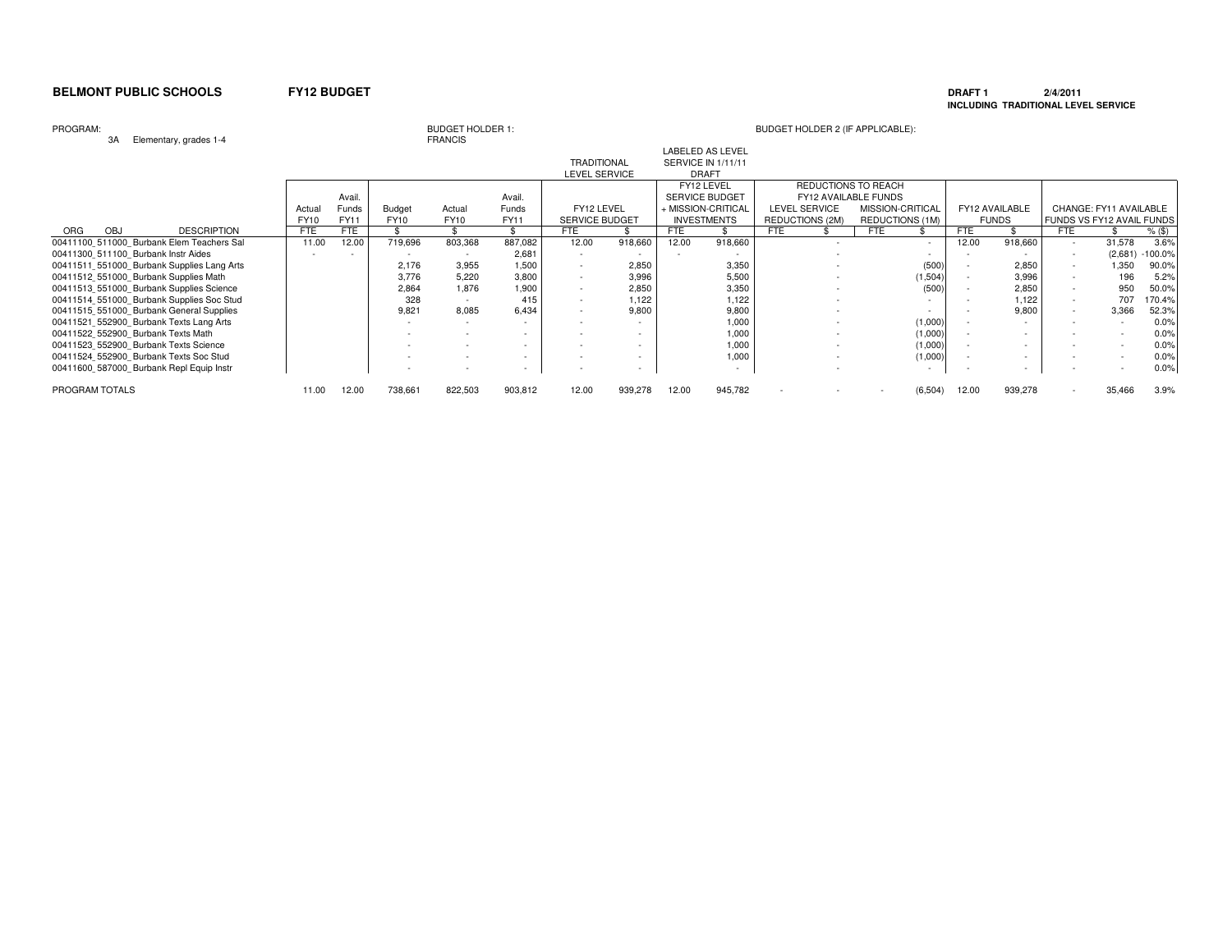**BELMONT PUBLIC SCHOOLS** **FY12 BUDGET**

**DRAFT 1** **2/4/2011**
**INCLUDING TRADITIONAL LEVEL SERVICE**

PROGRAM:
3A Elementary, grades 1-4

BUDGET HOLDER 1:
FRANCIS

BUDGET HOLDER 2 (IF APPLICABLE):

| ORG OBJ DESCRIPTION | Actual FY10 FTE | Avail. Funds FY11 FTE | Budget FY10 $ | Actual FY10 $ | Avail. Funds FY11 $ | TRADITIONAL LEVEL SERVICE: FY12 LEVEL SERVICE BUDGET FTE | TRADITIONAL LEVEL SERVICE: FY12 LEVEL SERVICE BUDGET $ | LABELED AS LEVEL SERVICE IN 1/11/11 DRAFT: FY12 LEVEL SERVICE BUDGET + MISSION-CRITICAL INVESTMENTS FTE | LABELED AS LEVEL SERVICE IN 1/11/11 DRAFT: FY12 LEVEL SERVICE BUDGET + MISSION-CRITICAL INVESTMENTS $ | REDUCTIONS TO REACH FY12 AVAILABLE FUNDS: LEVEL SERVICE REDUCTIONS (2M) FTE | REDUCTIONS TO REACH FY12 AVAILABLE FUNDS: LEVEL SERVICE REDUCTIONS (2M) $ | REDUCTIONS TO REACH FY12 AVAILABLE FUNDS: MISSION-CRITICAL REDUCTIONS (1M) FTE | REDUCTIONS TO REACH FY12 AVAILABLE FUNDS: MISSION-CRITICAL REDUCTIONS (1M) $ | FY12 AVAILABLE FUNDS FTE | FY12 AVAILABLE FUNDS $ | CHANGE: FY11 AVAILABLE FUNDS VS FY12 AVAIL FUNDS FTE | CHANGE: FY11 AVAILABLE FUNDS VS FY12 AVAIL FUNDS $ | CHANGE: FY11 AVAILABLE FUNDS VS FY12 AVAIL FUNDS % ($) |
|---|---|---|---|---|---|---|---|---|---|---|---|---|---|---|---|---|---|---|
| 00411100_511000_Burbank Elem Teachers Sal | 11.00 | 12.00 | 719,696 | 803,368 | 887,082 | 12.00 | 918,660 | 12.00 | 918,660 | | - | | - | 12.00 | 918,660 | - | 31,578 | 3.6% |
| 00411300_511100_Burbank Instr Aides | - | - | - | - | 2,681 | - | - | - | - | | - | | - | - | - | - | (2,681) | -100.0% |
| 00411511_551000_Burbank Supplies Lang Arts | | | 2,176 | 3,955 | 1,500 | - | 2,850 | | 3,350 | | - | | (500) | - | 2,850 | - | 1,350 | 90.0% |
| 00411512_551000_Burbank Supplies Math | | | 3,776 | 5,220 | 3,800 | - | 3,996 | | 5,500 | | - | | (1,504) | - | 3,996 | - | 196 | 5.2% |
| 00411513_551000_Burbank Supplies Science | | | 2,864 | 1,876 | 1,900 | - | 2,850 | | 3,350 | | - | | (500) | - | 2,850 | - | 950 | 50.0% |
| 00411514_551000_Burbank Supplies Soc Stud | | | 328 | - | 415 | - | 1,122 | | 1,122 | | - | | - | - | 1,122 | - | 707 | 170.4% |
| 00411515_551000_Burbank General Supplies | | | 9,821 | 8,085 | 6,434 | - | 9,800 | | 9,800 | | - | | - | - | 9,800 | - | 3,366 | 52.3% |
| 00411521_552900_Burbank Texts Lang Arts | | | - | - | - | - | - | | 1,000 | | - | | (1,000) | - | - | - | - | 0.0% |
| 00411522_552900_Burbank Texts Math | | | - | - | - | - | - | | 1,000 | | - | | (1,000) | - | - | - | - | 0.0% |
| 00411523_552900_Burbank Texts Science | | | - | - | - | - | - | | 1,000 | | - | | (1,000) | - | - | - | - | 0.0% |
| 00411524_552900_Burbank Texts Soc Stud | | | - | - | - | - | - | | 1,000 | | - | | (1,000) | - | - | - | - | 0.0% |
| 00411600_587000_Burbank Repl Equip Instr | | | - | - | - | - | - | | - | | - | | - | - | - | - | - | 0.0% |
| PROGRAM TOTALS | 11.00 | 12.00 | 738,661 | 822,503 | 903,812 | 12.00 | 939,278 | 12.00 | 945,782 | - | - | - | (6,504) | 12.00 | 939,278 | - | 35,466 | 3.9% |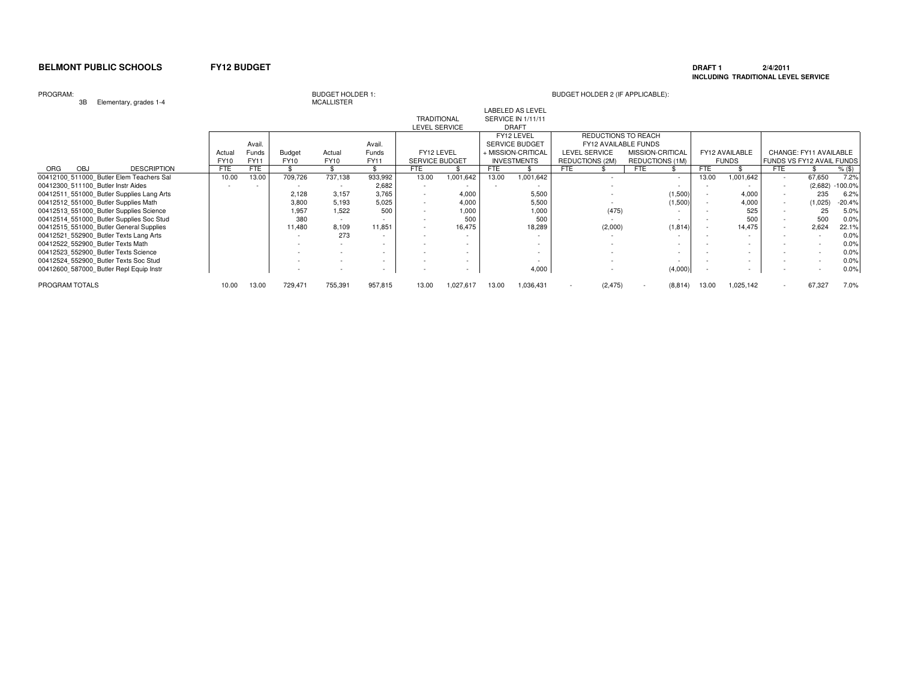**BELMONT PUBLIC SCHOOLS** **FY12 BUDGET**

**DRAFT 1** 2/4/2011
**INCLUDING TRADITIONAL LEVEL SERVICE**

PROGRAM: 3B Elementary, grades 1-4

BUDGET HOLDER 1: MCALLISTER

BUDGET HOLDER 2 (IF APPLICABLE):

| | | | | | | TRADITIONAL LEVEL SERVICE | | LABELED AS LEVEL SERVICE IN 1/11/11 DRAFT | | REDUCTIONS TO REACH FY12 AVAILABLE FUNDS | | | | | | | | |
|---|---|---|---|---|---|---|---|---|---|---|---|---|---|---|---|---|---|---|
| | Actual FY10 | Avail. Funds FY11 | Budget FY10 | Actual FY10 | Avail. Funds FY11 | FY12 LEVEL SERVICE BUDGET | | FY12 LEVEL SERVICE BUDGET + MISSION-CRITICAL INVESTMENTS | | LEVEL SERVICE REDUCTIONS (2M) | | MISSION-CRITICAL REDUCTIONS (1M) | | FY12 AVAILABLE FUNDS | | CHANGE: FY11 AVAILABLE FUNDS VS FY12 AVAIL FUNDS | | |
| ORG OBJ DESCRIPTION | FTE | FTE | $ | $ | $ | FTE | $ | FTE | $ | FTE | $ | FTE | $ | FTE | $ | FTE | $ | % ($) |
| 00412100_511000_Butler Elem Teachers Sal | 10.00 | 13.00 | 709,726 | 737,138 | 933,992 | 13.00 | 1,001,642 | 13.00 | 1,001,642 | | - | | - | 13.00 | 1,001,642 | - | 67,650 | 7.2% |
| 00412300_511100_Butler Instr Aides | - | - | - | - | 2,682 | - | - | - | - | | - | | - | - | - | - | (2,682) | -100.0% |
| 00412511_551000_Butler Supplies Lang Arts | | | 2,128 | 3,157 | 3,765 | - | 4,000 | | 5,500 | | - | | (1,500) | - | 4,000 | - | 235 | 6.2% |
| 00412512_551000_Butler Supplies Math | | | 3,800 | 5,193 | 5,025 | - | 4,000 | | 5,500 | | - | | (1,500) | - | 4,000 | - | (1,025) | -20.4% |
| 00412513_551000_Butler Supplies Science | | | 1,957 | 1,522 | 500 | - | 1,000 | | 1,000 | | (475) | | - | - | 525 | - | 25 | 5.0% |
| 00412514_551000_Butler Supplies Soc Stud | | | 380 | - | - | - | 500 | | 500 | | - | | - | - | 500 | - | 500 | 0.0% |
| 00412515_551000_Butler General Supplies | | | 11,480 | 8,109 | 11,851 | - | 16,475 | | 18,289 | | (2,000) | | (1,814) | - | 14,475 | - | 2,624 | 22.1% |
| 00412521_552900_Butler Texts Lang Arts | | | - | 273 | - | - | - | | - | | - | | - | - | - | - | - | 0.0% |
| 00412522_552900_Butler Texts Math | | | - | - | - | - | - | | - | | - | | - | - | - | - | - | 0.0% |
| 00412523_552900_Butler Texts Science | | | - | - | - | - | - | | - | | - | | - | - | - | - | - | 0.0% |
| 00412524_552900_Butler Texts Soc Stud | | | - | - | - | - | - | | - | | - | | - | - | - | - | - | 0.0% |
| 00412600_587000_Butler Repl Equip Instr | | | - | - | - | - | - | | 4,000 | | - | | (4,000) | - | - | - | - | 0.0% |
| PROGRAM TOTALS | 10.00 | 13.00 | 729,471 | 755,391 | 957,815 | 13.00 | 1,027,617 | 13.00 | 1,036,431 | - | (2,475) | - | (8,814) | 13.00 | 1,025,142 | - | 67,327 | 7.0% |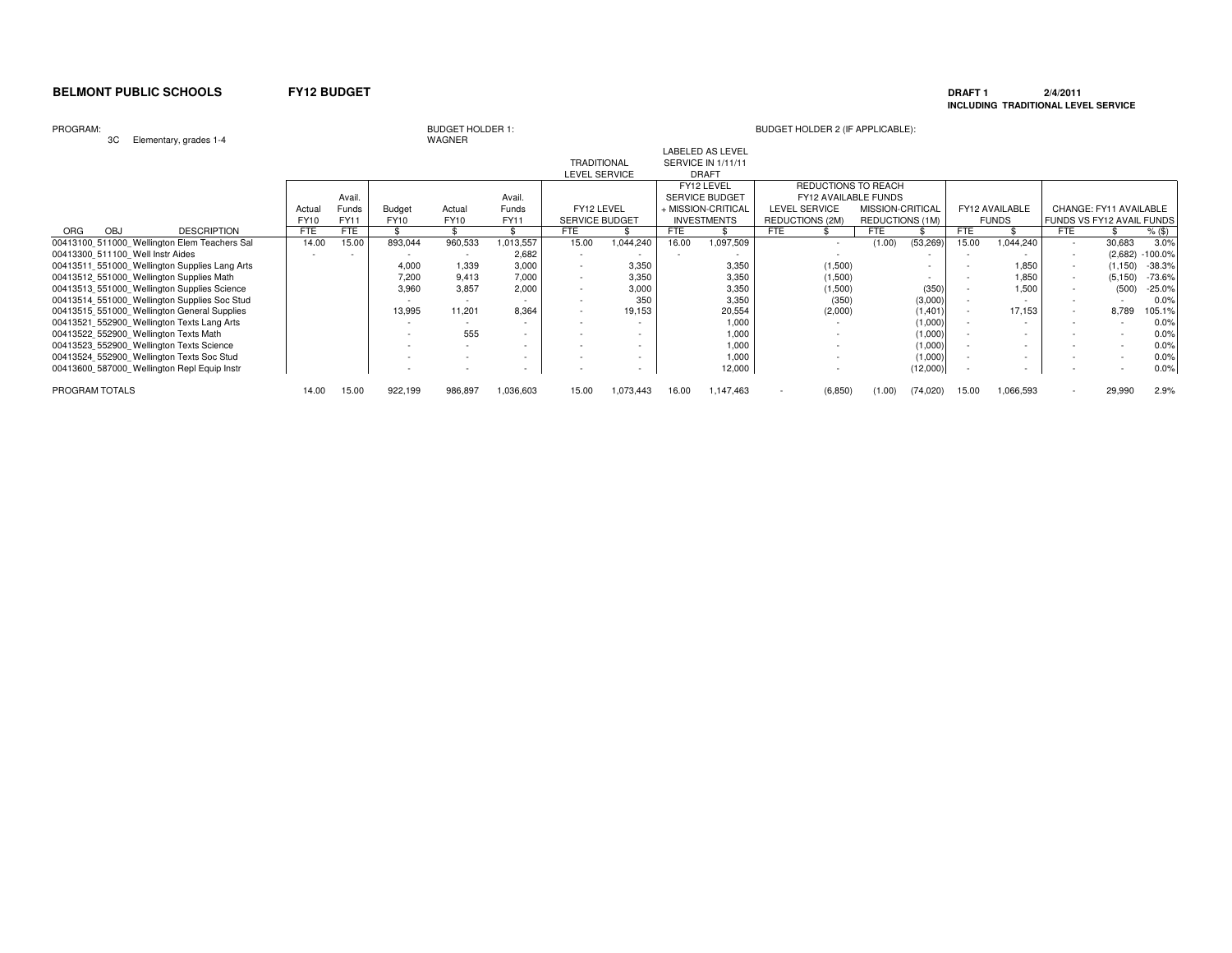**BELMONT PUBLIC SCHOOLS** **FY12 BUDGET**

**DRAFT 1** 2/4/2011
**INCLUDING TRADITIONAL LEVEL SERVICE**

PROGRAM: 3C Elementary, grades 1-4

BUDGET HOLDER 1: WAGNER

BUDGET HOLDER 2 (IF APPLICABLE):

| | | | | | | TRADITIONAL LEVEL SERVICE | | LABELED AS LEVEL SERVICE IN 1/11/11 DRAFT | | REDUCTIONS TO REACH FY12 AVAILABLE FUNDS | | | | | | | | |
|---|---|---|---|---|---|---|---|---|---|---|---|---|---|---|---|---|---|---|
| | Actual FY10 | Avail. Funds FY11 | Budget FY10 | Actual FY10 | Avail. Funds FY11 | FY12 LEVEL SERVICE BUDGET | | FY12 LEVEL SERVICE BUDGET + MISSION-CRITICAL INVESTMENTS | | LEVEL SERVICE REDUCTIONS (2M) | | MISSION-CRITICAL REDUCTIONS (1M) | | FY12 AVAILABLE FUNDS | | CHANGE: FY11 AVAILABLE FUNDS VS FY12 AVAIL FUNDS | | |
| ORG OBJ DESCRIPTION | FTE | FTE | $ | $ | $ | FTE | $ | FTE | $ | FTE | $ | FTE | $ | FTE | $ | FTE | $ | % ($) |
| 00413100_511000_Wellington Elem Teachers Sal | 14.00 | 15.00 | 893,044 | 960,533 | 1,013,557 | 15.00 | 1,044,240 | 16.00 | 1,097,509 | | - | (1.00) | (53,269) | 15.00 | 1,044,240 | - | 30,683 | 3.0% |
| 00413300_511100_Well Instr Aides | - | - | - | - | 2,682 | - | - | - | - | | - | | - | - | - | - | (2,682) | -100.0% |
| 00413511_551000_Wellington Supplies Lang Arts | | | 4,000 | 1,339 | 3,000 | - | 3,350 | | 3,350 | | (1,500) | | - | - | 1,850 | - | (1,150) | -38.3% |
| 00413512_551000_Wellington Supplies Math | | | 7,200 | 9,413 | 7,000 | - | 3,350 | | 3,350 | | (1,500) | | - | - | 1,850 | - | (5,150) | -73.6% |
| 00413513_551000_Wellington Supplies Science | | | 3,960 | 3,857 | 2,000 | - | 3,000 | | 3,350 | | (1,500) | | (350) | - | 1,500 | - | (500) | -25.0% |
| 00413514_551000_Wellington Supplies Soc Stud | | | - | - | - | - | 350 | | 3,350 | | (350) | | (3,000) | - | - | - | - | 0.0% |
| 00413515_551000_Wellington General Supplies | | | 13,995 | 11,201 | 8,364 | - | 19,153 | | 20,554 | | (2,000) | | (1,401) | - | 17,153 | - | 8,789 | 105.1% |
| 00413521_552900_Wellington Texts Lang Arts | | | - | - | - | - | - | | 1,000 | | - | | (1,000) | - | - | - | - | 0.0% |
| 00413522_552900_Wellington Texts Math | | | - | 555 | - | - | - | | 1,000 | | - | | (1,000) | - | - | - | - | 0.0% |
| 00413523_552900_Wellington Texts Science | | | - | - | - | - | - | | 1,000 | | - | | (1,000) | - | - | - | - | 0.0% |
| 00413524_552900_Wellington Texts Soc Stud | | | - | - | - | - | - | | 1,000 | | - | | (1,000) | - | - | - | - | 0.0% |
| 00413600_587000_Wellington Repl Equip Instr | | | - | - | - | - | - | | 12,000 | | - | | (12,000) | - | - | - | - | 0.0% |
| PROGRAM TOTALS | 14.00 | 15.00 | 922,199 | 986,897 | 1,036,603 | 15.00 | 1,073,443 | 16.00 | 1,147,463 | - | (6,850) | (1.00) | (74,020) | 15.00 | 1,066,593 | - | 29,990 | 2.9% |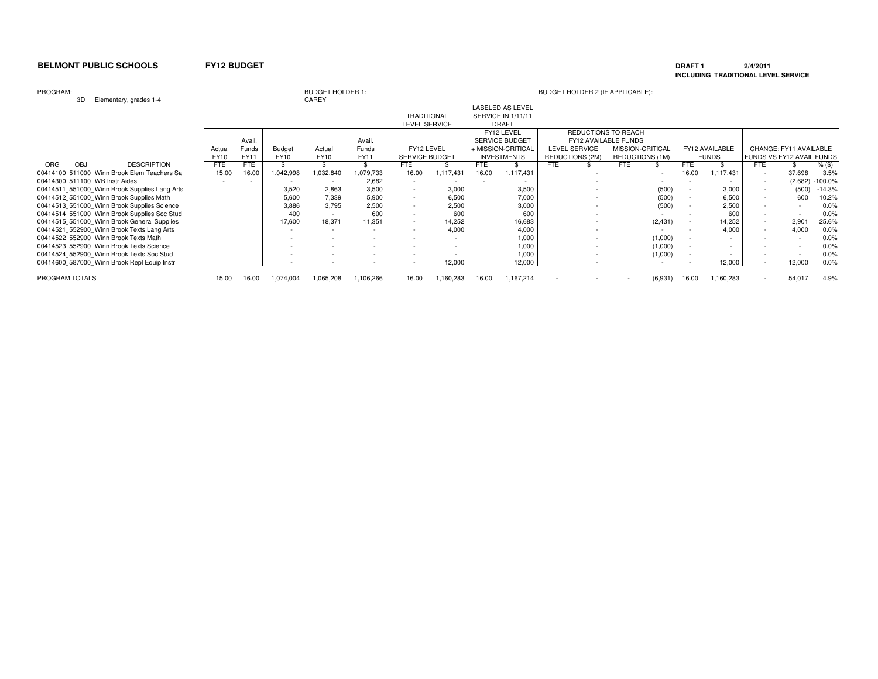**BELMONT PUBLIC SCHOOLS** **FY12 BUDGET**

**DRAFT 1** **2/4/2011**
**INCLUDING TRADITIONAL LEVEL SERVICE**

PROGRAM: 3D Elementary, grades 1-4

BUDGET HOLDER 1: CAREY

BUDGET HOLDER 2 (IF APPLICABLE):

| | | | | | | TRADITIONAL LEVEL SERVICE | | LABELED AS LEVEL SERVICE IN 1/11/11 DRAFT | | | | | | | | | | |
|---|---|---|---|---|---|---|---|---|---|---|---|---|---|---|---|---|---|---|
| | | | | | | | | | | REDUCTIONS TO REACH FY12 AVAILABLE FUNDS | | | | | | | | |
| | Actual FY10 | Avail. Funds FY11 | Budget FY10 | Actual FY10 | Avail. Funds FY11 | FY12 LEVEL SERVICE BUDGET | | FY12 LEVEL SERVICE BUDGET + MISSION-CRITICAL INVESTMENTS | | LEVEL SERVICE REDUCTIONS (2M) | | MISSION-CRITICAL REDUCTIONS (1M) | | FY12 AVAILABLE FUNDS | | CHANGE: FY11 AVAILABLE FUNDS VS FY12 AVAIL FUNDS | | |
| ORG OBJ DESCRIPTION | FTE | FTE | $ | $ | $ | FTE | $ | FTE | $ | FTE | $ | FTE | $ | FTE | $ | FTE | $ | % ($) |
| 00414100_511000_Winn Brook Elem Teachers Sal | 15.00 | 16.00 | 1,042,998 | 1,032,840 | 1,079,733 | 16.00 | 1,117,431 | 16.00 | 1,117,431 | | - | | - | 16.00 | 1,117,431 | - | 37,698 | 3.5% |
| 00414300_511100_WB Instr Aides | - | - | - | - | 2,682 | - | - | - | - | | - | | - | - | - | - | (2,682) | -100.0% |
| 00414511_551000_Winn Brook Supplies Lang Arts | | | 3,520 | 2,863 | 3,500 | - | 3,000 | | 3,500 | | - | | (500) | - | 3,000 | - | (500) | -14.3% |
| 00414512_551000_Winn Brook Supplies Math | | | 5,600 | 7,339 | 5,900 | - | 6,500 | | 7,000 | | - | | (500) | - | 6,500 | - | 600 | 10.2% |
| 00414513_551000_Winn Brook Supplies Science | | | 3,886 | 3,795 | 2,500 | - | 2,500 | | 3,000 | | - | | (500) | - | 2,500 | - | - | 0.0% |
| 00414514_551000_Winn Brook Supplies Soc Stud | | | 400 | - | 600 | - | 600 | | 600 | | - | | - | - | 600 | - | - | 0.0% |
| 00414515_551000_Winn Brook General Supplies | | | 17,600 | 18,371 | 11,351 | - | 14,252 | | 16,683 | | - | | (2,431) | - | 14,252 | - | 2,901 | 25.6% |
| 00414521_552900_Winn Brook Texts Lang Arts | | | - | - | - | - | 4,000 | | 4,000 | | - | | - | - | 4,000 | - | 4,000 | 0.0% |
| 00414522_552900_Winn Brook Texts Math | | | - | - | - | - | - | | 1,000 | | - | | (1,000) | - | - | - | - | 0.0% |
| 00414523_552900_Winn Brook Texts Science | | | - | - | - | - | - | | 1,000 | | - | | (1,000) | - | - | - | - | 0.0% |
| 00414524_552900_Winn Brook Texts Soc Stud | | | - | - | - | - | - | | 1,000 | | - | | (1,000) | - | - | - | - | 0.0% |
| 00414600_587000_Winn Brook Repl Equip Instr | | | - | - | - | - | 12,000 | | 12,000 | | - | | - | - | 12,000 | - | 12,000 | 0.0% |
| PROGRAM TOTALS | 15.00 | 16.00 | 1,074,004 | 1,065,208 | 1,106,266 | 16.00 | 1,160,283 | 16.00 | 1,167,214 | - | - | - | (6,931) | 16.00 | 1,160,283 | - | 54,017 | 4.9% |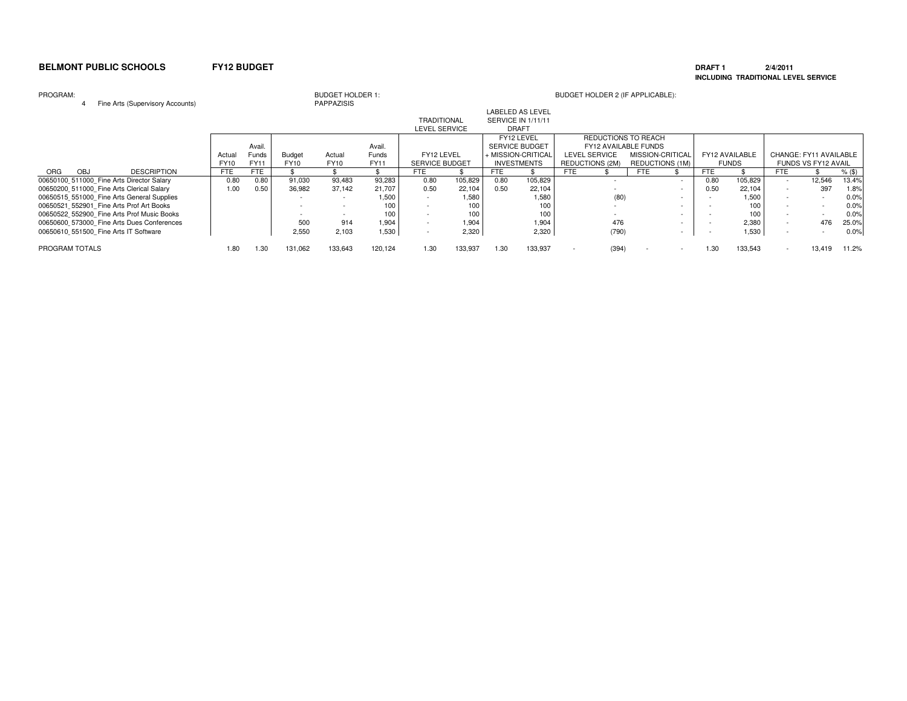**BELMONT PUBLIC SCHOOLS** **FY12 BUDGET**

**DRAFT 1** **2/4/2011**
**INCLUDING TRADITIONAL LEVEL SERVICE**

PROGRAM: 4 Fine Arts (Supervisory Accounts)

BUDGET HOLDER 1: PAPPAZISIS

BUDGET HOLDER 2 (IF APPLICABLE):

| | | | | | | | TRADITIONAL LEVEL SERVICE | | LABELED AS LEVEL SERVICE IN 1/11/11 DRAFT | | | | | | | | | | |
|---|---|---|---|---|---|---|---|---|---|---|---|---|---|---|---|---|---|---|---|
| | | | | | | | | | | | REDUCTIONS TO REACH FY12 AVAILABLE FUNDS | | | | | | | | |
| | Actual FY10 | Avail. Funds FY11 | Budget FY10 | Actual FY10 | Avail. Funds FY11 | FY12 LEVEL SERVICE BUDGET | | FY12 LEVEL SERVICE BUDGET + MISSION-CRITICAL INVESTMENTS | | LEVEL SERVICE REDUCTIONS (2M) | | MISSION-CRITICAL REDUCTIONS (1M) | | FY12 AVAILABLE FUNDS | | CHANGE: FY11 AVAILABLE FUNDS VS FY12 AVAIL | | |
| ORG OBJ DESCRIPTION | FTE | FTE | $ | $ | $ | FTE | $ | FTE | $ | FTE | $ | FTE | $ | FTE | $ | FTE | $ | % ($) |
| 00650100_511000_Fine Arts Director Salary | 0.80 | 0.80 | 91,030 | 93,483 | 93,283 | 0.80 | 105,829 | 0.80 | 105,829 | | - | | - | 0.80 | 105,829 | - | 12,546 | 13.4% |
| 00650200_511000_Fine Arts Clerical Salary | 1.00 | 0.50 | 36,982 | 37,142 | 21,707 | 0.50 | 22,104 | 0.50 | 22,104 | | - | | - | 0.50 | 22,104 | - | 397 | 1.8% |
| 00650515_551000_Fine Arts General Supplies | | | - | - | 1,500 | - | 1,580 | | 1,580 | | (80) | | - | - | 1,500 | - | - | 0.0% |
| 00650521_552901_Fine Arts Prof Art Books | | | - | - | 100 | - | 100 | | 100 | | - | | - | - | 100 | - | - | 0.0% |
| 00650522_552900_Fine Arts Prof Music Books | | | - | - | 100 | - | 100 | | 100 | | - | | - | - | 100 | - | - | 0.0% |
| 00650600_573000_Fine Arts Dues Conferences | | | 500 | 914 | 1,904 | - | 1,904 | | 1,904 | | 476 | | - | - | 2,380 | - | 476 | 25.0% |
| 00650610_551500_Fine Arts IT Software | | | 2,550 | 2,103 | 1,530 | - | 2,320 | | 2,320 | | (790) | | - | - | 1,530 | - | - | 0.0% |
| PROGRAM TOTALS | 1.80 | 1.30 | 131,062 | 133,643 | 120,124 | 1.30 | 133,937 | 1.30 | 133,937 | - | (394) | - | - | 1.30 | 133,543 | - | 13,419 | 11.2% |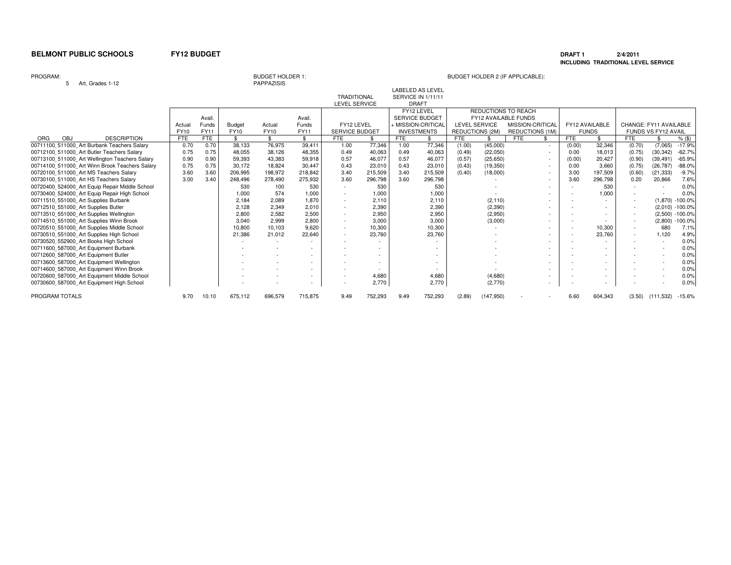**BELMONT PUBLIC SCHOOLS** **FY12 BUDGET**

**DRAFT 1** **2/4/2011**
**INCLUDING TRADITIONAL LEVEL SERVICE**

PROGRAM: 5 Art, Grades 1-12

BUDGET HOLDER 1: PAPPAZISIS

BUDGET HOLDER 2 (IF APPLICABLE):

| | | | | | | | TRADITIONAL LEVEL SERVICE | | LABELED AS LEVEL SERVICE IN 1/11/11 DRAFT | | REDUCTIONS TO REACH FY12 AVAILABLE FUNDS | | | | | | | | |
|---|---|---|---|---|---|---|---|---|---|---|---|---|---|---|---|---|---|---|---|
| | | | | | | | | | FY12 LEVEL SERVICE BUDGET + MISSION-CRITICAL INVESTMENTS | | LEVEL SERVICE REDUCTIONS (2M) | | MISSION-CRITICAL REDUCTIONS (1M) | | FY12 AVAILABLE FUNDS | | CHANGE: FY11 AVAILABLE FUNDS VS FY12 AVAIL | | |
| ORG OBJ DESCRIPTION | Actual FY10 FTE | Avail. Funds FY11 FTE | Budget FY10 $ | Actual FY10 $ | Avail. Funds FY11 $ | | FY12 LEVEL SERVICE BUDGET FTE | $ | FTE | $ | FTE | $ | FTE | $ | FTE | $ | FTE | $ | % ($) |
| 00711100_511000_Art Burbank Teachers Salary | 0.70 | 0.70 | 38,133 | 76,975 | 39,411 | | 1.00 | 77,346 | 1.00 | 77,346 | (1.00) | (45,000) | | - | (0.00) | 32,346 | (0.70) | (7,065) | -17.9% |
| 00712100_511000_Art Butler Teachers Salary | 0.75 | 0.75 | 48,055 | 38,126 | 48,355 | | 0.49 | 40,063 | 0.49 | 40,063 | (0.49) | (22,050) | | - | 0.00 | 18,013 | (0.75) | (30,342) | -62.7% |
| 00713100_511000_Art Wellington Teachers Salary | 0.90 | 0.90 | 59,393 | 43,383 | 59,918 | | 0.57 | 46,077 | 0.57 | 46,077 | (0.57) | (25,650) | | - | (0.00) | 20,427 | (0.90) | (39,491) | -65.9% |
| 00714100_511000_Art Winn Brook Teachers Salary | 0.75 | 0.75 | 30,172 | 18,824 | 30,447 | | 0.43 | 23,010 | 0.43 | 23,010 | (0.43) | (19,350) | | - | 0.00 | 3,660 | (0.75) | (26,787) | -88.0% |
| 00720100_511000_Art MS Teachers Salary | 3.60 | 3.60 | 206,995 | 198,972 | 218,842 | | 3.40 | 215,509 | 3.40 | 215,509 | (0.40) | (18,000) | | - | 3.00 | 197,509 | (0.60) | (21,333) | -9.7% |
| 00730100_511000_Art HS Teachers Salary | 3.00 | 3.40 | 248,496 | 278,490 | 275,932 | | 3.60 | 296,798 | 3.60 | 296,798 | | - | | - | 3.60 | 296,798 | 0.20 | 20,866 | 7.6% |
| 00720400_524000_Art Equip Repair Middle School | | | 530 | 100 | 530 | | - | 530 | | 530 | | - | | - | - | 530 | - | - | 0.0% |
| 00730400_524000_Art Equip Repair High School | | | 1,000 | 574 | 1,000 | | - | 1,000 | | 1,000 | | - | | - | - | 1,000 | - | - | 0.0% |
| 00711510_551000_Art Supplies Burbank | | | 2,184 | 2,089 | 1,870 | | - | 2,110 | | 2,110 | | (2,110) | | - | - | - | - | (1,870) | -100.0% |
| 00712510_551000_Art Supplies Butler | | | 2,128 | 2,349 | 2,010 | | - | 2,390 | | 2,390 | | (2,390) | | - | - | - | - | (2,010) | -100.0% |
| 00713510_551000_Art Supplies Wellington | | | 2,800 | 2,582 | 2,500 | | - | 2,950 | | 2,950 | | (2,950) | | - | - | - | - | (2,500) | -100.0% |
| 00714510_551000_Art Supplies Winn Brook | | | 3,040 | 2,999 | 2,800 | | - | 3,000 | | 3,000 | | (3,000) | | - | - | - | - | (2,800) | -100.0% |
| 00720510_551000_Art Supplies Middle School | | | 10,800 | 10,103 | 9,620 | | - | 10,300 | | 10,300 | | - | | - | - | 10,300 | - | 680 | 7.1% |
| 00730510_551000_Art Supplies High School | | | 21,386 | 21,012 | 22,640 | | - | 23,760 | | 23,760 | | - | | - | - | 23,760 | - | 1,120 | 4.9% |
| 00730520_552900_Art Books High School | | | - | - | - | | - | - | | - | | - | | - | - | - | - | - | 0.0% |
| 00711600_587000_Art Equipment Burbank | | | - | - | - | | - | - | | - | | - | | - | - | - | - | - | 0.0% |
| 00712600_587000_Art Equipment Butler | | | - | - | - | | - | - | | - | | - | | - | - | - | - | - | 0.0% |
| 00713600_587000_Art Equipment Wellington | | | - | - | - | | - | - | | - | | - | | - | - | - | - | - | 0.0% |
| 00714600_587000_Art Equipment Winn Brook | | | - | - | - | | - | - | | - | | - | | - | - | - | - | - | 0.0% |
| 00720600_587000_Art Equipment Middle School | | | - | - | - | | - | 4,680 | | 4,680 | | (4,680) | | - | - | - | - | - | 0.0% |
| 00730600_587000_Art Equipment High School | | | - | - | - | | - | 2,770 | | 2,770 | | (2,770) | | - | - | - | - | - | 0.0% |
| PROGRAM TOTALS | 9.70 | 10.10 | 675,112 | 696,579 | 715,875 | | 9.49 | 752,293 | 9.49 | 752,293 | (2.89) | (147,950) | - | - | 6.60 | 604,343 | (3.50) | (111,532) | -15.6% |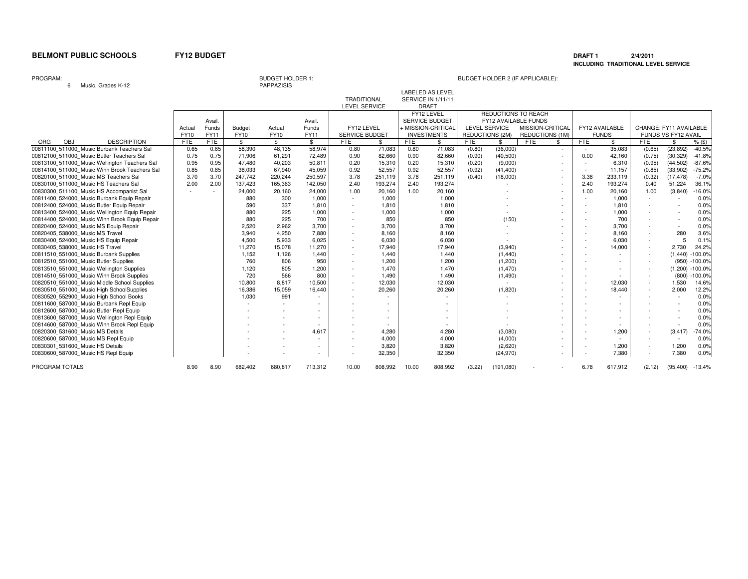**BELMONT PUBLIC SCHOOLS** **FY12 BUDGET**

**DRAFT 1** 2/4/2011
**INCLUDING TRADITIONAL LEVEL SERVICE**

PROGRAM: 6 Music, Grades K-12

BUDGET HOLDER 1: PAPPAZISIS

BUDGET HOLDER 2 (IF APPLICABLE):

| ORG OBJ DESCRIPTION | Actual FY10 FTE | Avail. Funds FY11 FTE | Budget FY10 $ | Actual FY10 $ | Avail. Funds FY11 $ | TRADITIONAL LEVEL SERVICE: FY12 LEVEL SERVICE BUDGET FTE | $ | LABELED AS LEVEL SERVICE IN 1/11/11 DRAFT: FY12 LEVEL SERVICE BUDGET + MISSION-CRITICAL INVESTMENTS FTE | $ | REDUCTIONS TO REACH FY12 AVAILABLE FUNDS: LEVEL SERVICE REDUCTIONS (2M) FTE | $ | MISSION-CRITICAL REDUCTIONS (1M) FTE | $ | FY12 AVAILABLE FUNDS FTE | $ | CHANGE: FY11 AVAILABLE FUNDS VS FY12 AVAIL FTE | $ | % ($) |
|---|---|---|---|---|---|---|---|---|---|---|---|---|---|---|---|---|---|---|
| 00811100_511000_Music Burbank Teachers Sal | 0.65 | 0.65 | 58,390 | 48,135 | 58,974 | 0.80 | 71,083 | 0.80 | 71,083 | (0.80) | (36,000) | | - | - | 35,083 | (0.65) | (23,892) | -40.5% |
| 00812100_511000_Music Butler Teachers Sal | 0.75 | 0.75 | 71,906 | 61,291 | 72,489 | 0.90 | 82,660 | 0.90 | 82,660 | (0.90) | (40,500) | | - | 0.00 | 42,160 | (0.75) | (30,329) | -41.8% |
| 00813100_511000_Music Wellington Teachers Sal | 0.95 | 0.95 | 47,480 | 40,203 | 50,811 | 0.20 | 15,310 | 0.20 | 15,310 | (0.20) | (9,000) | | - | - | 6,310 | (0.95) | (44,502) | -87.6% |
| 00814100_511000_Music Winn Brook Teachers Sal | 0.85 | 0.85 | 38,033 | 67,940 | 45,059 | 0.92 | 52,557 | 0.92 | 52,557 | (0.92) | (41,400) | | - | - | 11,157 | (0.85) | (33,902) | -75.2% |
| 00820100_511000_Music MS Teachers Sal | 3.70 | 3.70 | 247,742 | 220,244 | 250,597 | 3.78 | 251,119 | 3.78 | 251,119 | (0.40) | (18,000) | | - | 3.38 | 233,119 | (0.32) | (17,478) | -7.0% |
| 00830100_511000_Music HS Teachers Sal | 2.00 | 2.00 | 137,423 | 165,363 | 142,050 | 2.40 | 193,274 | 2.40 | 193,274 | | - | | - | 2.40 | 193,274 | 0.40 | 51,224 | 36.1% |
| 00830300_511100_Music HS Accompanist Sal | - | - | 24,000 | 20,160 | 24,000 | 1.00 | 20,160 | 1.00 | 20,160 | | - | | - | 1.00 | 20,160 | 1.00 | (3,840) | -16.0% |
| 00811400_524000_Music Burbank Equip Repair | | | 880 | 300 | 1,000 | - | 1,000 | | 1,000 | | - | | - | - | 1,000 | - | - | 0.0% |
| 00812400_524000_Music Butler Equip Repair | | | 590 | 337 | 1,810 | - | 1,810 | | 1,810 | | - | | - | - | 1,810 | - | - | 0.0% |
| 00813400_524000_Music Wellington Equip Repair | | | 880 | 225 | 1,000 | - | 1,000 | | 1,000 | | - | | - | - | 1,000 | - | - | 0.0% |
| 00814400_524000_Music Winn Brook Equip Repair | | | 880 | 225 | 700 | - | 850 | | 850 | | (150) | | - | - | 700 | - | - | 0.0% |
| 00820400_524000_Music MS Equip Repair | | | 2,520 | 2,962 | 3,700 | - | 3,700 | | 3,700 | | - | | - | - | 3,700 | - | - | 0.0% |
| 00820405_538000_Music MS Travel | | | 3,940 | 4,250 | 7,880 | - | 8,160 | | 8,160 | | - | | - | - | 8,160 | - | 280 | 3.6% |
| 00830400_524000_Music HS Equip Repair | | | 4,500 | 5,933 | 6,025 | - | 6,030 | | 6,030 | | - | | - | - | 6,030 | - | 5 | 0.1% |
| 00830405_538000_Music HS Travel | | | 11,270 | 15,078 | 11,270 | - | 17,940 | | 17,940 | | (3,940) | | - | - | 14,000 | - | 2,730 | 24.2% |
| 00811510_551000_Music Burbank Supplies | | | 1,152 | 1,126 | 1,440 | - | 1,440 | | 1,440 | | (1,440) | | - | - | - | - | (1,440) | -100.0% |
| 00812510_551000_Music Butler Supplies | | | 760 | 806 | 950 | - | 1,200 | | 1,200 | | (1,200) | | - | - | - | - | (950) | -100.0% |
| 00813510_551000_Music Wellington Supplies | | | 1,120 | 805 | 1,200 | - | 1,470 | | 1,470 | | (1,470) | | - | - | - | - | (1,200) | -100.0% |
| 00814510_551000_Music Winn Brook Supplies | | | 720 | 566 | 800 | - | 1,490 | | 1,490 | | (1,490) | | - | - | - | - | (800) | -100.0% |
| 00820510_551000_Music Middle School Supplies | | | 10,800 | 8,817 | 10,500 | - | 12,030 | | 12,030 | | - | | - | - | 12,030 | - | 1,530 | 14.6% |
| 00830510_551000_Music High SchoolSupplies | | | 16,386 | 15,059 | 16,440 | - | 20,260 | | 20,260 | | (1,820) | | - | - | 18,440 | - | 2,000 | 12.2% |
| 00830520_552900_Music High School Books | | | 1,030 | 991 | - | - | - | | - | | - | | - | - | - | - | - | 0.0% |
| 00811600_587000_Music Burbank Repl Equip | | | - | - | - | - | - | | - | | - | | - | - | - | - | - | 0.0% |
| 00812600_587000_Music Butler Repl Equip | | | - | - | - | - | - | | - | | - | | - | - | - | - | - | 0.0% |
| 00813600_587000_Music Wellington Repl Equip | | | - | - | - | - | - | | - | | - | | - | - | - | - | - | 0.0% |
| 00814600_587000_Music Winn Brook Repl Equip | | | - | - | - | - | - | | - | | - | | - | - | - | - | - | 0.0% |
| 00820300_531600_Music MS Details | | | - | - | 4,617 | - | 4,280 | | 4,280 | | (3,080) | | - | - | 1,200 | - | (3,417) | -74.0% |
| 00820600_587000_Music MS Repl Equip | | | - | - | - | - | 4,000 | | 4,000 | | (4,000) | | - | - | - | - | - | 0.0% |
| 00830301_531600_Music HS Details | | | - | - | - | - | 3,820 | | 3,820 | | (2,620) | | - | - | 1,200 | - | 1,200 | 0.0% |
| 00830600_587000_Music HS Repl Equip | | | - | - | - | - | 32,350 | | 32,350 | | (24,970) | | - | - | 7,380 | - | 7,380 | 0.0% |
| PROGRAM TOTALS | 8.90 | 8.90 | 682,402 | 680,817 | 713,312 | 10.00 | 808,992 | 10.00 | 808,992 | (3.22) | (191,080) | - | - | 6.78 | 617,912 | (2.12) | (95,400) | -13.4% |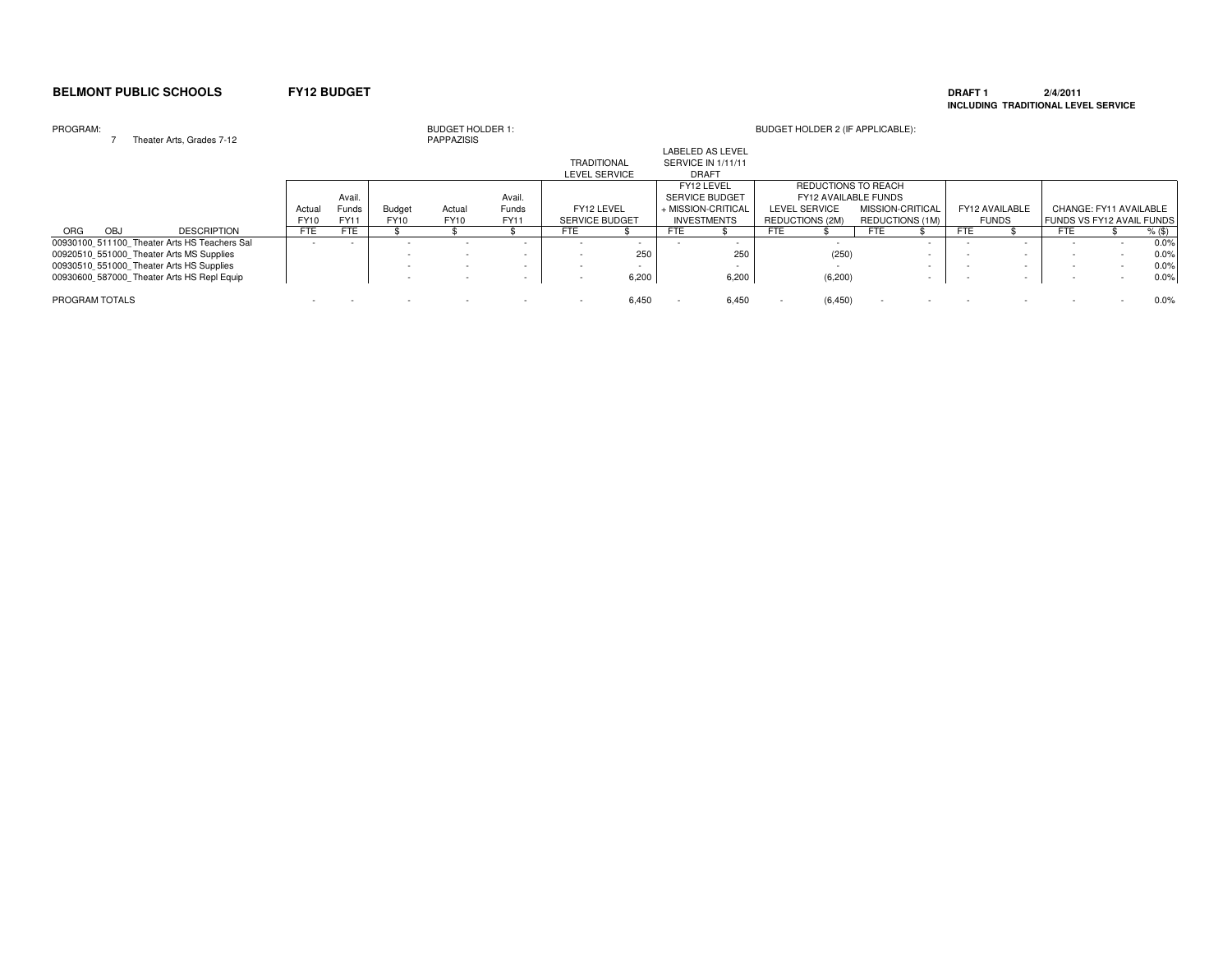**BELMONT PUBLIC SCHOOLS** **FY12 BUDGET**

**DRAFT 1** **2/4/2011**
**INCLUDING TRADITIONAL LEVEL SERVICE**

PROGRAM: 7 Theater Arts, Grades 7-12

BUDGET HOLDER 1: PAPPAZISIS

BUDGET HOLDER 2 (IF APPLICABLE):

| | | | | | | | TRADITIONAL LEVEL SERVICE | | LABELED AS LEVEL SERVICE IN 1/11/11 DRAFT | | | | | | | | | | |
|---|---|---|---|---|---|---|---|---|---|---|---|---|---|---|---|---|---|---|---|
| | | | | | | | | | | | REDUCTIONS TO REACH FY12 AVAILABLE FUNDS | | | | | | | | |
| | Actual FY10 | Avail. Funds FY11 | Budget FY10 | Actual FY10 | Avail. Funds FY11 | FY12 LEVEL SERVICE BUDGET | | FY12 LEVEL SERVICE BUDGET + MISSION-CRITICAL INVESTMENTS | | LEVEL SERVICE REDUCTIONS (2M) | | MISSION-CRITICAL REDUCTIONS (1M) | | FY12 AVAILABLE FUNDS | | CHANGE: FY11 AVAILABLE FUNDS VS FY12 AVAIL FUNDS | | |
| ORG OBJ DESCRIPTION | FTE | FTE | $ | $ | $ | FTE | $ | FTE | $ | FTE | $ | FTE | $ | FTE | $ | FTE | $ | % ($) |
| 00930100_511100_Theater Arts HS Teachers Sal | - | - | - | - | - | - | - | - | - | | - | | - | - | - | - | - | 0.0% |
| 00920510_551000_Theater Arts MS Supplies | | | - | - | - | - | 250 | | 250 | | (250) | | - | - | - | - | - | 0.0% |
| 00930510_551000_Theater Arts HS Supplies | | | - | - | - | - | - | | - | | - | | - | - | - | - | - | 0.0% |
| 00930600_587000_Theater Arts HS Repl Equip | | | - | - | - | - | 6,200 | | 6,200 | | (6,200) | | - | - | - | - | - | 0.0% |
| PROGRAM TOTALS | - | - | - | - | - | - | 6,450 | - | 6,450 | - | (6,450) | - | - | - | - | - | - | 0.0% |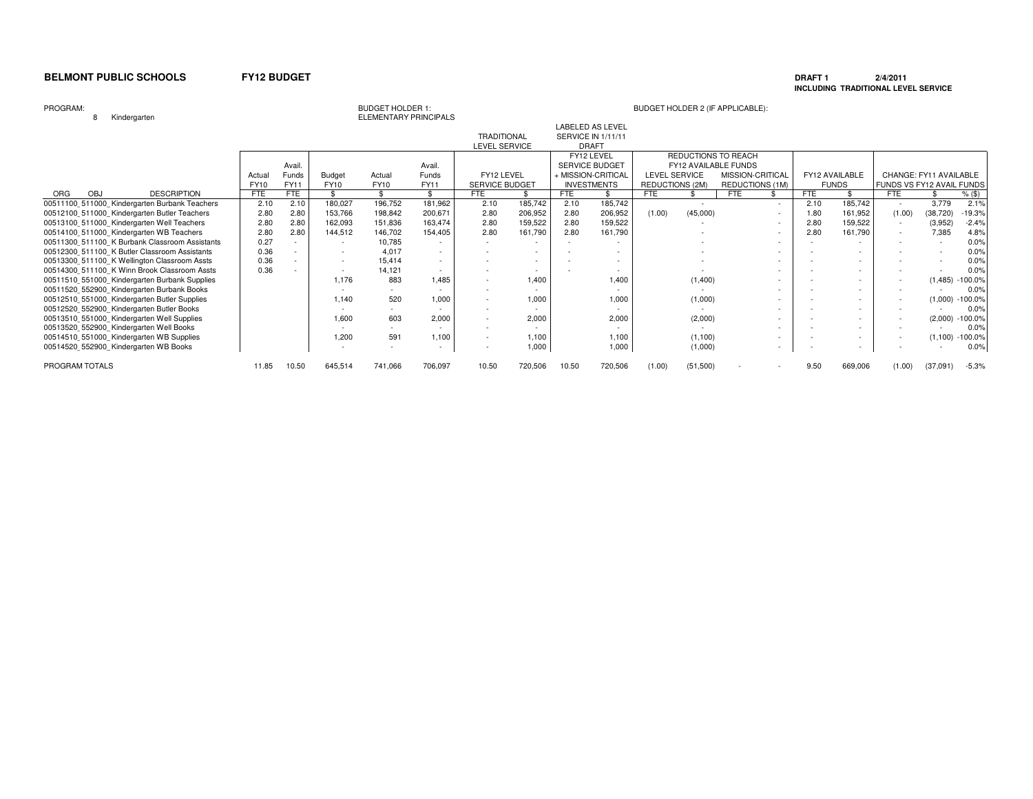**BELMONT PUBLIC SCHOOLS** **FY12 BUDGET**

**DRAFT 1** **2/4/2011**
**INCLUDING TRADITIONAL LEVEL SERVICE**

PROGRAM: 8 Kindergarten

BUDGET HOLDER 1: ELEMENTARY PRINCIPALS

BUDGET HOLDER 2 (IF APPLICABLE):

| | | | | | | | TRADITIONAL LEVEL SERVICE | | LABELED AS LEVEL SERVICE IN 1/11/11 DRAFT | | | | | | | | | | |
|---|---|---|---|---|---|---|---|---|---|---|---|---|---|---|---|---|---|---|---|
| | Actual FY10 | Avail. Funds FY11 | Budget FY10 | Actual FY10 | Avail. Funds FY11 | FY12 LEVEL SERVICE BUDGET | | FY12 LEVEL SERVICE BUDGET + MISSION-CRITICAL INVESTMENTS | | REDUCTIONS TO REACH FY12 AVAILABLE FUNDS: LEVEL SERVICE REDUCTIONS (2M) | | REDUCTIONS TO REACH FY12 AVAILABLE FUNDS: MISSION-CRITICAL REDUCTIONS (1M) | | FY12 AVAILABLE FUNDS | | CHANGE: FY11 AVAILABLE FUNDS VS FY12 AVAIL FUNDS | | | |
| ORG OBJ DESCRIPTION | FTE | FTE | $ | $ | $ | FTE | $ | FTE | $ | FTE | $ | FTE | $ | FTE | $ | FTE | $ | % ($) |
| 00511100_511000_Kindergarten Burbank Teachers | 2.10 | 2.10 | 180,027 | 196,752 | 181,962 | 2.10 | 185,742 | 2.10 | 185,742 | | - | | - | 2.10 | 185,742 | - | 3,779 | 2.1% |
| 00512100_511000_Kindergarten Butler Teachers | 2.80 | 2.80 | 153,766 | 198,842 | 200,671 | 2.80 | 206,952 | 2.80 | 206,952 | (1.00) | (45,000) | | - | 1.80 | 161,952 | (1.00) | (38,720) | -19.3% |
| 00513100_511000_Kindergarten Well Teachers | 2.80 | 2.80 | 162,093 | 151,836 | 163,474 | 2.80 | 159,522 | 2.80 | 159,522 | | - | | - | 2.80 | 159,522 | - | (3,952) | -2.4% |
| 00514100_511000_Kindergarten WB Teachers | 2.80 | 2.80 | 144,512 | 146,702 | 154,405 | 2.80 | 161,790 | 2.80 | 161,790 | | - | | - | 2.80 | 161,790 | - | 7,385 | 4.8% |
| 00511300_511100_K Burbank Classroom Assistants | 0.27 | - | - | 10,785 | - | - | - | - | - | | - | | - | - | - | - | - | 0.0% |
| 00512300_511100_K Butler Classroom Assistants | 0.36 | - | - | 4,017 | - | - | - | - | - | | - | | - | - | - | - | - | 0.0% |
| 00513300_511100_K Wellington Classroom Assts | 0.36 | - | - | 15,414 | - | - | - | - | - | | - | | - | - | - | - | - | 0.0% |
| 00514300_511100_K Winn Brook Classroom Assts | 0.36 | - | - | 14,121 | - | - | - | - | - | | - | | - | - | - | - | - | 0.0% |
| 00511510_551000_Kindergarten Burbank Supplies | | | 1,176 | 883 | 1,485 | - | 1,400 | | 1,400 | | (1,400) | | - | - | - | - | (1,485) | -100.0% |
| 00511520_552900_Kindergarten Burbank Books | | | - | - | - | - | - | | - | | - | | - | - | - | - | - | 0.0% |
| 00512510_551000_Kindergarten Butler Supplies | | | 1,140 | 520 | 1,000 | - | 1,000 | | 1,000 | | (1,000) | | - | - | - | - | (1,000) | -100.0% |
| 00512520_552900_Kindergarten Butler Books | | | - | - | - | - | - | | - | | - | | - | - | - | - | - | 0.0% |
| 00513510_551000_Kindergarten Well Supplies | | | 1,600 | 603 | 2,000 | - | 2,000 | | 2,000 | | (2,000) | | - | - | - | - | (2,000) | -100.0% |
| 00513520_552900_Kindergarten Well Books | | | - | - | - | - | - | | - | | - | | - | - | - | - | - | 0.0% |
| 00514510_551000_Kindergarten WB Supplies | | | 1,200 | 591 | 1,100 | - | 1,100 | | 1,100 | | (1,100) | | - | - | - | - | (1,100) | -100.0% |
| 00514520_552900_Kindergarten WB Books | | | - | - | - | - | 1,000 | | 1,000 | | (1,000) | | - | - | - | - | - | 0.0% |
| PROGRAM TOTALS | 11.85 | 10.50 | 645,514 | 741,066 | 706,097 | 10.50 | 720,506 | 10.50 | 720,506 | (1.00) | (51,500) | - | - | 9.50 | 669,006 | (1.00) | (37,091) | -5.3% |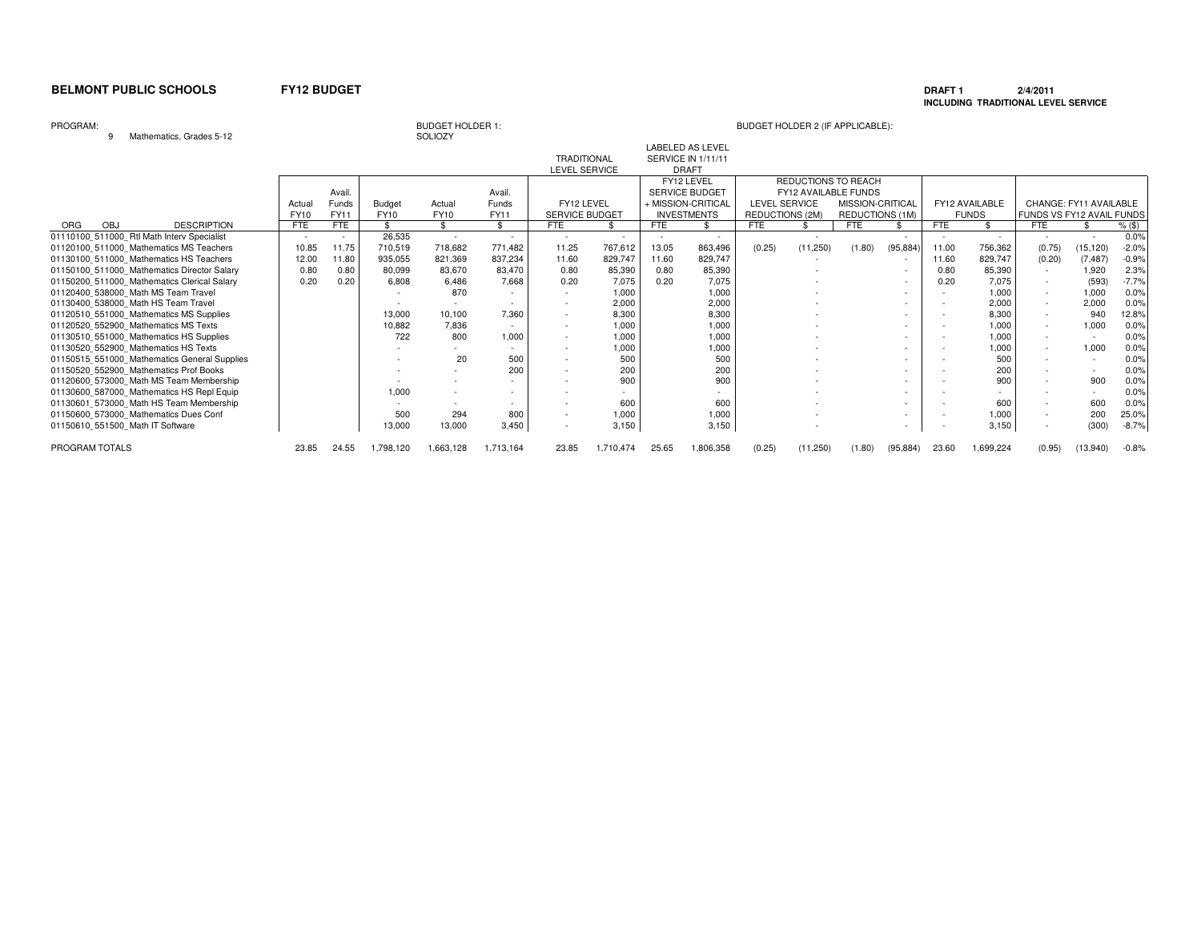**BELMONT PUBLIC SCHOOLS** **FY12 BUDGET**

**DRAFT 1** 2/4/2011
**INCLUDING TRADITIONAL LEVEL SERVICE**

PROGRAM: 9 Mathematics, Grades 5-12

BUDGET HOLDER 1: SOLIOZY

BUDGET HOLDER 2 (IF APPLICABLE):

| | Actual FY10 | Avail. Funds FY11 | Budget FY10 | Actual FY10 | Avail. Funds FY11 | TRADITIONAL LEVEL SERVICE: FY12 LEVEL SERVICE BUDGET | | LABELED AS LEVEL SERVICE IN 1/11/11 DRAFT: FY12 LEVEL SERVICE BUDGET + MISSION-CRITICAL INVESTMENTS | | REDUCTIONS TO REACH FY12 AVAILABLE FUNDS: LEVEL SERVICE REDUCTIONS (2M) | | MISSION-CRITICAL REDUCTIONS (1M) | | FY12 AVAILABLE FUNDS | | CHANGE: FY11 AVAILABLE FUNDS VS FY12 AVAIL FUNDS | | |
|---|---|---|---|---|---|---|---|---|---|---|---|---|---|---|---|---|---|---|
| ORG OBJ DESCRIPTION | FTE | FTE | $ | $ | $ | FTE | $ | FTE | $ | FTE | $ | FTE | $ | FTE | $ | FTE | $ | % ($) |
| 01110100_511000_RtI Math Interv Specialist | - | - | 26,535 | - | - | - | - | - | - | | - | | - | - | - | - | - | 0.0% |
| 01120100_511000_Mathematics MS Teachers | 10.85 | 11.75 | 710,519 | 718,682 | 771,482 | 11.25 | 767,612 | 13.05 | 863,496 | (0.25) | (11,250) | (1.80) | (95,884) | 11.00 | 756,362 | (0.75) | (15,120) | -2.0% |
| 01130100_511000_Mathematics HS Teachers | 12.00 | 11.80 | 935,055 | 821,369 | 837,234 | 11.60 | 829,747 | 11.60 | 829,747 | | - | | - | 11.60 | 829,747 | (0.20) | (7,487) | -0.9% |
| 01150100_511000_Mathematics Director Salary | 0.80 | 0.80 | 80,099 | 83,670 | 83,470 | 0.80 | 85,390 | 0.80 | 85,390 | | - | | - | 0.80 | 85,390 | - | 1,920 | 2.3% |
| 01150200_511000_Mathematics Clerical Salary | 0.20 | 0.20 | 6,808 | 6,486 | 7,668 | 0.20 | 7,075 | 0.20 | 7,075 | | - | | - | 0.20 | 7,075 | - | (593) | -7.7% |
| 01120400_538000_Math MS Team Travel | | | - | 870 | - | - | 1,000 | | 1,000 | | - | | - | - | 1,000 | - | 1,000 | 0.0% |
| 01130400_538000_Math HS Team Travel | | | - | - | - | - | 2,000 | | 2,000 | | - | | - | - | 2,000 | - | 2,000 | 0.0% |
| 01120510_551000_Mathematics MS Supplies | | | 13,000 | 10,100 | 7,360 | - | 8,300 | | 8,300 | | - | | - | - | 8,300 | - | 940 | 12.8% |
| 01120520_552900_Mathematics MS Texts | | | 10,882 | 7,836 | - | - | 1,000 | | 1,000 | | - | | - | - | 1,000 | - | 1,000 | 0.0% |
| 01130510_551000_Mathematics HS Supplies | | | 722 | 800 | 1,000 | - | 1,000 | | 1,000 | | - | | - | - | 1,000 | - | - | 0.0% |
| 01130520_552900_Mathematics HS Texts | | | - | - | - | - | 1,000 | | 1,000 | | - | | - | - | 1,000 | - | 1,000 | 0.0% |
| 01150515_551000_Mathematics General Supplies | | | - | 20 | 500 | - | 500 | | 500 | | - | | - | - | 500 | - | - | 0.0% |
| 01150520_552900_Mathematics Prof Books | | | - | - | 200 | - | 200 | | 200 | | - | | - | - | 200 | - | - | 0.0% |
| 01120600_573000_Math MS Team Membership | | | - | - | - | - | 900 | | 900 | | - | | - | - | 900 | - | 900 | 0.0% |
| 01130600_587000_Mathematics HS Repl Equip | | | 1,000 | - | - | - | - | | - | | - | | - | - | - | - | - | 0.0% |
| 01130601_573000_Math HS Team Membership | | | - | - | - | - | 600 | | 600 | | - | | - | - | 600 | - | 600 | 0.0% |
| 01150600_573000_Mathematics Dues Conf | | | 500 | 294 | 800 | - | 1,000 | | 1,000 | | - | | - | - | 1,000 | - | 200 | 25.0% |
| 01150610_551500_Math IT Software | | | 13,000 | 13,000 | 3,450 | - | 3,150 | | 3,150 | | - | | - | - | 3,150 | - | (300) | -8.7% |
| PROGRAM TOTALS | 23.85 | 24.55 | 1,798,120 | 1,663,128 | 1,713,164 | 23.85 | 1,710,474 | 25.65 | 1,806,358 | (0.25) | (11,250) | (1.80) | (95,884) | 23.60 | 1,699,224 | (0.95) | (13,940) | -0.8% |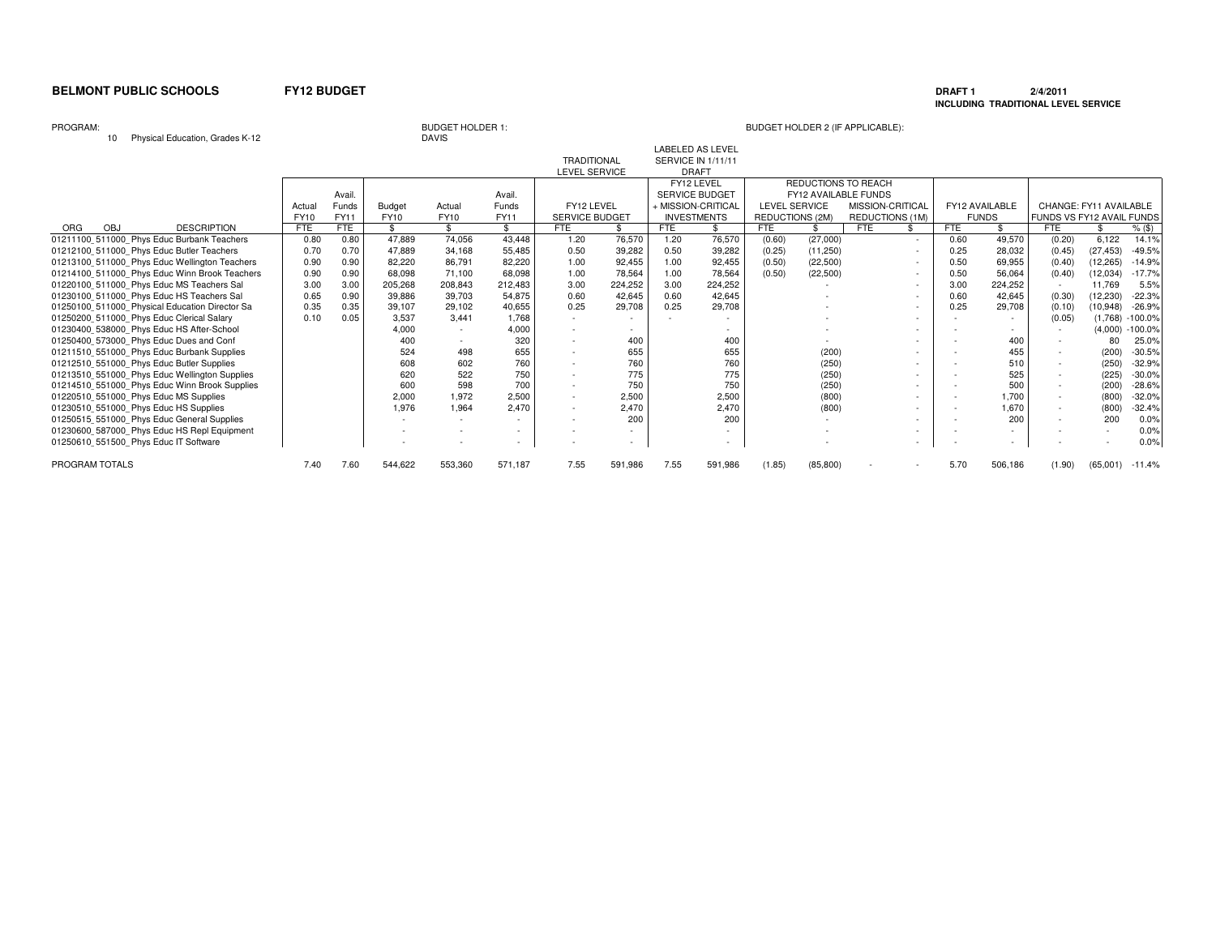**BELMONT PUBLIC SCHOOLS** **FY12 BUDGET**

**DRAFT 1** **2/4/2011**
**INCLUDING TRADITIONAL LEVEL SERVICE**

PROGRAM: 10 Physical Education, Grades K-12

BUDGET HOLDER 1: DAVIS

BUDGET HOLDER 2 (IF APPLICABLE):

| ORG OBJ DESCRIPTION | Actual FY10 FTE | Avail. Funds FY11 FTE | Budget FY10 $ | Actual FY10 $ | Avail. Funds FY11 $ | TRADITIONAL LEVEL SERVICE: FY12 LEVEL SERVICE BUDGET FTE | $ | LABELED AS LEVEL SERVICE IN 1/11/11 DRAFT: FY12 LEVEL SERVICE BUDGET + MISSION-CRITICAL INVESTMENTS FTE | $ | REDUCTIONS TO REACH FY12 AVAILABLE FUNDS: LEVEL SERVICE REDUCTIONS (2M) FTE | $ | MISSION-CRITICAL REDUCTIONS (1M) FTE | $ | FY12 AVAILABLE FUNDS FTE | $ | CHANGE: FY11 AVAILABLE FUNDS VS FY12 AVAIL FUNDS FTE | $ | % ($) |
|---|---|---|---|---|---|---|---|---|---|---|---|---|---|---|---|---|---|---|
| 01211100_511000_Phys Educ Burbank Teachers | 0.80 | 0.80 | 47,889 | 74,056 | 43,448 | 1.20 | 76,570 | 1.20 | 76,570 | (0.60) | (27,000) | | - | 0.60 | 49,570 | (0.20) | 6,122 | 14.1% |
| 01212100_511000_Phys Educ Butler Teachers | 0.70 | 0.70 | 47,889 | 34,168 | 55,485 | 0.50 | 39,282 | 0.50 | 39,282 | (0.25) | (11,250) | | - | 0.25 | 28,032 | (0.45) | (27,453) | -49.5% |
| 01213100_511000_Phys Educ Wellington Teachers | 0.90 | 0.90 | 82,220 | 86,791 | 82,220 | 1.00 | 92,455 | 1.00 | 92,455 | (0.50) | (22,500) | | - | 0.50 | 69,955 | (0.40) | (12,265) | -14.9% |
| 01214100_511000_Phys Educ Winn Brook Teachers | 0.90 | 0.90 | 68,098 | 71,100 | 68,098 | 1.00 | 78,564 | 1.00 | 78,564 | (0.50) | (22,500) | | - | 0.50 | 56,064 | (0.40) | (12,034) | -17.7% |
| 01220100_511000_Phys Educ MS Teachers Sal | 3.00 | 3.00 | 205,268 | 208,843 | 212,483 | 3.00 | 224,252 | 3.00 | 224,252 | | - | | - | 3.00 | 224,252 | - | 11,769 | 5.5% |
| 01230100_511000_Phys Educ HS Teachers Sal | 0.65 | 0.90 | 39,886 | 39,703 | 54,875 | 0.60 | 42,645 | 0.60 | 42,645 | | - | | - | 0.60 | 42,645 | (0.30) | (12,230) | -22.3% |
| 01250100_511000_Physical Education Director Sa | 0.35 | 0.35 | 39,107 | 29,102 | 40,655 | 0.25 | 29,708 | 0.25 | 29,708 | | - | | - | 0.25 | 29,708 | (0.10) | (10,948) | -26.9% |
| 01250200_511000_Phys Educ Clerical Salary | 0.10 | 0.05 | 3,537 | 3,441 | 1,768 | - | - | - | - | | - | | - | - | - | (0.05) | (1,768) | -100.0% |
| 01230400_538000_Phys Educ HS After-School | | | 4,000 | - | 4,000 | - | - | | - | | - | | - | - | - | - | (4,000) | -100.0% |
| 01250400_573000_Phys Educ Dues and Conf | | | 400 | - | 320 | - | 400 | | 400 | | - | | - | - | 400 | - | 80 | 25.0% |
| 01211510_551000_Phys Educ Burbank Supplies | | | 524 | 498 | 655 | - | 655 | | 655 | | (200) | | - | - | 455 | - | (200) | -30.5% |
| 01212510_551000_Phys Educ Butler Supplies | | | 608 | 602 | 760 | - | 760 | | 760 | | (250) | | - | - | 510 | - | (250) | -32.9% |
| 01213510_551000_Phys Educ Wellington Supplies | | | 620 | 522 | 750 | - | 775 | | 775 | | (250) | | - | - | 525 | - | (225) | -30.0% |
| 01214510_551000_Phys Educ Winn Brook Supplies | | | 600 | 598 | 700 | - | 750 | | 750 | | (250) | | - | - | 500 | - | (200) | -28.6% |
| 01220510_551000_Phys Educ MS Supplies | | | 2,000 | 1,972 | 2,500 | - | 2,500 | | 2,500 | | (800) | | - | - | 1,700 | - | (800) | -32.0% |
| 01230510_551000_Phys Educ HS Supplies | | | 1,976 | 1,964 | 2,470 | - | 2,470 | | 2,470 | | (800) | | - | - | 1,670 | - | (800) | -32.4% |
| 01250515_551000_Phys Educ General Supplies | | | - | - | - | - | 200 | | 200 | | - | | - | - | 200 | - | 200 | 0.0% |
| 01230600_587000_Phys Educ HS Repl Equipment | | | - | - | - | - | - | | - | | - | | - | - | - | - | - | 0.0% |
| 01250610_551500_Phys Educ IT Software | | | - | - | - | - | - | | - | | - | | - | - | - | - | - | 0.0% |
| PROGRAM TOTALS | 7.40 | 7.60 | 544,622 | 553,360 | 571,187 | 7.55 | 591,986 | 7.55 | 591,986 | (1.85) | (85,800) | - | - | 5.70 | 506,186 | (1.90) | (65,001) | -11.4% |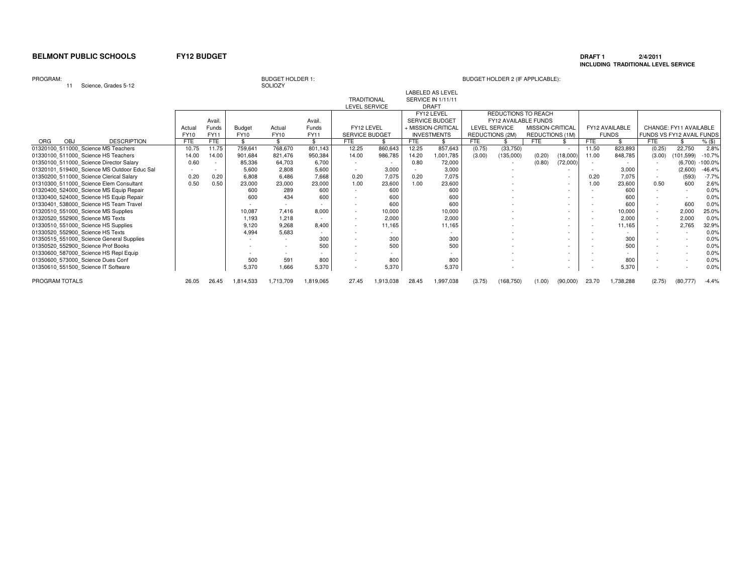**BELMONT PUBLIC SCHOOLS** **FY12 BUDGET**

**DRAFT 1** 2/4/2011
**INCLUDING TRADITIONAL LEVEL SERVICE**

PROGRAM: 11 Science, Grades 5-12

BUDGET HOLDER 1: SOLIOZY

BUDGET HOLDER 2 (IF APPLICABLE):

| ORG OBJ DESCRIPTION | Actual FY10 FTE | Avail. Funds FY11 FTE | Budget FY10 $ | Actual FY10 $ | Avail. Funds FY11 $ | TRADITIONAL LEVEL SERVICE: FY12 LEVEL SERVICE BUDGET FTE | $ | LABELED AS LEVEL SERVICE IN 1/11/11 DRAFT: FY12 LEVEL SERVICE BUDGET + MISSION-CRITICAL INVESTMENTS FTE | $ | REDUCTIONS TO REACH FY12 AVAILABLE FUNDS: LEVEL SERVICE REDUCTIONS (2M) FTE | $ | MISSION-CRITICAL REDUCTIONS (1M) FTE | $ | FY12 AVAILABLE FUNDS FTE | $ | CHANGE: FY11 AVAILABLE FUNDS VS FY12 AVAIL FUNDS FTE | $ | % ($) |
|---|---|---|---|---|---|---|---|---|---|---|---|---|---|---|---|---|---|---|
| 01320100_511000_Science MS Teachers | 10.75 | 11.75 | 759,641 | 768,670 | 801,143 | 12.25 | 860,643 | 12.25 | 857,643 | (0.75) | (33,750) | | - | 11.50 | 823,893 | (0.25) | 22,750 | 2.8% |
| 01330100_511000_Science HS Teachers | 14.00 | 14.00 | 901,684 | 821,476 | 950,384 | 14.00 | 986,785 | 14.20 | 1,001,785 | (3.00) | (135,000) | (0.20) | (18,000) | 11.00 | 848,785 | (3.00) | (101,599) | -10.7% |
| 01350100_511000_Science Director Salary | 0.60 | - | 85,336 | 64,703 | 6,700 | - | - | 0.80 | 72,000 | | - | (0.80) | (72,000) | - | - | - | (6,700) | -100.0% |
| 01320101_519400_Science MS Outdoor Educ Sal | - | - | 5,600 | 2,808 | 5,600 | - | 3,000 | - | 3,000 | | - | | - | - | 3,000 | - | (2,600) | -46.4% |
| 01350200_511000_Science Clerical Salary | 0.20 | 0.20 | 6,808 | 6,486 | 7,668 | 0.20 | 7,075 | 0.20 | 7,075 | | - | | - | 0.20 | 7,075 | - | (593) | -7.7% |
| 01310300_511000_Science Elem Consultant | 0.50 | 0.50 | 23,000 | 23,000 | 23,000 | 1.00 | 23,600 | 1.00 | 23,600 | | - | | - | 1.00 | 23,600 | 0.50 | 600 | 2.6% |
| 01320400_524000_Science MS Equip Repair | | | 600 | 289 | 600 | - | 600 | | 600 | | - | | - | - | 600 | - | - | 0.0% |
| 01330400_524000_Science HS Equip Repair | | | 600 | 434 | 600 | - | 600 | | 600 | | - | | - | - | 600 | - | - | 0.0% |
| 01330401_538000_Science HS Team Travel | | | - | - | - | - | 600 | | 600 | | - | | - | - | 600 | - | 600 | 0.0% |
| 01320510_551000_Science MS Supplies | | | 10,087 | 7,416 | 8,000 | - | 10,000 | | 10,000 | | - | | - | - | 10,000 | - | 2,000 | 25.0% |
| 01320520_552900_Science MS Texts | | | 1,193 | 1,218 | - | - | 2,000 | | 2,000 | | - | | - | - | 2,000 | - | 2,000 | 0.0% |
| 01330510_551000_Science HS Supplies | | | 9,120 | 9,268 | 8,400 | - | 11,165 | | 11,165 | | - | | - | - | 11,165 | - | 2,765 | 32.9% |
| 01330520_552900_Science HS Texts | | | 4,994 | 5,683 | - | - | - | | - | | - | | - | - | - | - | - | 0.0% |
| 01350515_551000_Science General Supplies | | | - | - | 300 | - | 300 | | 300 | | - | | - | - | 300 | - | - | 0.0% |
| 01350520_552900_Science Prof Books | | | - | - | 500 | - | 500 | | 500 | | - | | - | - | 500 | - | - | 0.0% |
| 01330600_587000_Science HS Repl Equip | | | - | - | - | - | - | | - | | - | | - | - | - | - | - | 0.0% |
| 01350600_573000_Science Dues Conf | | | 500 | 591 | 800 | - | 800 | | 800 | | - | | - | - | 800 | - | - | 0.0% |
| 01350610_551500_Science IT Software | | | 5,370 | 1,666 | 5,370 | - | 5,370 | | 5,370 | | - | | - | - | 5,370 | - | - | 0.0% |
| PROGRAM TOTALS | 26.05 | 26.45 | 1,814,533 | 1,713,709 | 1,819,065 | 27.45 | 1,913,038 | 28.45 | 1,997,038 | (3.75) | (168,750) | (1.00) | (90,000) | 23.70 | 1,738,288 | (2.75) | (80,777) | -4.4% |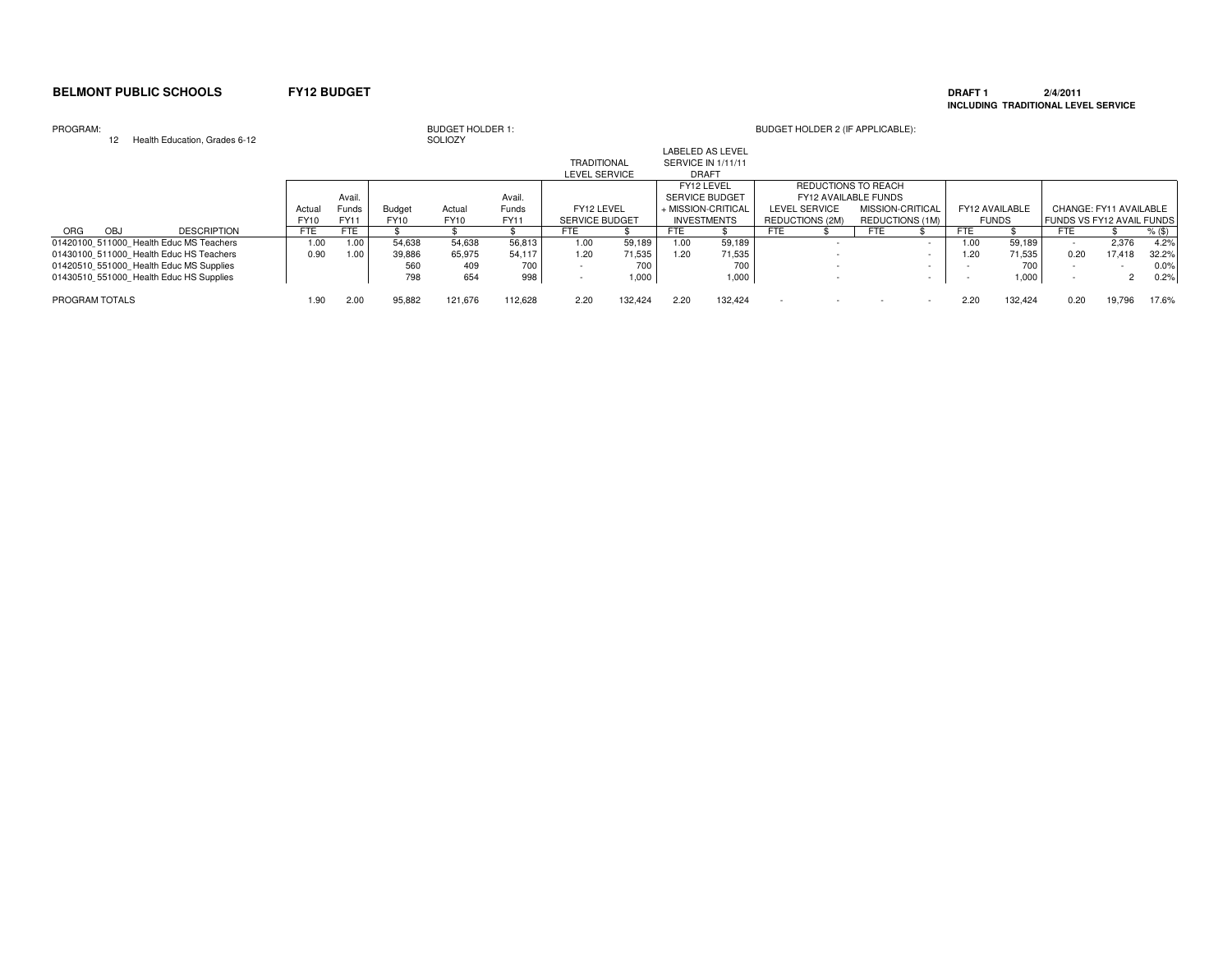**BELMONT PUBLIC SCHOOLS** **FY12 BUDGET**

**DRAFT 1** **2/4/2011**
**INCLUDING TRADITIONAL LEVEL SERVICE**

PROGRAM: 12 Health Education, Grades 6-12

BUDGET HOLDER 1: SOLIOZY

BUDGET HOLDER 2 (IF APPLICABLE):

| ORG | OBJ | DESCRIPTION | Actual FY10 FTE | Avail. Funds FY11 FTE | Budget FY10 $ | Actual FY10 $ | Avail. Funds FY11 $ | TRADITIONAL LEVEL SERVICE: FY12 LEVEL SERVICE BUDGET FTE | TRADITIONAL LEVEL SERVICE: FY12 LEVEL SERVICE BUDGET $ | LABELED AS LEVEL SERVICE IN 1/11/11 DRAFT: FY12 LEVEL SERVICE BUDGET + MISSION-CRITICAL INVESTMENTS FTE | LABELED AS LEVEL SERVICE IN 1/11/11 DRAFT: FY12 LEVEL SERVICE BUDGET + MISSION-CRITICAL INVESTMENTS $ | REDUCTIONS TO REACH FY12 AVAILABLE FUNDS: LEVEL SERVICE REDUCTIONS (2M) FTE | REDUCTIONS TO REACH FY12 AVAILABLE FUNDS: LEVEL SERVICE REDUCTIONS (2M) $ | REDUCTIONS TO REACH FY12 AVAILABLE FUNDS: MISSION-CRITICAL REDUCTIONS (1M) FTE | REDUCTIONS TO REACH FY12 AVAILABLE FUNDS: MISSION-CRITICAL REDUCTIONS (1M) $ | FY12 AVAILABLE FUNDS FTE | FY12 AVAILABLE FUNDS $ | CHANGE: FY11 AVAILABLE FUNDS VS FY12 AVAIL FUNDS FTE | CHANGE: FY11 AVAILABLE FUNDS VS FY12 AVAIL FUNDS $ | CHANGE: FY11 AVAILABLE FUNDS VS FY12 AVAIL FUNDS % ($) |
|---|---|---|---|---|---|---|---|---|---|---|---|---|---|---|---|---|---|---|---|---|
| 01420100 | 511000 | Health Educ MS Teachers | 1.00 | 1.00 | 54,638 | 54,638 | 56,813 | 1.00 | 59,189 | 1.00 | 59,189 | | - | | - | 1.00 | 59,189 | - | 2,376 | 4.2% |
| 01430100 | 511000 | Health Educ HS Teachers | 0.90 | 1.00 | 39,886 | 65,975 | 54,117 | 1.20 | 71,535 | 1.20 | 71,535 | | - | | - | 1.20 | 71,535 | 0.20 | 17,418 | 32.2% |
| 01420510 | 551000 | Health Educ MS Supplies | | | 560 | 409 | 700 | - | 700 | | 700 | | - | | - | - | 700 | - | - | 0.0% |
| 01430510 | 551000 | Health Educ HS Supplies | | | 798 | 654 | 998 | - | 1,000 | | 1,000 | | - | | - | - | 1,000 | - | 2 | 0.2% |
| PROGRAM TOTALS | | | 1.90 | 2.00 | 95,882 | 121,676 | 112,628 | 2.20 | 132,424 | 2.20 | 132,424 | - | - | - | - | 2.20 | 132,424 | 0.20 | 19,796 | 17.6% |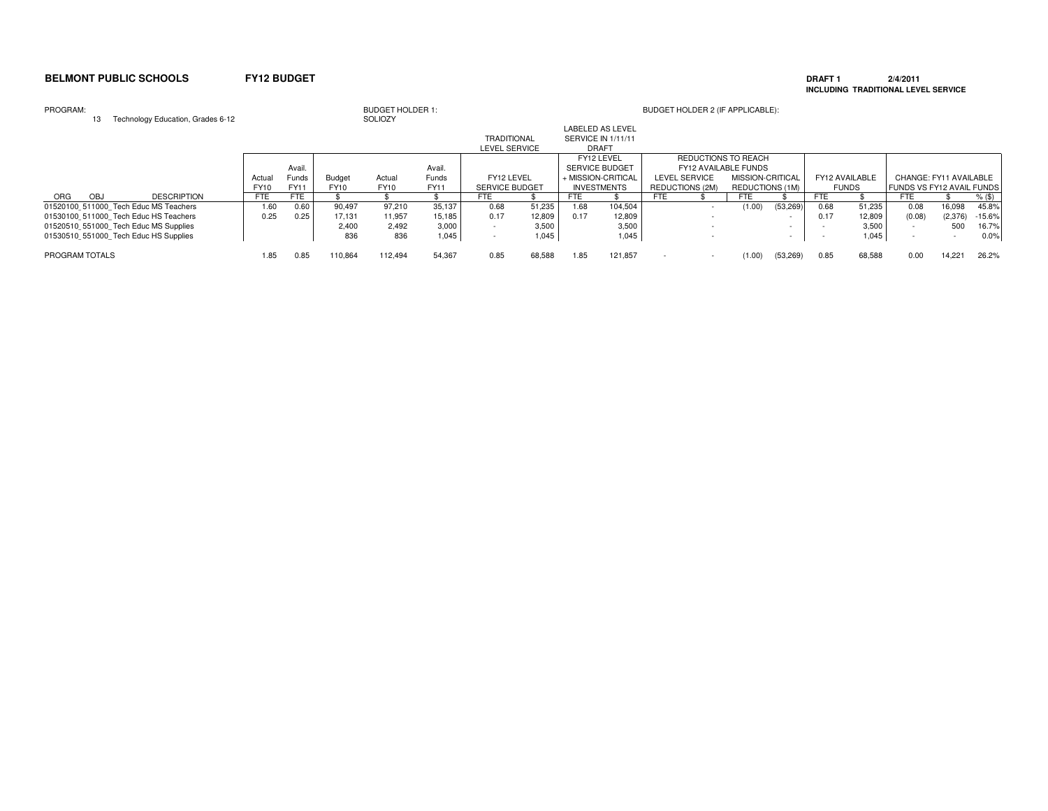**BELMONT PUBLIC SCHOOLS** **FY12 BUDGET**

**DRAFT 1** 2/4/2011
**INCLUDING TRADITIONAL LEVEL SERVICE**

PROGRAM: 13 Technology Education, Grades 6-12

BUDGET HOLDER 1: SOLIOZY

BUDGET HOLDER 2 (IF APPLICABLE):

| | | | | | | | TRADITIONAL LEVEL SERVICE | | LABELED AS LEVEL SERVICE IN 1/11/11 DRAFT | | | | | | | | | | | |
|---|---|---|---|---|---|---|---|---|---|---|---|---|---|---|---|---|---|---|---|
| | | | | | | | | | FY12 LEVEL SERVICE BUDGET + MISSION-CRITICAL INVESTMENTS | | REDUCTIONS TO REACH FY12 AVAILABLE FUNDS | | | | | | | | |
| | Actual FY10 | Avail. Funds FY11 | Budget FY10 | Actual FY10 | Avail. Funds FY11 | FY12 LEVEL SERVICE BUDGET | | | | LEVEL SERVICE REDUCTIONS (2M) | | MISSION-CRITICAL REDUCTIONS (1M) | | FY12 AVAILABLE FUNDS | | CHANGE: FY11 AVAILABLE FUNDS VS FY12 AVAIL FUNDS | | |
| ORG OBJ DESCRIPTION | FTE | FTE | $ | $ | $ | FTE | $ | FTE | $ | FTE | $ | FTE | $ | FTE | $ | FTE | $ | % ($) |
| 01520100_511000_Tech Educ MS Teachers | 1.60 | 0.60 | 90,497 | 97,210 | 35,137 | 0.68 | 51,235 | 1.68 | 104,504 | | - | (1.00) | (53,269) | 0.68 | 51,235 | 0.08 | 16,098 | 45.8% |
| 01530100_511000_Tech Educ HS Teachers | 0.25 | 0.25 | 17,131 | 11,957 | 15,185 | 0.17 | 12,809 | 0.17 | 12,809 | | - | | - | 0.17 | 12,809 | (0.08) | (2,376) | -15.6% |
| 01520510_551000_Tech Educ MS Supplies | | | 2,400 | 2,492 | 3,000 | - | 3,500 | | 3,500 | | - | | - | - | 3,500 | - | 500 | 16.7% |
| 01530510_551000_Tech Educ HS Supplies | | | 836 | 836 | 1,045 | - | 1,045 | | 1,045 | | - | | - | - | 1,045 | - | - | 0.0% |
| PROGRAM TOTALS | 1.85 | 0.85 | 110,864 | 112,494 | 54,367 | 0.85 | 68,588 | 1.85 | 121,857 | - | - | (1.00) | (53,269) | 0.85 | 68,588 | 0.00 | 14,221 | 26.2% |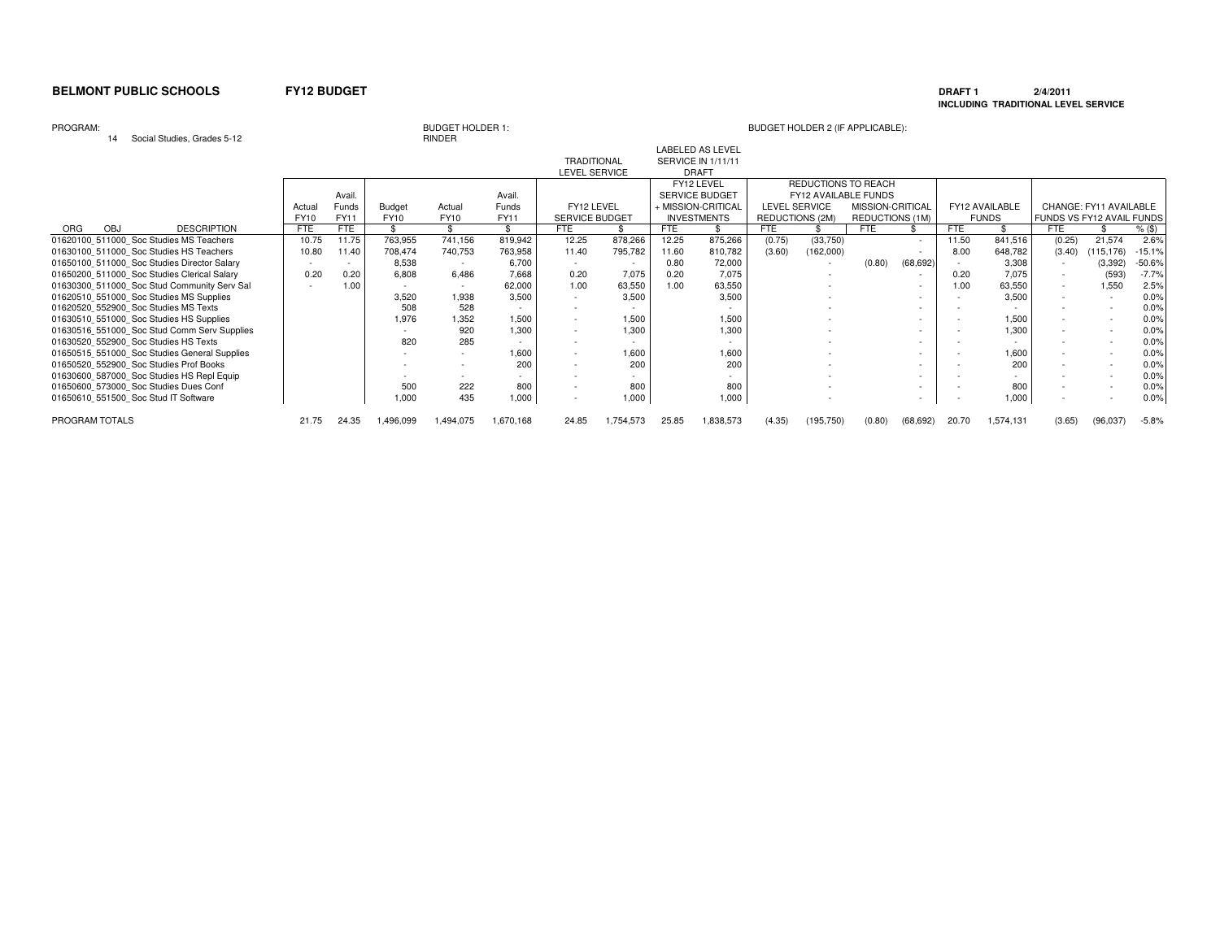**BELMONT PUBLIC SCHOOLS** **FY12 BUDGET**

**DRAFT 1** 2/4/2011
**INCLUDING TRADITIONAL LEVEL SERVICE**

PROGRAM: 14 Social Studies, Grades 5-12

BUDGET HOLDER 1: RINDER

BUDGET HOLDER 2 (IF APPLICABLE):

| ORG OBJ DESCRIPTION | Actual FY10 FTE | Avail. Funds FY11 FTE | Budget FY10 $ | Actual FY10 $ | Avail. Funds FY11 $ | TRADITIONAL LEVEL SERVICE: FY12 LEVEL SERVICE BUDGET FTE | $ | LABELED AS LEVEL SERVICE IN 1/11/11 DRAFT: FY12 LEVEL SERVICE BUDGET + MISSION-CRITICAL INVESTMENTS FTE | $ | REDUCTIONS TO REACH FY12 AVAILABLE FUNDS: LEVEL SERVICE REDUCTIONS (2M) FTE | $ | MISSION-CRITICAL REDUCTIONS (1M) FTE | $ | FY12 AVAILABLE FUNDS FTE | $ | CHANGE: FY11 AVAILABLE FUNDS VS FY12 AVAIL FUNDS FTE | $ | % ($) |
|---|---|---|---|---|---|---|---|---|---|---|---|---|---|---|---|---|---|---|
| 01620100_511000_Soc Studies MS Teachers | 10.75 | 11.75 | 763,955 | 741,156 | 819,942 | 12.25 | 878,266 | 12.25 | 875,266 | (0.75) | (33,750) | | - | 11.50 | 841,516 | (0.25) | 21,574 | 2.6% |
| 01630100_511000_Soc Studies HS Teachers | 10.80 | 11.40 | 708,474 | 740,753 | 763,958 | 11.40 | 795,782 | 11.60 | 810,782 | (3.60) | (162,000) | | - | 8.00 | 648,782 | (3.40) | (115,176) | -15.1% |
| 01650100_511000_Soc Studies Director Salary | - | - | 8,538 | - | 6,700 | - | - | 0.80 | 72,000 | | - | (0.80) | (68,692) | - | 3,308 | - | (3,392) | -50.6% |
| 01650200_511000_Soc Studies Clerical Salary | 0.20 | 0.20 | 6,808 | 6,486 | 7,668 | 0.20 | 7,075 | 0.20 | 7,075 | | - | | - | 0.20 | 7,075 | - | (593) | -7.7% |
| 01630300_511000_Soc Stud Community Serv Sal | - | 1.00 | - | - | 62,000 | 1.00 | 63,550 | 1.00 | 63,550 | | - | | - | 1.00 | 63,550 | - | 1,550 | 2.5% |
| 01620510_551000_Soc Studies MS Supplies | | | 3,520 | 1,938 | 3,500 | - | 3,500 | | 3,500 | | - | | - | - | 3,500 | - | - | 0.0% |
| 01620520_552900_Soc Studies MS Texts | | | 508 | 528 | - | - | - | | - | | - | | - | - | - | - | - | 0.0% |
| 01630510_551000_Soc Studies HS Supplies | | | 1,976 | 1,352 | 1,500 | - | 1,500 | | 1,500 | | - | | - | - | 1,500 | - | - | 0.0% |
| 01630516_551000_Soc Stud Comm Serv Supplies | | | - | 920 | 1,300 | - | 1,300 | | 1,300 | | - | | - | - | 1,300 | - | - | 0.0% |
| 01630520_552900_Soc Studies HS Texts | | | 820 | 285 | - | - | - | | - | | - | | - | - | - | - | - | 0.0% |
| 01650515_551000_Soc Studies General Supplies | | | - | - | 1,600 | - | 1,600 | | 1,600 | | - | | - | - | 1,600 | - | - | 0.0% |
| 01650520_552900_Soc Studies Prof Books | | | - | - | 200 | - | 200 | | 200 | | - | | - | - | 200 | - | - | 0.0% |
| 01630600_587000_Soc Studies HS Repl Equip | | | - | - | - | - | - | | - | | - | | - | - | - | - | - | 0.0% |
| 01650600_573000_Soc Studies Dues Conf | | | 500 | 222 | 800 | - | 800 | | 800 | | - | | - | - | 800 | - | - | 0.0% |
| 01650610_551500_Soc Stud IT Software | | | 1,000 | 435 | 1,000 | - | 1,000 | | 1,000 | | - | | - | - | 1,000 | - | - | 0.0% |
| PROGRAM TOTALS | 21.75 | 24.35 | 1,496,099 | 1,494,075 | 1,670,168 | 24.85 | 1,754,573 | 25.85 | 1,838,573 | (4.35) | (195,750) | (0.80) | (68,692) | 20.70 | 1,574,131 | (3.65) | (96,037) | -5.8% |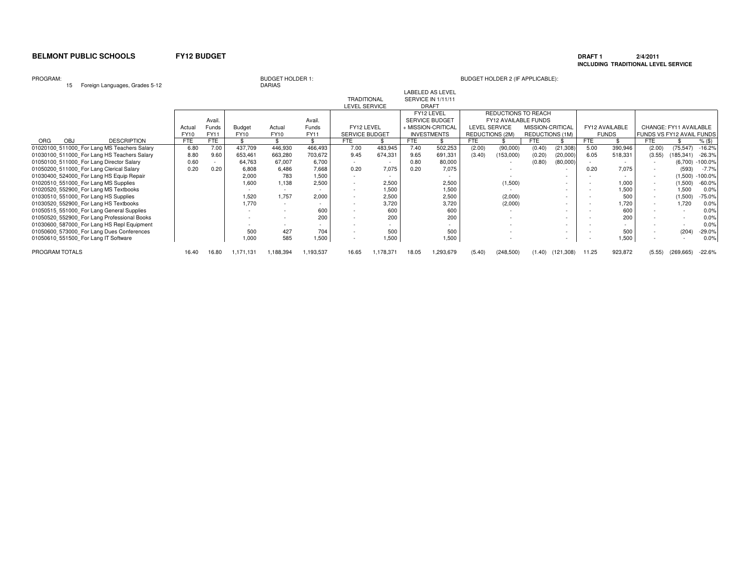**BELMONT PUBLIC SCHOOLS** **FY12 BUDGET**

**DRAFT 1** 2/4/2011
**INCLUDING TRADITIONAL LEVEL SERVICE**

PROGRAM: 15 Foreign Languages, Grades 5-12

BUDGET HOLDER 1: DARIAS

BUDGET HOLDER 2 (IF APPLICABLE):

| | | | | | | | TRADITIONAL LEVEL SERVICE | | LABELED AS LEVEL SERVICE IN 1/11/11 DRAFT | | | | | | | | | | |
|---|---|---|---|---|---|---|---|---|---|---|---|---|---|---|---|---|---|---|---|
| | | | | | | | | | | | REDUCTIONS TO REACH FY12 AVAILABLE FUNDS | | | | | | | | |
| | Actual FY10 | Avail. Funds FY11 | Budget FY10 | Actual FY10 | Avail. Funds FY11 | FY12 LEVEL SERVICE BUDGET | | FY12 LEVEL SERVICE BUDGET + MISSION-CRITICAL INVESTMENTS | | LEVEL SERVICE REDUCTIONS (2M) | | MISSION-CRITICAL REDUCTIONS (1M) | | FY12 AVAILABLE FUNDS | | CHANGE: FY11 AVAILABLE FUNDS VS FY12 AVAIL FUNDS | | |
| ORG OBJ DESCRIPTION | FTE | FTE | $ | $ | $ | FTE | $ | FTE | $ | FTE | $ | FTE | $ | FTE | $ | FTE | $ | % ($) |
| 01020100_511000_ For Lang MS Teachers Salary | 6.80 | 7.00 | 437,709 | 446,930 | 466,493 | 7.00 | 483,945 | 7.40 | 502,253 | (2.00) | (90,000) | (0.40) | (21,308) | 5.00 | 390,946 | (2.00) | (75,547) | -16.2% |
| 01030100_511000_ For Lang HS Teachers Salary | 8.80 | 9.60 | 653,461 | 663,280 | 703,672 | 9.45 | 674,331 | 9.65 | 691,331 | (3.40) | (153,000) | (0.20) | (20,000) | 6.05 | 518,331 | (3.55) | (185,341) | -26.3% |
| 01050100_511000_ For Lang Director Salary | 0.60 | - | 64,763 | 67,007 | 6,700 | - | - | 0.80 | 80,000 | | - | (0.80) | (80,000) | - | - | - | (6,700) | -100.0% |
| 01050200_511000_ For Lang Clerical Salary | 0.20 | 0.20 | 6,808 | 6,486 | 7,668 | 0.20 | 7,075 | 0.20 | 7,075 | | - | | - | 0.20 | 7,075 | - | (593) | -7.7% |
| 01030400_524000_ For Lang HS Equip Repair | | | 2,000 | 783 | 1,500 | - | - | | - | | - | | - | - | - | - | (1,500) | -100.0% |
| 01020510_551000_ For Lang MS Supplies | | | 1,600 | 1,138 | 2,500 | - | 2,500 | | 2,500 | | (1,500) | | - | - | 1,000 | - | (1,500) | -60.0% |
| 01020520_552900_ For Lang MS Textbooks | | | - | - | - | - | 1,500 | | 1,500 | | - | | - | - | 1,500 | - | 1,500 | 0.0% |
| 01030510_551000_ For Lang HS Supplies | | | 1,520 | 1,757 | 2,000 | - | 2,500 | | 2,500 | | (2,000) | | - | - | 500 | - | (1,500) | -75.0% |
| 01030520_552900_ For Lang HS Textbooks | | | 1,770 | - | - | - | 3,720 | | 3,720 | | (2,000) | | - | - | 1,720 | - | 1,720 | 0.0% |
| 01050515_551000_ For Lang General Supplies | | | - | - | 600 | - | 600 | | 600 | | - | | - | - | 600 | - | - | 0.0% |
| 01050520_552900_ For Lang Professional Books | | | - | - | 200 | - | 200 | | 200 | | - | | - | - | 200 | - | - | 0.0% |
| 01030600_587000_ For Lang HS Repl Equipment | | | - | - | - | - | - | | - | | - | | - | - | - | - | - | 0.0% |
| 01050600_573000_ For Lang Dues Conferences | | | 500 | 427 | 704 | - | 500 | | 500 | | - | | - | - | 500 | - | (204) | -29.0% |
| 01050610_551500_ For Lang IT Software | | | 1,000 | 585 | 1,500 | - | 1,500 | | 1,500 | | - | | - | - | 1,500 | - | - | 0.0% |
| PROGRAM TOTALS | 16.40 | 16.80 | 1,171,131 | 1,188,394 | 1,193,537 | 16.65 | 1,178,371 | 18.05 | 1,293,679 | (5.40) | (248,500) | (1.40) | (121,308) | 11.25 | 923,872 | (5.55) | (269,665) | -22.6% |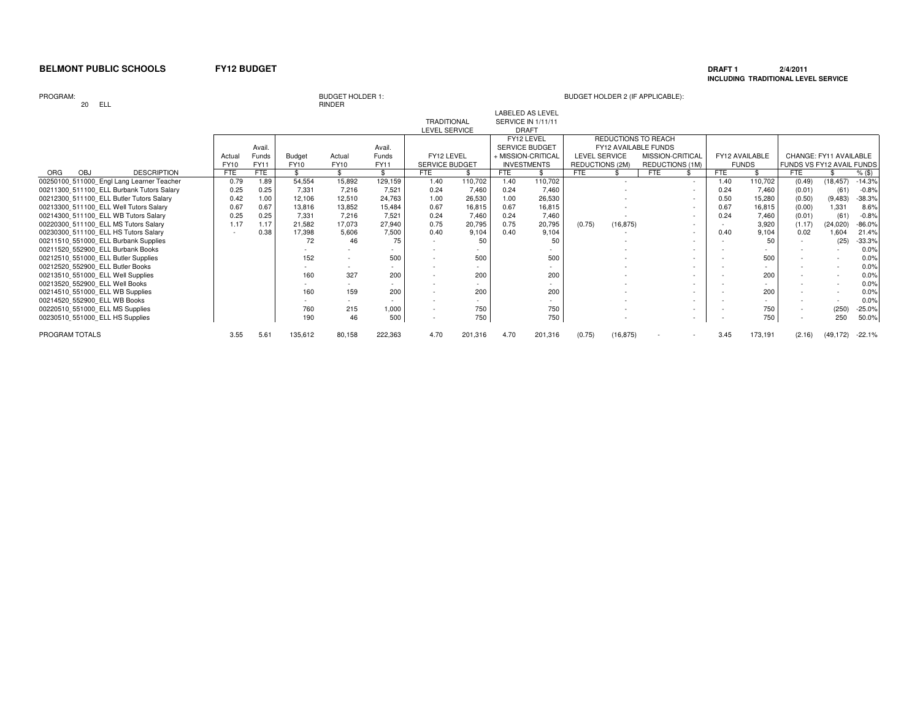**BELMONT PUBLIC SCHOOLS** **FY12 BUDGET**

**DRAFT 1** **2/4/2011**
**INCLUDING TRADITIONAL LEVEL SERVICE**

PROGRAM: 20 ELL

BUDGET HOLDER 1: RINDER

BUDGET HOLDER 2 (IF APPLICABLE):

| ORG OBJ DESCRIPTION | Actual FY10 FTE | Avail. Funds FY11 FTE | Budget FY10 $ | Actual FY10 $ | Avail. Funds FY11 $ | TRADITIONAL LEVEL SERVICE: FY12 LEVEL SERVICE BUDGET FTE | $ | LABELED AS LEVEL SERVICE IN 1/11/11 DRAFT: FY12 LEVEL SERVICE BUDGET + MISSION-CRITICAL INVESTMENTS FTE | $ | REDUCTIONS TO REACH FY12 AVAILABLE FUNDS: LEVEL SERVICE REDUCTIONS (2M) FTE | $ | MISSION-CRITICAL REDUCTIONS (1M) FTE | $ | FY12 AVAILABLE FUNDS FTE | $ | CHANGE: FY11 AVAILABLE FUNDS VS FY12 AVAIL FUNDS FTE | $ | % ($) |
|---|---|---|---|---|---|---|---|---|---|---|---|---|---|---|---|---|---|---|
| 00250100_511000_Engl Lang Learner Teacher | 0.79 | 1.89 | 54,554 | 15,892 | 129,159 | 1.40 | 110,702 | 1.40 | 110,702 | | - | | - | 1.40 | 110,702 | (0.49) | (18,457) | -14.3% |
| 00211300_511100_ELL Burbank Tutors Salary | 0.25 | 0.25 | 7,331 | 7,216 | 7,521 | 0.24 | 7,460 | 0.24 | 7,460 | | - | | - | 0.24 | 7,460 | (0.01) | (61) | -0.8% |
| 00212300_511100_ELL Butler Tutors Salary | 0.42 | 1.00 | 12,106 | 12,510 | 24,763 | 1.00 | 26,530 | 1.00 | 26,530 | | - | | - | 0.50 | 15,280 | (0.50) | (9,483) | -38.3% |
| 00213300_511100_ELL Well Tutors Salary | 0.67 | 0.67 | 13,816 | 13,852 | 15,484 | 0.67 | 16,815 | 0.67 | 16,815 | | - | | - | 0.67 | 16,815 | (0.00) | 1,331 | 8.6% |
| 00214300_511100_ELL WB Tutors Salary | 0.25 | 0.25 | 7,331 | 7,216 | 7,521 | 0.24 | 7,460 | 0.24 | 7,460 | | - | | - | 0.24 | 7,460 | (0.01) | (61) | -0.8% |
| 00220300_511100_ELL MS Tutors Salary | 1.17 | 1.17 | 21,582 | 17,073 | 27,940 | 0.75 | 20,795 | 0.75 | 20,795 | (0.75) | (16,875) | | - | - | 3,920 | (1.17) | (24,020) | -86.0% |
| 00230300_511100_ELL HS Tutors Salary | - | 0.38 | 17,398 | 5,606 | 7,500 | 0.40 | 9,104 | 0.40 | 9,104 | | - | | - | 0.40 | 9,104 | 0.02 | 1,604 | 21.4% |
| 00211510_551000_ELL Burbank Supplies | | | 72 | 46 | 75 | - | 50 | | 50 | | - | | - | - | 50 | - | (25) | -33.3% |
| 00211520_552900_ELL Burbank Books | | | - | - | - | - | - | | - | | - | | - | - | - | - | - | 0.0% |
| 00212510_551000_ELL Butler Supplies | | | 152 | - | 500 | - | 500 | | 500 | | - | | - | - | 500 | - | - | 0.0% |
| 00212520_552900_ELL Butler Books | | | - | - | - | - | - | | - | | - | | - | - | - | - | - | 0.0% |
| 00213510_551000_ELL Well Supplies | | | 160 | 327 | 200 | - | 200 | | 200 | | - | | - | - | 200 | - | - | 0.0% |
| 00213520_552900_ELL Well Books | | | - | - | - | - | - | | - | | - | | - | - | - | - | - | 0.0% |
| 00214510_551000_ELL WB Supplies | | | 160 | 159 | 200 | - | 200 | | 200 | | - | | - | - | 200 | - | - | 0.0% |
| 00214520_552900_ELL WB Books | | | - | - | - | - | - | | - | | - | | - | - | - | - | - | 0.0% |
| 00220510_551000_ELL MS Supplies | | | 760 | 215 | 1,000 | - | 750 | | 750 | | - | | - | - | 750 | - | (250) | -25.0% |
| 00230510_551000_ELL HS Supplies | | | 190 | 46 | 500 | - | 750 | | 750 | | - | | - | - | 750 | - | 250 | 50.0% |
| PROGRAM TOTALS | 3.55 | 5.61 | 135,612 | 80,158 | 222,363 | 4.70 | 201,316 | 4.70 | 201,316 | (0.75) | (16,875) | - | - | 3.45 | 173,191 | (2.16) | (49,172) | -22.1% |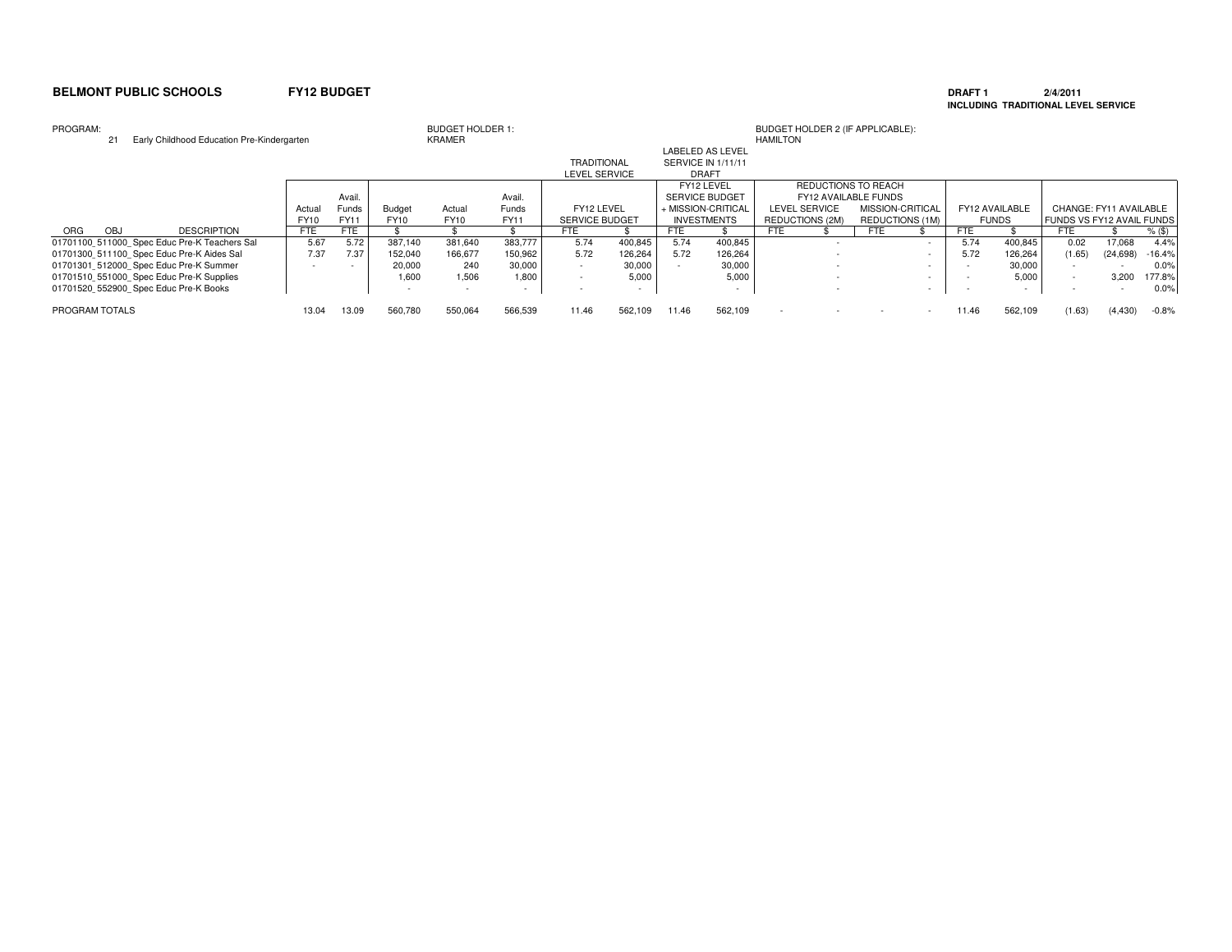**BELMONT PUBLIC SCHOOLS** **FY12 BUDGET**

**DRAFT 1** **2/4/2011**
**INCLUDING TRADITIONAL LEVEL SERVICE**

PROGRAM: 21 Early Childhood Education Pre-Kindergarten

BUDGET HOLDER 1: KRAMER

BUDGET HOLDER 2 (IF APPLICABLE): HAMILTON

| | | | | | | TRADITIONAL LEVEL SERVICE | | LABELED AS LEVEL SERVICE IN 1/11/11 DRAFT | | | | | | | | | |
|---|---|---|---|---|---|---|---|---|---|---|---|---|---|---|---|---|---|
| | | | | | | | | FY12 LEVEL SERVICE BUDGET + MISSION-CRITICAL INVESTMENTS | | REDUCTIONS TO REACH FY12 AVAILABLE FUNDS | | | | | | | |
| | Actual FY10 | Avail. Funds FY11 | Budget FY10 | Actual FY10 | Avail. Funds FY11 | FY12 LEVEL SERVICE BUDGET | | | | LEVEL SERVICE REDUCTIONS (2M) | | MISSION-CRITICAL REDUCTIONS (1M) | | FY12 AVAILABLE FUNDS | | CHANGE: FY11 AVAILABLE FUNDS VS FY12 AVAIL FUNDS | | |
| ORG OBJ DESCRIPTION | FTE | FTE | $ | $ | $ | FTE | $ | FTE | $ | FTE | $ | FTE | $ | FTE | $ | FTE | $ | % ($) |
| 01701100_511000_Spec Educ Pre-K Teachers Sal | 5.67 | 5.72 | 387,140 | 381,640 | 383,777 | 5.74 | 400,845 | 5.74 | 400,845 | | - | | - | 5.74 | 400,845 | 0.02 | 17,068 | 4.4% |
| 01701300_511100_Spec Educ Pre-K Aides Sal | 7.37 | 7.37 | 152,040 | 166,677 | 150,962 | 5.72 | 126,264 | 5.72 | 126,264 | | - | | - | 5.72 | 126,264 | (1.65) | (24,698) | -16.4% |
| 01701301_512000_Spec Educ Pre-K Summer | - | - | 20,000 | 240 | 30,000 | - | 30,000 | - | 30,000 | | - | | - | - | 30,000 | - | - | 0.0% |
| 01701510_551000_Spec Educ Pre-K Supplies | | | 1,600 | 1,506 | 1,800 | - | 5,000 | | 5,000 | | - | | - | - | 5,000 | - | 3,200 | 177.8% |
| 01701520_552900_Spec Educ Pre-K Books | | | - | - | - | - | - | | - | | - | | - | - | - | - | - | 0.0% |
| PROGRAM TOTALS | 13.04 | 13.09 | 560,780 | 550,064 | 566,539 | 11.46 | 562,109 | 11.46 | 562,109 | - | - | - | - | 11.46 | 562,109 | (1.63) | (4,430) | -0.8% |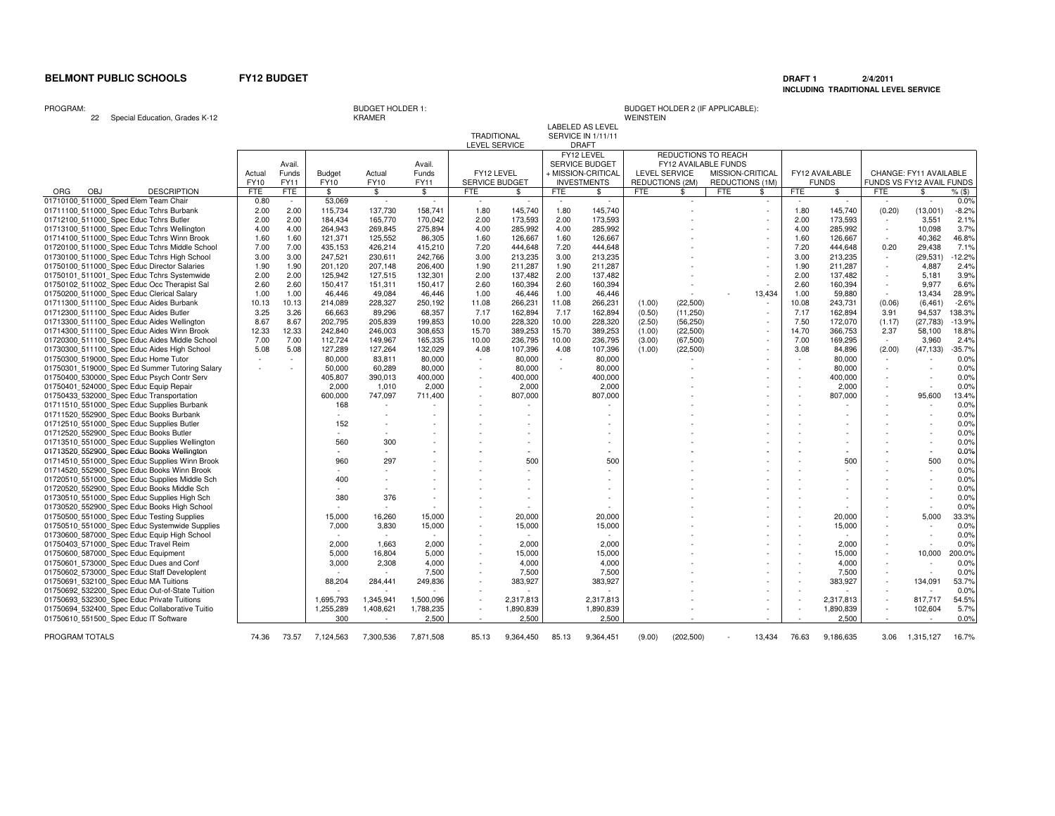**BELMONT PUBLIC SCHOOLS** **FY12 BUDGET** **DRAFT 1** **2/4/2011**

**INCLUDING TRADITIONAL LEVEL SERVICE**

PROGRAM: 22 Special Education, Grades K-12

BUDGET HOLDER 1: KRAMER

BUDGET HOLDER 2 (IF APPLICABLE): WEINSTEIN

| ORG OBJ DESCRIPTION | Actual FY10 FTE | Avail. Funds FY11 FTE | Budget FY10 $ | Actual FY10 $ | Avail. Funds FY11 $ | TRADITIONAL LEVEL SERVICE: FY12 LEVEL SERVICE BUDGET FTE | $ | LABELED AS LEVEL SERVICE IN 1/11/11 DRAFT: FY12 LEVEL SERVICE BUDGET + MISSION-CRITICAL INVESTMENTS FTE | $ | REDUCTIONS TO REACH FY12 AVAILABLE FUNDS: LEVEL SERVICE REDUCTIONS (2M) FTE | $ | MISSION-CRITICAL REDUCTIONS (1M) FTE | $ | FY12 AVAILABLE FUNDS FTE | $ | CHANGE: FY11 AVAILABLE FUNDS VS FY12 AVAIL FUNDS FTE | $ | % ($) |
|---|---|---|---|---|---|---|---|---|---|---|---|---|---|---|---|---|---|---|
| 01710100_511000_Sped Elem Team Chair | 0.80 | - | 53,069 | - | - | - | - | - | - | | - | | - | - | - | - | - | 0.0% |
| 01711100_511000_Spec Educ Tchrs Burbank | 2.00 | 2.00 | 115,734 | 137,730 | 158,741 | 1.80 | 145,740 | 1.80 | 145,740 | | - | | - | 1.80 | 145,740 | (0.20) | (13,001) | -8.2% |
| 01712100_511000_Spec Educ Tchrs Butler | 2.00 | 2.00 | 184,434 | 165,770 | 170,042 | 2.00 | 173,593 | 2.00 | 173,593 | | - | | - | 2.00 | 173,593 | - | 3,551 | 2.1% |
| 01713100_511000_Spec Educ Tchrs Wellington | 4.00 | 4.00 | 264,943 | 269,845 | 275,894 | 4.00 | 285,992 | 4.00 | 285,992 | | - | | - | 4.00 | 285,992 | - | 10,098 | 3.7% |
| 01714100_511000_Spec Educ Tchrs Winn Brook | 1.60 | 1.60 | 121,371 | 125,552 | 86,305 | 1.60 | 126,667 | 1.60 | 126,667 | | - | | - | 1.60 | 126,667 | - | 40,362 | 46.8% |
| 01720100_511000_Spec Educ Tchrs Middle School | 7.00 | 7.00 | 435,153 | 426,214 | 415,210 | 7.20 | 444,648 | 7.20 | 444,648 | | - | | - | 7.20 | 444,648 | 0.20 | 29,438 | 7.1% |
| 01730100_511000_Spec Educ Tchrs High School | 3.00 | 3.00 | 247,521 | 230,611 | 242,766 | 3.00 | 213,235 | 3.00 | 213,235 | | - | | - | 3.00 | 213,235 | - | (29,531) | -12.2% |
| 01750100_511000_Spec Educ Director Salaries | 1.90 | 1.90 | 201,120 | 207,148 | 206,400 | 1.90 | 211,287 | 1.90 | 211,287 | | - | | - | 1.90 | 211,287 | - | 4,887 | 2.4% |
| 01750101_511000_Spec Educ Tchrs Systemwide | 2.00 | 2.00 | 125,942 | 127,515 | 132,301 | 2.00 | 137,482 | 2.00 | 137,482 | | - | | - | 2.00 | 137,482 | - | 5,181 | 3.9% |
| 01750102_511002_Spec Educ Occ Therapist Sal | 2.60 | 2.60 | 150,417 | 151,311 | 150,417 | 2.60 | 160,394 | 2.60 | 160,394 | | - | | - | 2.60 | 160,394 | - | 9,977 | 6.6% |
| 01750200_511000_Spec Educ Clerical Salary | 1.00 | 1.00 | 46,446 | 49,084 | 46,446 | 1.00 | 46,446 | 1.00 | 46,446 | | - | - | 13,434 | 1.00 | 59,880 | - | 13,434 | 28.9% |
| 01711300_511100_Spec Educ Aides Burbank | 10.13 | 10.13 | 214,089 | 228,327 | 250,192 | 11.08 | 266,231 | 11.08 | 266,231 | (1.00) | (22,500) | | - | 10.08 | 243,731 | (0.06) | (6,461) | -2.6% |
| 01712300_511100_Spec Educ Aides Butler | 3.25 | 3.26 | 66,663 | 89,296 | 68,357 | 7.17 | 162,894 | 7.17 | 162,894 | (0.50) | (11,250) | | - | 7.17 | 162,894 | 3.91 | 94,537 | 138.3% |
| 01713300_511100_Spec Educ Aides Wellington | 8.67 | 8.67 | 202,795 | 205,839 | 199,853 | 10.00 | 228,320 | 10.00 | 228,320 | (2.50) | (56,250) | | - | 7.50 | 172,070 | (1.17) | (27,783) | -13.9% |
| 01714300_511100_Spec Educ Aides Winn Brook | 12.33 | 12.33 | 242,840 | 246,003 | 308,653 | 15.70 | 389,253 | 15.70 | 389,253 | (1.00) | (22,500) | | - | 14.70 | 366,753 | 2.37 | 58,100 | 18.8% |
| 01720300_511100_Spec Educ Aides Middle School | 7.00 | 7.00 | 112,724 | 149,967 | 165,335 | 10.00 | 236,795 | 10.00 | 236,795 | (3.00) | (67,500) | | - | 7.00 | 169,295 | - | 3,960 | 2.4% |
| 01730300_511100_Spec Educ Aides High School | 5.08 | 5.08 | 127,289 | 127,264 | 132,029 | 4.08 | 107,396 | 4.08 | 107,396 | (1.00) | (22,500) | | - | 3.08 | 84,896 | (2.00) | (47,133) | -35.7% |
| 01750300_519000_Spec Educ Home Tutor | - | - | 80,000 | 83,811 | 80,000 | - | 80,000 | - | 80,000 | | - | | - | - | 80,000 | - | - | 0.0% |
| 01750301_519000_Spec Ed Summer Tutoring Salary | - | - | 50,000 | 60,289 | 80,000 | - | 80,000 | - | 80,000 | | - | | - | - | 80,000 | - | - | 0.0% |
| 01750400_530000_Spec Educ Psych Contr Serv | | | 405,807 | 390,013 | 400,000 | - | 400,000 | | 400,000 | | - | | - | - | 400,000 | - | - | 0.0% |
| 01750401_524000_Spec Educ Equip Repair | | | 2,000 | 1,010 | 2,000 | - | 2,000 | | 2,000 | | - | | - | - | 2,000 | - | - | 0.0% |
| 01750433_532000_Spec Educ Transportation | | | 600,000 | 747,097 | 711,400 | - | 807,000 | | 807,000 | | - | | - | - | 807,000 | - | 95,600 | 13.4% |
| 01711510_551000_Spec Educ Supplies Burbank | | | 168 | - | - | - | - | | - | | - | | - | - | - | - | - | 0.0% |
| 01711520_552900_Spec Educ Books Burbank | | | - | - | - | - | - | | - | | - | | - | - | - | - | - | 0.0% |
| 01712510_551000_Spec Educ Supplies Butler | | | 152 | - | - | - | - | | - | | - | | - | - | - | - | - | 0.0% |
| 01712520_552900_Spec Educ Books Butler | | | - | - | - | - | - | | - | | - | | - | - | - | - | - | 0.0% |
| 01713510_551000_Spec Educ Supplies Wellington | | | 560 | 300 | - | - | - | | - | | - | | - | - | - | - | - | 0.0% |
| 01713520_552900_Spec Educ Books Wellington | | | - | - | - | - | - | | - | | - | | - | - | - | - | - | 0.0% |
| 01714510_551000_Spec Educ Supplies Winn Brook | | | 960 | 297 | - | - | 500 | | 500 | | - | | - | - | 500 | - | 500 | 0.0% |
| 01714520_552900_Spec Educ Books Winn Brook | | | - | - | - | - | - | | - | | - | | - | - | - | - | - | 0.0% |
| 01720510_551000_Spec Educ Supplies Middle Sch | | | 400 | - | - | - | - | | - | | - | | - | - | - | - | - | 0.0% |
| 01720520_552900_Spec Educ Books Middle Sch | | | - | - | - | - | - | | - | | - | | - | - | - | - | - | 0.0% |
| 01730510_551000_Spec Educ Supplies High Sch | | | 380 | 376 | - | - | - | | - | | - | | - | - | - | - | - | 0.0% |
| 01730520_552900_Spec Educ Books High School | | | - | - | - | - | - | | - | | - | | - | - | - | - | - | 0.0% |
| 01750500_551000_Spec Educ Testing Supplies | | | 15,000 | 16,260 | 15,000 | - | 20,000 | | 20,000 | | - | | - | - | 20,000 | - | 5,000 | 33.3% |
| 01750510_551000_Spec Educ Systemwide Supplies | | | 7,000 | 3,830 | 15,000 | - | 15,000 | | 15,000 | | - | | - | - | 15,000 | - | - | 0.0% |
| 01730600_587000_Spec Educ Equip High School | | | - | - | - | - | - | | - | | - | | - | - | - | - | - | 0.0% |
| 01750403_571000_Spec Educ Travel Reim | | | 2,000 | 1,663 | 2,000 | - | 2,000 | | 2,000 | | - | | - | - | 2,000 | - | - | 0.0% |
| 01750600_587000_Spec Educ Equipment | | | 5,000 | 16,804 | 5,000 | - | 15,000 | | 15,000 | | - | | - | - | 15,000 | - | 10,000 | 200.0% |
| 01750601_573000_Spec Educ Dues and Conf | | | 3,000 | 2,308 | 4,000 | - | 4,000 | | 4,000 | | - | | - | - | 4,000 | - | - | 0.0% |
| 01750602_573000_Spec Educ Staff Developlent | | | - | - | 7,500 | - | 7,500 | | 7,500 | | - | | - | - | 7,500 | - | - | 0.0% |
| 01750691_532100_Spec Educ MA Tuitions | | | 88,204 | 284,441 | 249,836 | - | 383,927 | | 383,927 | | - | | - | - | 383,927 | - | 134,091 | 53.7% |
| 01750692_532200_Spec Educ Out-of-State Tuition | | | - | - | - | - | - | | - | | - | | - | - | - | - | - | 0.0% |
| 01750693_532300_Spec Educ Private Tuitions | | | 1,695,793 | 1,345,941 | 1,500,096 | - | 2,317,813 | | 2,317,813 | | - | | - | - | 2,317,813 | - | 817,717 | 54.5% |
| 01750694_532400_Spec Educ Collaborative Tuitio | | | 1,255,289 | 1,408,621 | 1,788,235 | - | 1,890,839 | | 1,890,839 | | - | | - | - | 1,890,839 | - | 102,604 | 5.7% |
| 01750610_551500_Spec Educ IT Software | | | 300 | - | 2,500 | - | 2,500 | | 2,500 | | - | | - | - | 2,500 | - | - | 0.0% |
| PROGRAM TOTALS | 74.36 | 73.57 | 7,124,563 | 7,300,536 | 7,871,508 | 85.13 | 9,364,450 | 85.13 | 9,364,451 | (9.00) | (202,500) | - | 13,434 | 76.63 | 9,186,635 | 3.06 | 1,315,127 | 16.7% |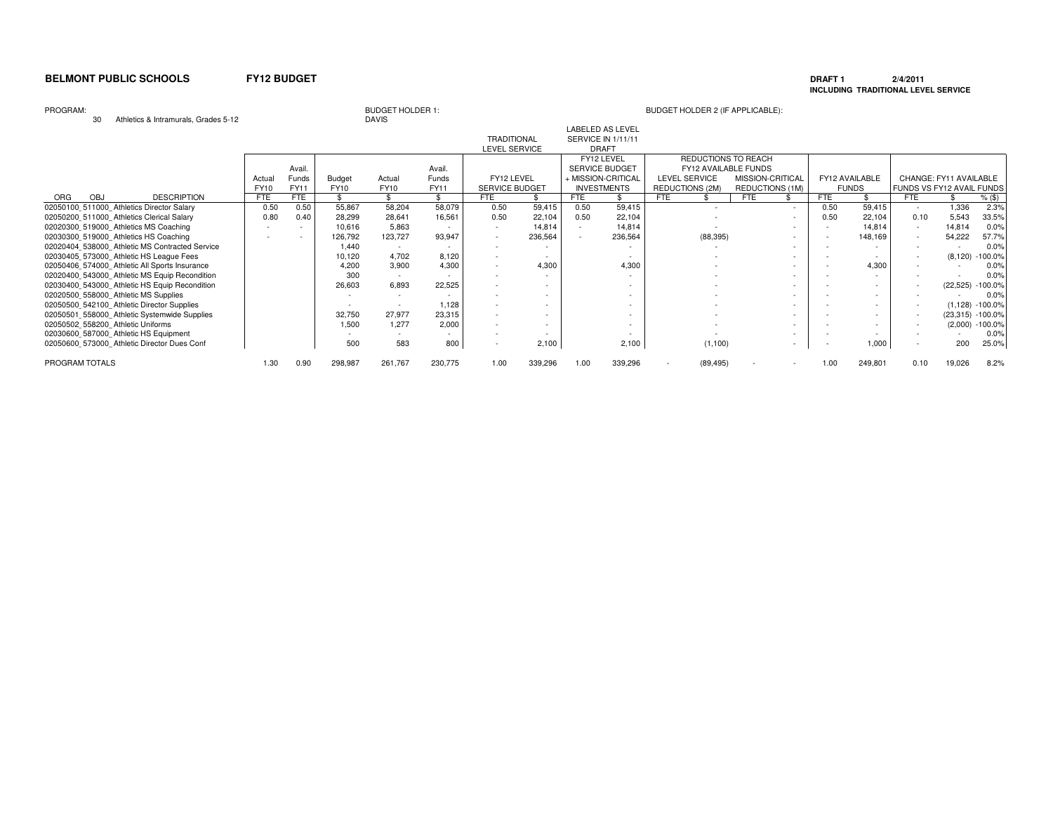**BELMONT PUBLIC SCHOOLS** **FY12 BUDGET**

**DRAFT 1** **2/4/2011**
**INCLUDING TRADITIONAL LEVEL SERVICE**

PROGRAM:
30 Athletics & Intramurals, Grades 5-12

BUDGET HOLDER 1:
DAVIS

BUDGET HOLDER 2 (IF APPLICABLE):

| ORG OBJ DESCRIPTION | Actual FY10 FTE | Avail. Funds FY11 FTE | Budget FY10 $ | Actual FY10 $ | Avail. Funds FY11 $ | TRADITIONAL LEVEL SERVICE: FY12 LEVEL SERVICE BUDGET FTE | $ | LABELED AS LEVEL SERVICE IN 1/11/11 DRAFT: FY12 LEVEL SERVICE BUDGET + MISSION-CRITICAL INVESTMENTS FTE | $ | REDUCTIONS TO REACH FY12 AVAILABLE FUNDS: LEVEL SERVICE REDUCTIONS (2M) FTE | $ | MISSION-CRITICAL REDUCTIONS (1M) FTE | $ | FY12 AVAILABLE FUNDS FTE | $ | CHANGE: FY11 AVAILABLE FUNDS VS FY12 AVAIL FUNDS FTE | $ | % ($) |
|---|---|---|---|---|---|---|---|---|---|---|---|---|---|---|---|---|---|---|
| 02050100_511000_Athletics Director Salary | 0.50 | 0.50 | 55,867 | 58,204 | 58,079 | 0.50 | 59,415 | 0.50 | 59,415 | | - | | - | 0.50 | 59,415 | - | 1,336 | 2.3% |
| 02050200_511000_Athletics Clerical Salary | 0.80 | 0.40 | 28,299 | 28,641 | 16,561 | 0.50 | 22,104 | 0.50 | 22,104 | | - | | - | 0.50 | 22,104 | 0.10 | 5,543 | 33.5% |
| 02020300_519000_Athletics MS Coaching | - | - | 10,616 | 5,863 | - | - | 14,814 | - | 14,814 | | - | | - | - | 14,814 | - | 14,814 | 0.0% |
| 02030300_519000_Athletics HS Coaching | - | - | 126,792 | 123,727 | 93,947 | - | 236,564 | - | 236,564 | | (88,395) | | - | - | 148,169 | - | 54,222 | 57.7% |
| 02020404_538000_Athletic MS Contracted Service | | | 1,440 | - | - | - | - | | - | | - | | - | - | - | - | - | 0.0% |
| 02030405_573000_Athletic HS League Fees | | | 10,120 | 4,702 | 8,120 | - | - | | - | | - | | - | - | - | - | (8,120) | -100.0% |
| 02050406_574000_Athletic All Sports Insurance | | | 4,200 | 3,900 | 4,300 | - | 4,300 | | 4,300 | | - | | - | - | 4,300 | - | - | 0.0% |
| 02020400_543000_Athletic MS Equip Recondition | | | 300 | - | - | - | - | | - | | - | | - | - | - | - | - | 0.0% |
| 02030400_543000_Athletic HS Equip Recondition | | | 26,603 | 6,893 | 22,525 | - | - | | - | | - | | - | - | - | - | (22,525) | -100.0% |
| 02020500_558000_Athletic MS Supplies | | | - | - | - | - | - | | - | | - | | - | - | - | - | - | 0.0% |
| 02050500_542100_Athletic Director Supplies | | | - | - | 1,128 | - | - | | - | | - | | - | - | - | - | (1,128) | -100.0% |
| 02050501_558000_Athletic Systemwide Supplies | | | 32,750 | 27,977 | 23,315 | - | - | | - | | - | | - | - | - | - | (23,315) | -100.0% |
| 02050502_558200_Athletic Uniforms | | | 1,500 | 1,277 | 2,000 | - | - | | - | | - | | - | - | - | - | (2,000) | -100.0% |
| 02030600_587000_Athletic HS Equipment | | | - | - | - | - | - | | - | | - | | - | - | - | - | - | 0.0% |
| 02050600_573000_Athletic Director Dues Conf | | | 500 | 583 | 800 | - | 2,100 | | 2,100 | | (1,100) | | - | - | 1,000 | - | 200 | 25.0% |
| PROGRAM TOTALS | 1.30 | 0.90 | 298,987 | 261,767 | 230,775 | 1.00 | 339,296 | 1.00 | 339,296 | - | (89,495) | - | - | 1.00 | 249,801 | 0.10 | 19,026 | 8.2% |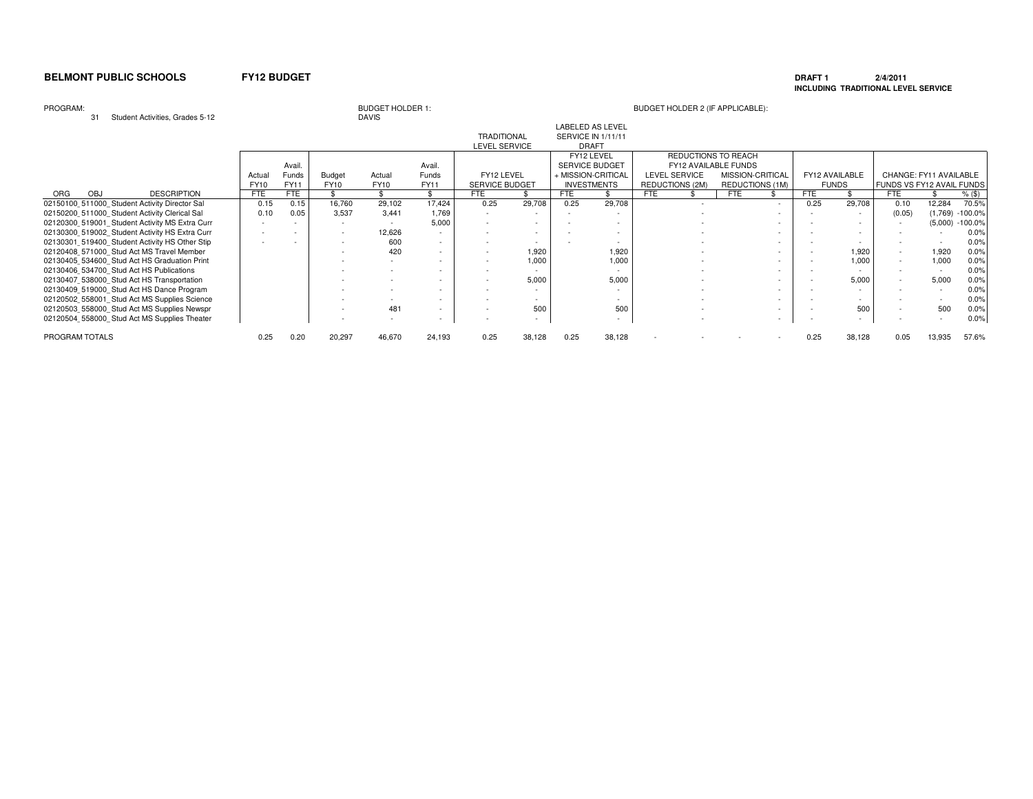**BELMONT PUBLIC SCHOOLS** **FY12 BUDGET** **DRAFT 1** **2/4/2011**

**INCLUDING TRADITIONAL LEVEL SERVICE**

PROGRAM: 31 Student Activities, Grades 5-12

BUDGET HOLDER 1: DAVIS

BUDGET HOLDER 2 (IF APPLICABLE):

| ORG OBJ DESCRIPTION | Actual FY10 FTE | Avail. Funds FY11 FTE | Budget FY10 $ | Actual FY10 $ | Avail. Funds FY11 $ | TRADITIONAL LEVEL SERVICE: FY12 LEVEL SERVICE BUDGET FTE | $ | LABELED AS LEVEL SERVICE IN 1/11/11 DRAFT: FY12 LEVEL SERVICE BUDGET + MISSION-CRITICAL INVESTMENTS FTE | $ | REDUCTIONS TO REACH FY12 AVAILABLE FUNDS: LEVEL SERVICE REDUCTIONS (2M) FTE | $ | MISSION-CRITICAL REDUCTIONS (1M) FTE | $ | FY12 AVAILABLE FUNDS FTE | $ | CHANGE: FY11 AVAILABLE FUNDS VS FY12 AVAIL FUNDS FTE | $ | % ($) |
|---|---|---|---|---|---|---|---|---|---|---|---|---|---|---|---|---|---|---|
| 02150100_511000_Student Activity Director Sal | 0.15 | 0.15 | 16,760 | 29,102 | 17,424 | 0.25 | 29,708 | 0.25 | 29,708 | | - | | - | 0.25 | 29,708 | 0.10 | 12,284 | 70.5% |
| 02150200_511000_Student Activity Clerical Sal | 0.10 | 0.05 | 3,537 | 3,441 | 1,769 | - | - | - | - | | - | | - | - | - | (0.05) | (1,769) | -100.0% |
| 02120300_519001_Student Activity MS Extra Curr | - | - | - | - | 5,000 | - | - | - | - | | - | | - | - | - | - | (5,000) | -100.0% |
| 02130300_519002_Student Activity HS Extra Curr | - | - | - | 12,626 | - | - | - | - | - | | - | | - | - | - | - | - | 0.0% |
| 02130301_519400_Student Activity HS Other Stip | - | - | - | 600 | - | - | - | - | - | | - | | - | - | - | - | - | 0.0% |
| 02120408_571000_Stud Act MS Travel Member | | | - | 420 | - | - | 1,920 | | 1,920 | | - | | - | - | 1,920 | - | 1,920 | 0.0% |
| 02130405_534600_Stud Act HS Graduation Print | | | - | - | - | - | 1,000 | | 1,000 | | - | | - | - | 1,000 | - | 1,000 | 0.0% |
| 02130406_534700_Stud Act HS Publications | | | - | - | - | - | - | | - | | - | | - | - | - | - | - | 0.0% |
| 02130407_538000_Stud Act HS Transportation | | | - | - | - | - | 5,000 | | 5,000 | | - | | - | - | 5,000 | - | 5,000 | 0.0% |
| 02130409_519000_Stud Act HS Dance Program | | | - | - | - | - | - | | - | | - | | - | - | - | - | - | 0.0% |
| 02120502_558001_Stud Act MS Supplies Science | | | - | - | - | - | - | | - | | - | | - | - | - | - | - | 0.0% |
| 02120503_558000_Stud Act MS Supplies Newspr | | | - | 481 | - | - | 500 | | 500 | | - | | - | - | 500 | - | 500 | 0.0% |
| 02120504_558000_Stud Act MS Supplies Theater | | | - | - | - | - | - | | - | | - | | - | - | - | - | - | 0.0% |
| PROGRAM TOTALS | 0.25 | 0.20 | 20,297 | 46,670 | 24,193 | 0.25 | 38,128 | 0.25 | 38,128 | - | - | - | - | 0.25 | 38,128 | 0.05 | 13,935 | 57.6% |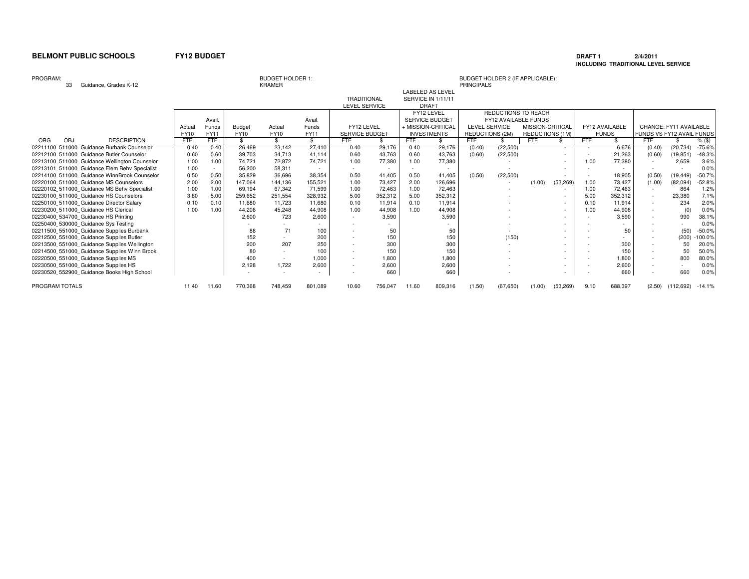**BELMONT PUBLIC SCHOOLS** **FY12 BUDGET**

**DRAFT 1** **2/4/2011**
**INCLUDING TRADITIONAL LEVEL SERVICE**

PROGRAM: 33 Guidance, Grades K-12

BUDGET HOLDER 1: KRAMER

BUDGET HOLDER 2 (IF APPLICABLE): PRINCIPALS

| ORG OBJ DESCRIPTION | Actual FY10 FTE | Avail. Funds FY11 FTE | Budget FY10 $ | Actual FY10 $ | Avail. Funds FY11 $ | TRADITIONAL LEVEL SERVICE: FY12 LEVEL SERVICE BUDGET FTE | TRADITIONAL LEVEL SERVICE: FY12 LEVEL SERVICE BUDGET $ | LABELED AS LEVEL SERVICE IN 1/11/11 DRAFT: FY12 LEVEL SERVICE BUDGET + MISSION-CRITICAL INVESTMENTS FTE | LABELED AS LEVEL SERVICE IN 1/11/11 DRAFT: FY12 LEVEL SERVICE BUDGET + MISSION-CRITICAL INVESTMENTS $ | REDUCTIONS TO REACH FY12 AVAILABLE FUNDS: LEVEL SERVICE REDUCTIONS (2M) FTE | REDUCTIONS TO REACH FY12 AVAILABLE FUNDS: LEVEL SERVICE REDUCTIONS (2M) $ | REDUCTIONS TO REACH FY12 AVAILABLE FUNDS: MISSION-CRITICAL REDUCTIONS (1M) FTE | REDUCTIONS TO REACH FY12 AVAILABLE FUNDS: MISSION-CRITICAL REDUCTIONS (1M) $ | FY12 AVAILABLE FUNDS FTE | FY12 AVAILABLE FUNDS $ | CHANGE: FY11 AVAILABLE FUNDS VS FY12 AVAIL FUNDS FTE | CHANGE: FY11 AVAILABLE FUNDS VS FY12 AVAIL FUNDS $ | CHANGE: FY11 AVAILABLE FUNDS VS FY12 AVAIL FUNDS % ($) |
|---|---|---|---|---|---|---|---|---|---|---|---|---|---|---|---|---|---|---|
| 02211100_511000_Guidance Burbank Counselor | 0.40 | 0.40 | 26,469 | 23,142 | 27,410 | 0.40 | 29,176 | 0.40 | 29,176 | (0.40) | (22,500) | | - | - | 6,676 | (0.40) | (20,734) | -75.6% |
| 02212100_511000_Guidance Butler Counselor | 0.60 | 0.60 | 39,703 | 34,713 | 41,114 | 0.60 | 43,763 | 0.60 | 43,763 | (0.60) | (22,500) | | - | - | 21,263 | (0.60) | (19,851) | -48.3% |
| 02213100_511000_Guidance Wellington Counselor | 1.00 | 1.00 | 74,721 | 72,872 | 74,721 | 1.00 | 77,380 | 1.00 | 77,380 | | - | | - | 1.00 | 77,380 | - | 2,659 | 3.6% |
| 02213101_511000_Guidance Elem Behv Specialist | 1.00 | - | 56,200 | 58,311 | - | - | - | - | - | | - | | - | - | - | - | - | 0.0% |
| 02214100_511000_Guidance WinnBrook Counselor | 0.50 | 0.50 | 35,829 | 36,696 | 38,354 | 0.50 | 41,405 | 0.50 | 41,405 | (0.50) | (22,500) | | - | - | 18,905 | (0.50) | (19,449) | -50.7% |
| 02220100_511000_Guidance MS Counselors | 2.00 | 2.00 | 147,064 | 144,136 | 155,521 | 1.00 | 73,427 | 2.00 | 126,696 | | - | (1.00) | (53,269) | 1.00 | 73,427 | (1.00) | (82,094) | -52.8% |
| 02220102_511000_Guidance MS Behv Specialist | 1.00 | 1.00 | 69,194 | 67,342 | 71,599 | 1.00 | 72,463 | 1.00 | 72,463 | | - | | - | 1.00 | 72,463 | - | 864 | 1.2% |
| 02230100_511000_Guidance HS Counselors | 3.80 | 5.00 | 259,652 | 251,554 | 328,932 | 5.00 | 352,312 | 5.00 | 352,312 | | - | | - | 5.00 | 352,312 | - | 23,380 | 7.1% |
| 02250100_511000_Guidance Director Salary | 0.10 | 0.10 | 11,680 | 11,723 | 11,680 | 0.10 | 11,914 | 0.10 | 11,914 | | - | | - | 0.10 | 11,914 | - | 234 | 2.0% |
| 02230200_511000_Guidance HS Clerical | 1.00 | 1.00 | 44,208 | 45,248 | 44,908 | 1.00 | 44,908 | 1.00 | 44,908 | | - | | - | 1.00 | 44,908 | - | (0) | 0.0% |
| 02230400_534700_Guidance HS Printing | | | 2,600 | 723 | 2,600 | - | 3,590 | | 3,590 | | - | | - | - | 3,590 | - | 990 | 38.1% |
| 02250400_530000_Guidance Sys Testing | | | - | - | - | - | - | | - | | - | | - | - | - | - | - | 0.0% |
| 02211500_551000_Guidance Supplies Burbank | | | 88 | 71 | 100 | - | 50 | | 50 | | - | | - | - | 50 | - | (50) | -50.0% |
| 02212500_551000_Guidance Supplies Butler | | | 152 | - | 200 | - | 150 | | 150 | | (150) | | - | - | - | - | (200) | -100.0% |
| 02213500_551000_Guidance Supplies Wellington | | | 200 | 207 | 250 | - | 300 | | 300 | | - | | - | - | 300 | - | 50 | 20.0% |
| 02214500_551000_Guidance Supplies Winn Brook | | | 80 | - | 100 | - | 150 | | 150 | | - | | - | - | 150 | - | 50 | 50.0% |
| 02220500_551000_Guidance Supplies MS | | | 400 | - | 1,000 | - | 1,800 | | 1,800 | | - | | - | - | 1,800 | - | 800 | 80.0% |
| 02230500_551000_Guidance Supplies HS | | | 2,128 | 1,722 | 2,600 | - | 2,600 | | 2,600 | | - | | - | - | 2,600 | - | - | 0.0% |
| 02230520_552900_Guidance Books High School | | | - | - | - | - | 660 | | 660 | | - | | - | - | 660 | - | 660 | 0.0% |
| PROGRAM TOTALS | 11.40 | 11.60 | 770,368 | 748,459 | 801,089 | 10.60 | 756,047 | 11.60 | 809,316 | (1.50) | (67,650) | (1.00) | (53,269) | 9.10 | 688,397 | (2.50) | (112,692) | -14.1% |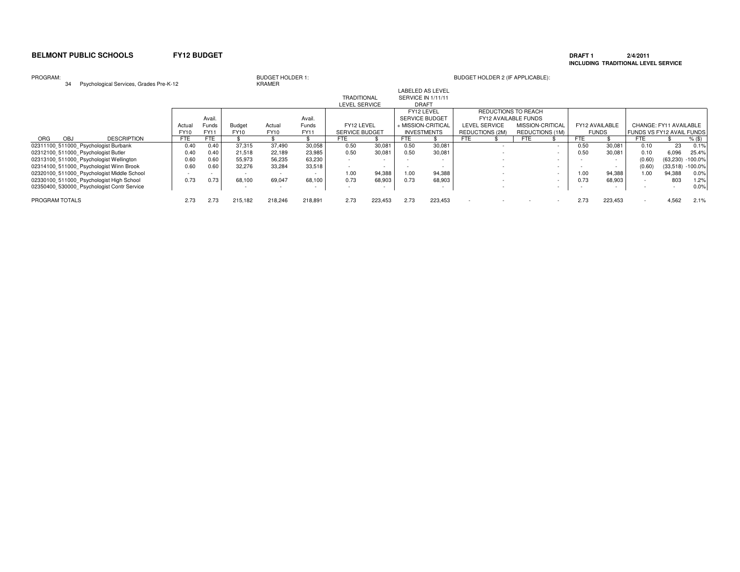**BELMONT PUBLIC SCHOOLS** **FY12 BUDGET**

**DRAFT 1** **2/4/2011**
**INCLUDING TRADITIONAL LEVEL SERVICE**

PROGRAM: 34 Psychological Services, Grades Pre-K-12

BUDGET HOLDER 1: KRAMER

BUDGET HOLDER 2 (IF APPLICABLE):

| ORG OBJ DESCRIPTION | Actual FY10 FTE | Avail. Funds FY11 FTE | Budget FY10 $ | Actual FY10 $ | Avail. Funds FY11 $ | TRADITIONAL LEVEL SERVICE: FY12 LEVEL SERVICE BUDGET FTE | TRADITIONAL LEVEL SERVICE: FY12 LEVEL SERVICE BUDGET $ | LABELED AS LEVEL SERVICE IN 1/11/11 DRAFT: FY12 LEVEL SERVICE BUDGET + MISSION-CRITICAL INVESTMENTS FTE | LABELED AS LEVEL SERVICE IN 1/11/11 DRAFT: FY12 LEVEL SERVICE BUDGET + MISSION-CRITICAL INVESTMENTS $ | REDUCTIONS TO REACH FY12 AVAILABLE FUNDS: LEVEL SERVICE REDUCTIONS (2M) FTE | REDUCTIONS TO REACH FY12 AVAILABLE FUNDS: LEVEL SERVICE REDUCTIONS (2M) $ | REDUCTIONS TO REACH FY12 AVAILABLE FUNDS: MISSION-CRITICAL REDUCTIONS (1M) FTE | REDUCTIONS TO REACH FY12 AVAILABLE FUNDS: MISSION-CRITICAL REDUCTIONS (1M) $ | FY12 AVAILABLE FUNDS FTE | FY12 AVAILABLE FUNDS $ | CHANGE: FY11 AVAILABLE FUNDS VS FY12 AVAIL FUNDS FTE | CHANGE: FY11 AVAILABLE FUNDS VS FY12 AVAIL FUNDS $ | CHANGE: FY11 AVAILABLE FUNDS VS FY12 AVAIL FUNDS % ($) |
|---|---|---|---|---|---|---|---|---|---|---|---|---|---|---|---|---|---|---|
| 02311100_511000_Psychologist Burbank | 0.40 | 0.40 | 37,315 | 37,490 | 30,058 | 0.50 | 30,081 | 0.50 | 30,081 | | - | | - | 0.50 | 30,081 | 0.10 | 23 | 0.1% |
| 02312100_511000_Psychologist Butler | 0.40 | 0.40 | 21,518 | 22,189 | 23,985 | 0.50 | 30,081 | 0.50 | 30,081 | | - | | - | 0.50 | 30,081 | 0.10 | 6,096 | 25.4% |
| 02313100_511000_Psychologist Wellington | 0.60 | 0.60 | 55,973 | 56,235 | 63,230 | - | - | - | - | | - | | - | - | - | (0.60) | (63,230) | -100.0% |
| 02314100_511000_Psychologist Winn Brook | 0.60 | 0.60 | 32,276 | 33,284 | 33,518 | - | - | - | - | | - | | - | - | - | (0.60) | (33,518) | -100.0% |
| 02320100_511000_Psychologist Middle School | - | - | - | - | - | 1.00 | 94,388 | 1.00 | 94,388 | | - | | - | 1.00 | 94,388 | 1.00 | 94,388 | 0.0% |
| 02330100_511000_Psychologist High School | 0.73 | 0.73 | 68,100 | 69,047 | 68,100 | 0.73 | 68,903 | 0.73 | 68,903 | | - | | - | 0.73 | 68,903 | - | 803 | 1.2% |
| 02350400_530000_Psychologist Contr Service | | | - | - | - | - | - | | - | | - | | - | - | - | - | - | 0.0% |
| PROGRAM TOTALS | 2.73 | 2.73 | 215,182 | 218,246 | 218,891 | 2.73 | 223,453 | 2.73 | 223,453 | - | - | - | - | 2.73 | 223,453 | - | 4,562 | 2.1% |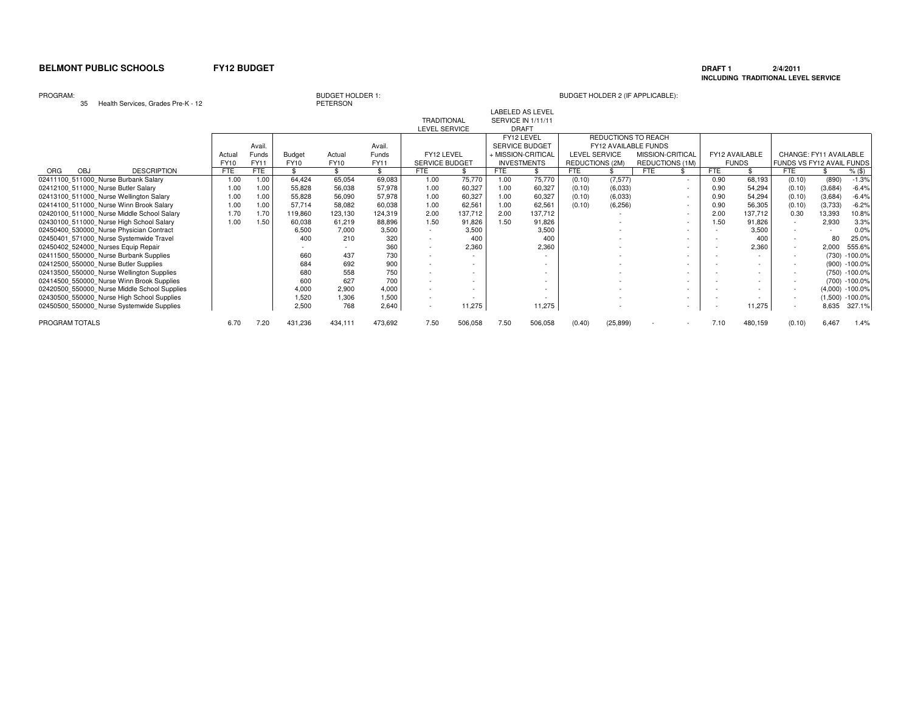**BELMONT PUBLIC SCHOOLS** **FY12 BUDGET**

**DRAFT 1** 2/4/2011
**INCLUDING TRADITIONAL LEVEL SERVICE**

PROGRAM: 35 Health Services, Grades Pre-K - 12

BUDGET HOLDER 1: PETERSON

BUDGET HOLDER 2 (IF APPLICABLE):

| ORG OBJ DESCRIPTION | Actual FY10 FTE | Avail. Funds FY11 FTE | Budget FY10 $ | Actual FY10 $ | Avail. Funds FY11 $ | TRADITIONAL LEVEL SERVICE: FY12 LEVEL SERVICE BUDGET FTE | $ | LABELED AS LEVEL SERVICE IN 1/11/11 DRAFT: FY12 LEVEL SERVICE BUDGET + MISSION-CRITICAL INVESTMENTS FTE | $ | REDUCTIONS TO REACH FY12 AVAILABLE FUNDS: LEVEL SERVICE REDUCTIONS (2M) FTE | $ | MISSION-CRITICAL REDUCTIONS (1M) FTE | $ | FY12 AVAILABLE FUNDS FTE | $ | CHANGE: FY11 AVAILABLE FUNDS VS FY12 AVAIL FUNDS FTE | $ | % ($) |
|---|---|---|---|---|---|---|---|---|---|---|---|---|---|---|---|---|---|---|
| 02411100_511000_Nurse Burbank Salary | 1.00 | 1.00 | 64,424 | 65,054 | 69,083 | 1.00 | 75,770 | 1.00 | 75,770 | (0.10) | (7,577) | | - | 0.90 | 68,193 | (0.10) | (890) | -1.3% |
| 02412100_511000_Nurse Butler Salary | 1.00 | 1.00 | 55,828 | 56,038 | 57,978 | 1.00 | 60,327 | 1.00 | 60,327 | (0.10) | (6,033) | | - | 0.90 | 54,294 | (0.10) | (3,684) | -6.4% |
| 02413100_511000_Nurse Wellington Salary | 1.00 | 1.00 | 55,828 | 56,090 | 57,978 | 1.00 | 60,327 | 1.00 | 60,327 | (0.10) | (6,033) | | - | 0.90 | 54,294 | (0.10) | (3,684) | -6.4% |
| 02414100_511000_Nurse Winn Brook Salary | 1.00 | 1.00 | 57,714 | 58,082 | 60,038 | 1.00 | 62,561 | 1.00 | 62,561 | (0.10) | (6,256) | | - | 0.90 | 56,305 | (0.10) | (3,733) | -6.2% |
| 02420100_511000_Nurse Middle School Salary | 1.70 | 1.70 | 119,860 | 123,130 | 124,319 | 2.00 | 137,712 | 2.00 | 137,712 | | - | | - | 2.00 | 137,712 | 0.30 | 13,393 | 10.8% |
| 02430100_511000_Nurse High School Salary | 1.00 | 1.50 | 60,038 | 61,219 | 88,896 | 1.50 | 91,826 | 1.50 | 91,826 | | - | | - | 1.50 | 91,826 | - | 2,930 | 3.3% |
| 02450400_530000_Nurse Physician Contract | | | 6,500 | 7,000 | 3,500 | - | 3,500 | | 3,500 | | - | | - | - | 3,500 | - | - | 0.0% |
| 02450401_571000_Nurse Systemwide Travel | | | 400 | 210 | 320 | - | 400 | | 400 | | - | | - | - | 400 | - | 80 | 25.0% |
| 02450402_524000_Nurses Equip Repair | | | - | - | 360 | - | 2,360 | | 2,360 | | - | | - | - | 2,360 | - | 2,000 | 555.6% |
| 02411500_550000_Nurse Burbank Supplies | | | 660 | 437 | 730 | - | - | | - | | - | | - | - | - | - | (730) | -100.0% |
| 02412500_550000_Nurse Butler Supplies | | | 684 | 692 | 900 | - | - | | - | | - | | - | - | - | - | (900) | -100.0% |
| 02413500_550000_Nurse Wellington Supplies | | | 680 | 558 | 750 | - | - | | - | | - | | - | - | - | - | (750) | -100.0% |
| 02414500_550000_Nurse Winn Brook Supplies | | | 600 | 627 | 700 | - | - | | - | | - | | - | - | - | - | (700) | -100.0% |
| 02420500_550000_Nurse Middle School Supplies | | | 4,000 | 2,900 | 4,000 | - | - | | - | | - | | - | - | - | - | (4,000) | -100.0% |
| 02430500_550000_Nurse High School Supplies | | | 1,520 | 1,306 | 1,500 | - | - | | - | | - | | - | - | - | - | (1,500) | -100.0% |
| 02450500_550000_Nurse Systemwide Supplies | | | 2,500 | 768 | 2,640 | - | 11,275 | | 11,275 | | - | | - | - | 11,275 | - | 8,635 | 327.1% |
| PROGRAM TOTALS | 6.70 | 7.20 | 431,236 | 434,111 | 473,692 | 7.50 | 506,058 | 7.50 | 506,058 | (0.40) | (25,899) | - | - | 7.10 | 480,159 | (0.10) | 6,467 | 1.4% |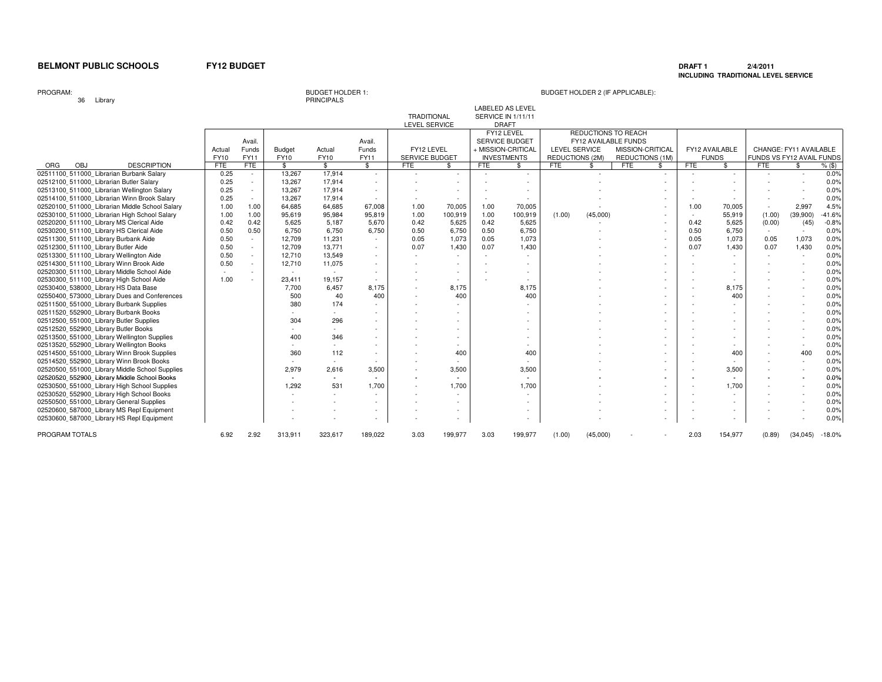**BELMONT PUBLIC SCHOOLS** **FY12 BUDGET**

**DRAFT 1** 2/4/2011
**INCLUDING TRADITIONAL LEVEL SERVICE**

PROGRAM: 36 Library

BUDGET HOLDER 1: PRINCIPALS

BUDGET HOLDER 2 (IF APPLICABLE):

| ORG OBJ DESCRIPTION | Actual FY10 FTE | Avail. Funds FY11 FTE | Budget FY10 $ | Actual FY10 $ | Avail. Funds FY11 $ | TRADITIONAL LEVEL SERVICE: FY12 LEVEL SERVICE BUDGET FTE | TRADITIONAL LEVEL SERVICE: FY12 LEVEL SERVICE BUDGET $ | LABELED AS LEVEL SERVICE IN 1/11/11 DRAFT: FY12 LEVEL SERVICE BUDGET + MISSION-CRITICAL INVESTMENTS FTE | LABELED AS LEVEL SERVICE IN 1/11/11 DRAFT: FY12 LEVEL SERVICE BUDGET + MISSION-CRITICAL INVESTMENTS $ | REDUCTIONS TO REACH FY12 AVAILABLE FUNDS: LEVEL SERVICE REDUCTIONS (2M) FTE | REDUCTIONS TO REACH FY12 AVAILABLE FUNDS: LEVEL SERVICE REDUCTIONS (2M) $ | REDUCTIONS TO REACH FY12 AVAILABLE FUNDS: MISSION-CRITICAL REDUCTIONS (1M) FTE | REDUCTIONS TO REACH FY12 AVAILABLE FUNDS: MISSION-CRITICAL REDUCTIONS (1M) $ | FY12 AVAILABLE FUNDS FTE | FY12 AVAILABLE FUNDS $ | CHANGE: FY11 AVAILABLE FUNDS VS FY12 AVAIL FUNDS FTE | CHANGE: FY11 AVAILABLE FUNDS VS FY12 AVAIL FUNDS $ | CHANGE: % ($) |
|---|---|---|---|---|---|---|---|---|---|---|---|---|---|---|---|---|---|---|
| 02511100_511000_Librarian Burbank Salary | 0.25 | - | 13,267 | 17,914 | - | - | - | - | - | | - | | - | - | - | - | - | 0.0% |
| 02512100_511000_Librarian Butler Salary | 0.25 | - | 13,267 | 17,914 | - | - | - | - | - | | - | | - | - | - | - | - | 0.0% |
| 02513100_511000_Librarian Wellington Salary | 0.25 | - | 13,267 | 17,914 | - | - | - | - | - | | - | | - | - | - | - | - | 0.0% |
| 02514100_511000_Librarian Winn Brook Salary | 0.25 | - | 13,267 | 17,914 | - | - | - | - | - | | - | | - | - | - | - | - | 0.0% |
| 02520100_511000_Librarian Middle School Salary | 1.00 | 1.00 | 64,685 | 64,685 | 67,008 | 1.00 | 70,005 | 1.00 | 70,005 | | - | | - | 1.00 | 70,005 | - | 2,997 | 4.5% |
| 02530100_511000_Librarian High School Salary | 1.00 | 1.00 | 95,619 | 95,984 | 95,819 | 1.00 | 100,919 | 1.00 | 100,919 | (1.00) | (45,000) | | - | - | 55,919 | (1.00) | (39,900) | -41.6% |
| 02520200_511100_Library MS Clerical Aide | 0.42 | 0.42 | 5,625 | 5,187 | 5,670 | 0.42 | 5,625 | 0.42 | 5,625 | | - | | - | 0.42 | 5,625 | (0.00) | (45) | -0.8% |
| 02530200_511100_Library HS Clerical Aide | 0.50 | 0.50 | 6,750 | 6,750 | 6,750 | 0.50 | 6,750 | 0.50 | 6,750 | | - | | - | 0.50 | 6,750 | - | - | 0.0% |
| 02511300_511100_Library Burbank Aide | 0.50 | - | 12,709 | 11,231 | - | 0.05 | 1,073 | 0.05 | 1,073 | | - | | - | 0.05 | 1,073 | 0.05 | 1,073 | 0.0% |
| 02512300_511100_Library Butler Aide | 0.50 | - | 12,709 | 13,771 | - | 0.07 | 1,430 | 0.07 | 1,430 | | - | | - | 0.07 | 1,430 | 0.07 | 1,430 | 0.0% |
| 02513300_511100_Library Wellington Aide | 0.50 | - | 12,710 | 13,549 | - | - | - | - | - | | - | | - | - | - | - | - | 0.0% |
| 02514300_511100_Library Winn Brook Aide | 0.50 | - | 12,710 | 11,075 | - | - | - | - | - | | - | | - | - | - | - | - | 0.0% |
| 02520300_511100_Library Middle School Aide | - | - | - | - | - | - | - | - | - | | - | | - | - | - | - | - | 0.0% |
| 02530300_511100_Library High School Aide | 1.00 | - | 23,411 | 19,157 | - | - | - | - | - | | - | | - | - | - | - | - | 0.0% |
| 02530400_538000_Library HS Data Base | | | 7,700 | 6,457 | 8,175 | - | 8,175 | | 8,175 | | - | | - | - | 8,175 | - | - | 0.0% |
| 02550400_573000_Library Dues and Conferences | | | 500 | 40 | 400 | - | 400 | | 400 | | - | | - | - | 400 | - | - | 0.0% |
| 02511500_551000_Library Burbank Supplies | | | 380 | 174 | - | - | - | | - | | - | | - | - | - | - | - | 0.0% |
| 02511520_552900_Library Burbank Books | | | - | - | - | - | - | | - | | - | | - | - | - | - | - | 0.0% |
| 02512500_551000_Library Butler Supplies | | | 304 | 296 | - | - | - | | - | | - | | - | - | - | - | - | 0.0% |
| 02512520_552900_Library Butler Books | | | - | - | - | - | - | | - | | - | | - | - | - | - | - | 0.0% |
| 02513500_551000_Library Wellington Supplies | | | 400 | 346 | - | - | - | | - | | - | | - | - | - | - | - | 0.0% |
| 02513520_552900_Library Wellington Books | | | - | - | - | - | - | | - | | - | | - | - | - | - | - | 0.0% |
| 02514500_551000_Library Winn Brook Supplies | | | 360 | 112 | - | - | 400 | | 400 | | - | | - | - | 400 | - | 400 | 0.0% |
| 02514520_552900_Library Winn Brook Books | | | - | - | - | - | - | | - | | - | | - | - | - | - | - | 0.0% |
| 02520500_551000_Library Middle School Supplies | | | 2,979 | 2,616 | 3,500 | - | 3,500 | | 3,500 | | - | | - | - | 3,500 | - | - | 0.0% |
| 02520520_552900_Library Middle School Books | | | - | - | - | - | - | | - | | - | | - | - | - | - | - | 0.0% |
| 02530500_551000_Library High School Supplies | | | 1,292 | 531 | 1,700 | - | 1,700 | | 1,700 | | - | | - | - | 1,700 | - | - | 0.0% |
| 02530520_552900_Library High School Books | | | - | - | - | - | - | | - | | - | | - | - | - | - | - | 0.0% |
| 02550500_551000_Library General Supplies | | | - | - | - | - | - | | - | | - | | - | - | - | - | - | 0.0% |
| 02520600_587000_Library MS Repl Equipment | | | - | - | - | - | - | | - | | - | | - | - | - | - | - | 0.0% |
| 02530600_587000_Library HS Repl Equipment | | | - | - | - | - | - | | - | | - | | - | - | - | - | - | 0.0% |
| PROGRAM TOTALS | 6.92 | 2.92 | 313,911 | 323,617 | 189,022 | 3.03 | 199,977 | 3.03 | 199,977 | (1.00) | (45,000) | - | - | 2.03 | 154,977 | (0.89) | (34,045) | -18.0% |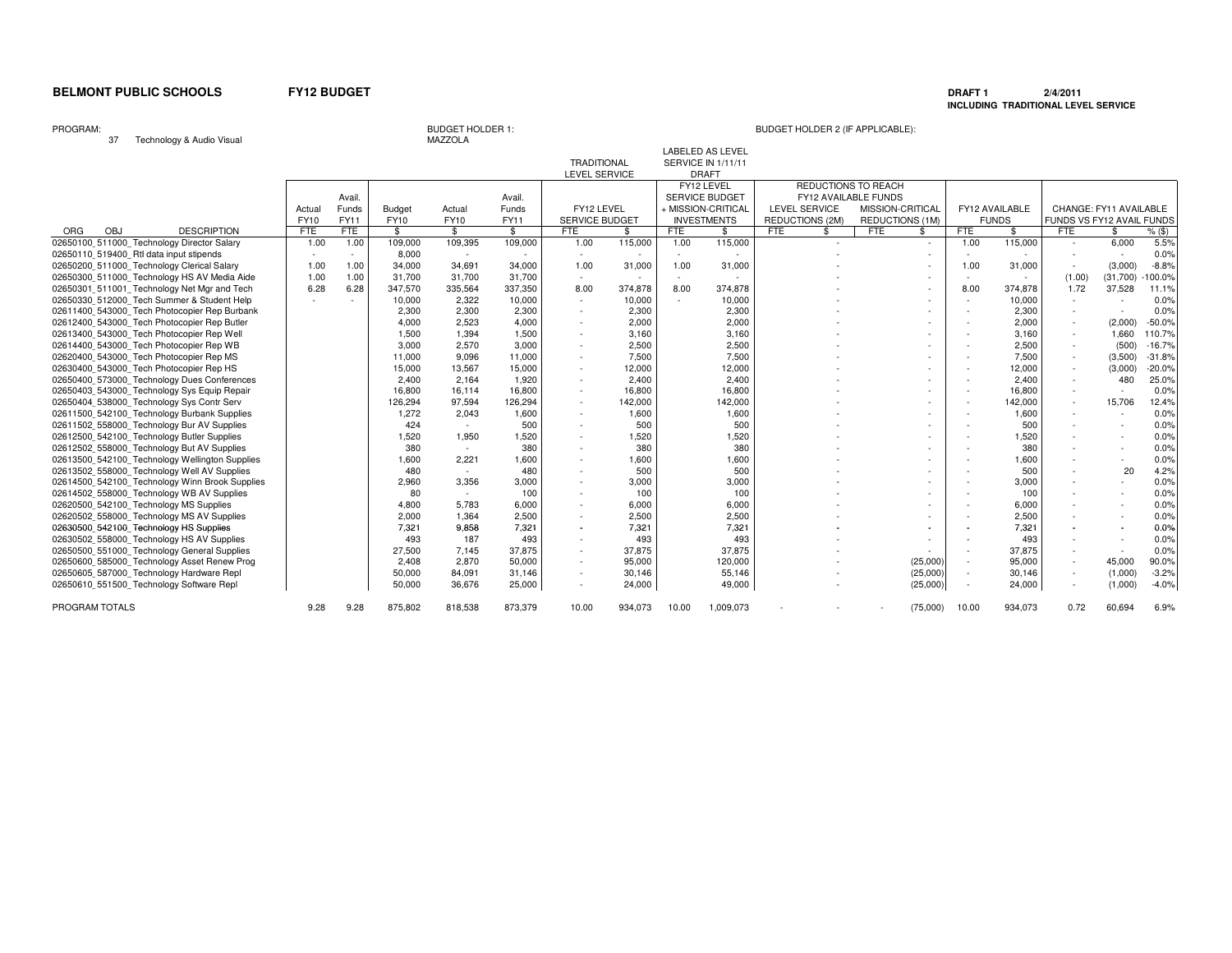**BELMONT PUBLIC SCHOOLS** **FY12 BUDGET**

**DRAFT 1** **2/4/2011**
**INCLUDING TRADITIONAL LEVEL SERVICE**

PROGRAM: 37 Technology & Audio Visual

BUDGET HOLDER 1: MAZZOLA

BUDGET HOLDER 2 (IF APPLICABLE):

| ORG OBJ DESCRIPTION | Actual FY10 FTE | Avail. Funds FY11 FTE | Budget FY10 $ | Actual FY10 $ | Avail. Funds FY11 $ | TRADITIONAL LEVEL SERVICE: FY12 LEVEL SERVICE BUDGET FTE | $ | LABELED AS LEVEL SERVICE IN 1/11/11 DRAFT: FY12 LEVEL SERVICE BUDGET + MISSION-CRITICAL INVESTMENTS FTE | $ | REDUCTIONS TO REACH FY12 AVAILABLE FUNDS: LEVEL SERVICE REDUCTIONS (2M) FTE | $ | MISSION-CRITICAL REDUCTIONS (1M) FTE | $ | FY12 AVAILABLE FUNDS FTE | $ | CHANGE: FY11 AVAILABLE FUNDS VS FY12 AVAIL FUNDS FTE | $ | % ($) |
|---|---|---|---|---|---|---|---|---|---|---|---|---|---|---|---|---|---|---|
| 02650100_511000_Technology Director Salary | 1.00 | 1.00 | 109,000 | 109,395 | 109,000 | 1.00 | 115,000 | 1.00 | 115,000 | | - | | - | 1.00 | 115,000 | - | 6,000 | 5.5% |
| 02650110_519400_RtI data input stipends | - | - | 8,000 | - | - | - | - | - | - | | - | | - | - | - | - | - | 0.0% |
| 02650200_511000_Technology Clerical Salary | 1.00 | 1.00 | 34,000 | 34,691 | 34,000 | 1.00 | 31,000 | 1.00 | 31,000 | | - | | - | 1.00 | 31,000 | - | (3,000) | -8.8% |
| 02650300_511000_Technology HS AV Media Aide | 1.00 | 1.00 | 31,700 | 31,700 | 31,700 | - | - | - | - | | - | | - | - | - | (1.00) | (31,700) | -100.0% |
| 02650301_511001_Technology Net Mgr and Tech | 6.28 | 6.28 | 347,570 | 335,564 | 337,350 | 8.00 | 374,878 | 8.00 | 374,878 | | - | | - | 8.00 | 374,878 | 1.72 | 37,528 | 11.1% |
| 02650330_512000_Tech Summer & Student Help | - | - | 10,000 | 2,322 | 10,000 | - | 10,000 | - | 10,000 | | - | | - | - | 10,000 | - | - | 0.0% |
| 02611400_543000_Tech Photocopier Rep Burbank | | | 2,300 | 2,300 | 2,300 | - | 2,300 | | 2,300 | | - | | - | - | 2,300 | - | - | 0.0% |
| 02612400_543000_Tech Photocopier Rep Butler | | | 4,000 | 2,523 | 4,000 | - | 2,000 | | 2,000 | | - | | - | - | 2,000 | - | (2,000) | -50.0% |
| 02613400_543000_Tech Photocopier Rep Well | | | 1,500 | 1,394 | 1,500 | - | 3,160 | | 3,160 | | - | | - | - | 3,160 | - | 1,660 | 110.7% |
| 02614400_543000_Tech Photocopier Rep WB | | | 3,000 | 2,570 | 3,000 | - | 2,500 | | 2,500 | | - | | - | - | 2,500 | - | (500) | -16.7% |
| 02620400_543000_Tech Photocopier Rep MS | | | 11,000 | 9,096 | 11,000 | - | 7,500 | | 7,500 | | - | | - | - | 7,500 | - | (3,500) | -31.8% |
| 02630400_543000_Tech Photocopier Rep HS | | | 15,000 | 13,567 | 15,000 | - | 12,000 | | 12,000 | | - | | - | - | 12,000 | - | (3,000) | -20.0% |
| 02650400_573000_Technology Dues Conferences | | | 2,400 | 2,164 | 1,920 | - | 2,400 | | 2,400 | | - | | - | - | 2,400 | - | 480 | 25.0% |
| 02650403_543000_Technology Sys Equip Repair | | | 16,800 | 16,114 | 16,800 | - | 16,800 | | 16,800 | | - | | - | - | 16,800 | - | - | 0.0% |
| 02650404_538000_Technology Sys Contr Serv | | | 126,294 | 97,594 | 126,294 | - | 142,000 | | 142,000 | | - | | - | - | 142,000 | - | 15,706 | 12.4% |
| 02611500_542100_Technology Burbank Supplies | | | 1,272 | 2,043 | 1,600 | - | 1,600 | | 1,600 | | - | | - | - | 1,600 | - | - | 0.0% |
| 02611502_558000_Technology Bur AV Supplies | | | 424 | - | 500 | - | 500 | | 500 | | - | | - | - | 500 | - | - | 0.0% |
| 02612500_542100_Technology Butler Supplies | | | 1,520 | 1,950 | 1,520 | - | 1,520 | | 1,520 | | - | | - | - | 1,520 | - | - | 0.0% |
| 02612502_558000_Technology But AV Supplies | | | 380 | - | 380 | - | 380 | | 380 | | - | | - | - | 380 | - | - | 0.0% |
| 02613500_542100_Technology Wellington Supplies | | | 1,600 | 2,221 | 1,600 | - | 1,600 | | 1,600 | | - | | - | - | 1,600 | - | - | 0.0% |
| 02613502_558000_Technology Well AV Supplies | | | 480 | - | 480 | - | 500 | | 500 | | - | | - | - | 500 | - | 20 | 4.2% |
| 02614500_542100_Technology Winn Brook Supplies | | | 2,960 | 3,356 | 3,000 | - | 3,000 | | 3,000 | | - | | - | - | 3,000 | - | - | 0.0% |
| 02614502_558000_Technology WB AV Supplies | | | 80 | - | 100 | - | 100 | | 100 | | - | | - | - | 100 | - | - | 0.0% |
| 02620500_542100_Technology MS Supplies | | | 4,800 | 5,783 | 6,000 | - | 6,000 | | 6,000 | | - | | - | - | 6,000 | - | - | 0.0% |
| 02620502_558000_Technology MS AV Supplies | | | 2,000 | 1,364 | 2,500 | - | 2,500 | | 2,500 | | - | | - | - | 2,500 | - | - | 0.0% |
| 02630500_542100_Technology HS Supplies | | | 7,321 | 9,858 | 7,321 | - | 7,321 | | 7,321 | | - | | - | - | 7,321 | - | - | 0.0% |
| 02630502_558000_Technology HS AV Supplies | | | 493 | 187 | 493 | - | 493 | | 493 | | - | | - | - | 493 | - | - | 0.0% |
| 02650500_551000_Technology General Supplies | | | 27,500 | 7,145 | 37,875 | - | 37,875 | | 37,875 | | - | | - | - | 37,875 | - | - | 0.0% |
| 02650600_585000_Technology Asset Renew Prog | | | 2,408 | 2,870 | 50,000 | - | 95,000 | | 120,000 | | - | | (25,000) | - | 95,000 | - | 45,000 | 90.0% |
| 02650605_587000_Technology Hardware Repl | | | 50,000 | 84,091 | 31,146 | - | 30,146 | | 55,146 | | - | | (25,000) | - | 30,146 | - | (1,000) | -3.2% |
| 02650610_551500_Technology Software Repl | | | 50,000 | 36,676 | 25,000 | - | 24,000 | | 49,000 | | - | | (25,000) | - | 24,000 | - | (1,000) | -4.0% |
| PROGRAM TOTALS | 9.28 | 9.28 | 875,802 | 818,538 | 873,379 | 10.00 | 934,073 | 10.00 | 1,009,073 | - | - | - | (75,000) | 10.00 | 934,073 | 0.72 | 60,694 | 6.9% |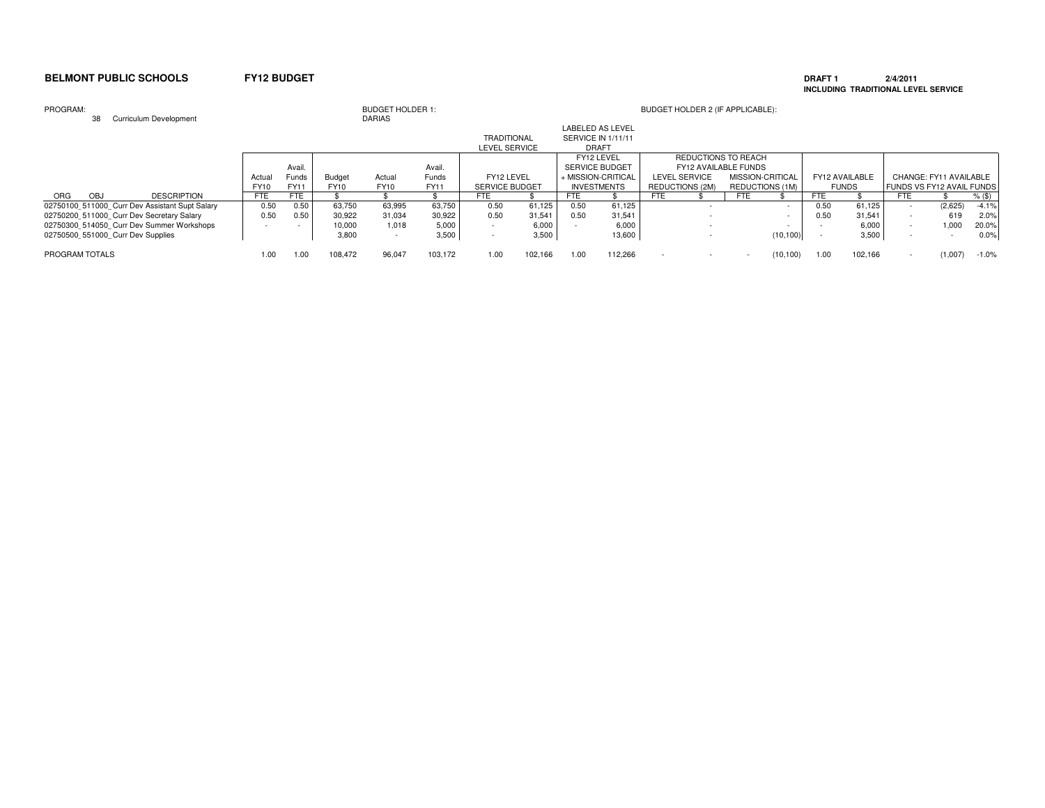**BELMONT PUBLIC SCHOOLS** **FY12 BUDGET**

**DRAFT 1** **2/4/2011**
**INCLUDING TRADITIONAL LEVEL SERVICE**

PROGRAM: 38 Curriculum Development

BUDGET HOLDER 1: DARIAS

BUDGET HOLDER 2 (IF APPLICABLE):

| ORG OBJ DESCRIPTION | Actual FY10 | Avail. Funds FY11 | Budget FY10 | Actual FY10 | Avail. Funds FY11 | TRADITIONAL LEVEL SERVICE: FY12 LEVEL SERVICE BUDGET | | LABELED AS LEVEL SERVICE IN 1/11/11 DRAFT: FY12 LEVEL SERVICE BUDGET + MISSION-CRITICAL INVESTMENTS | | REDUCTIONS TO REACH FY12 AVAILABLE FUNDS: LEVEL SERVICE REDUCTIONS (2M) | | MISSION-CRITICAL REDUCTIONS (1M) | | FY12 AVAILABLE FUNDS | | CHANGE: FY11 AVAILABLE FUNDS VS FY12 AVAIL FUNDS | | |
|---|---|---|---|---|---|---|---|---|---|---|---|---|---|---|---|---|---|---|
| | FTE | FTE | $ | $ | $ | FTE | $ | FTE | $ | FTE | $ | FTE | $ | FTE | $ | FTE | $ | % ($) |
| 02750100_511000_Curr Dev Assistant Supt Salary | 0.50 | 0.50 | 63,750 | 63,995 | 63,750 | 0.50 | 61,125 | 0.50 | 61,125 | | - | | - | 0.50 | 61,125 | - | (2,625) | -4.1% |
| 02750200_511000_Curr Dev Secretary Salary | 0.50 | 0.50 | 30,922 | 31,034 | 30,922 | 0.50 | 31,541 | 0.50 | 31,541 | | - | | - | 0.50 | 31,541 | - | 619 | 2.0% |
| 02750300_514050_Curr Dev Summer Workshops | - | - | 10,000 | 1,018 | 5,000 | - | 6,000 | - | 6,000 | | - | | - | - | 6,000 | - | 1,000 | 20.0% |
| 02750500_551000_Curr Dev Supplies | | | 3,800 | - | 3,500 | - | 3,500 | | 13,600 | | - | | (10,100) | - | 3,500 | - | - | 0.0% |
| PROGRAM TOTALS | 1.00 | 1.00 | 108,472 | 96,047 | 103,172 | 1.00 | 102,166 | 1.00 | 112,266 | - | - | - | (10,100) | 1.00 | 102,166 | - | (1,007) | -1.0% |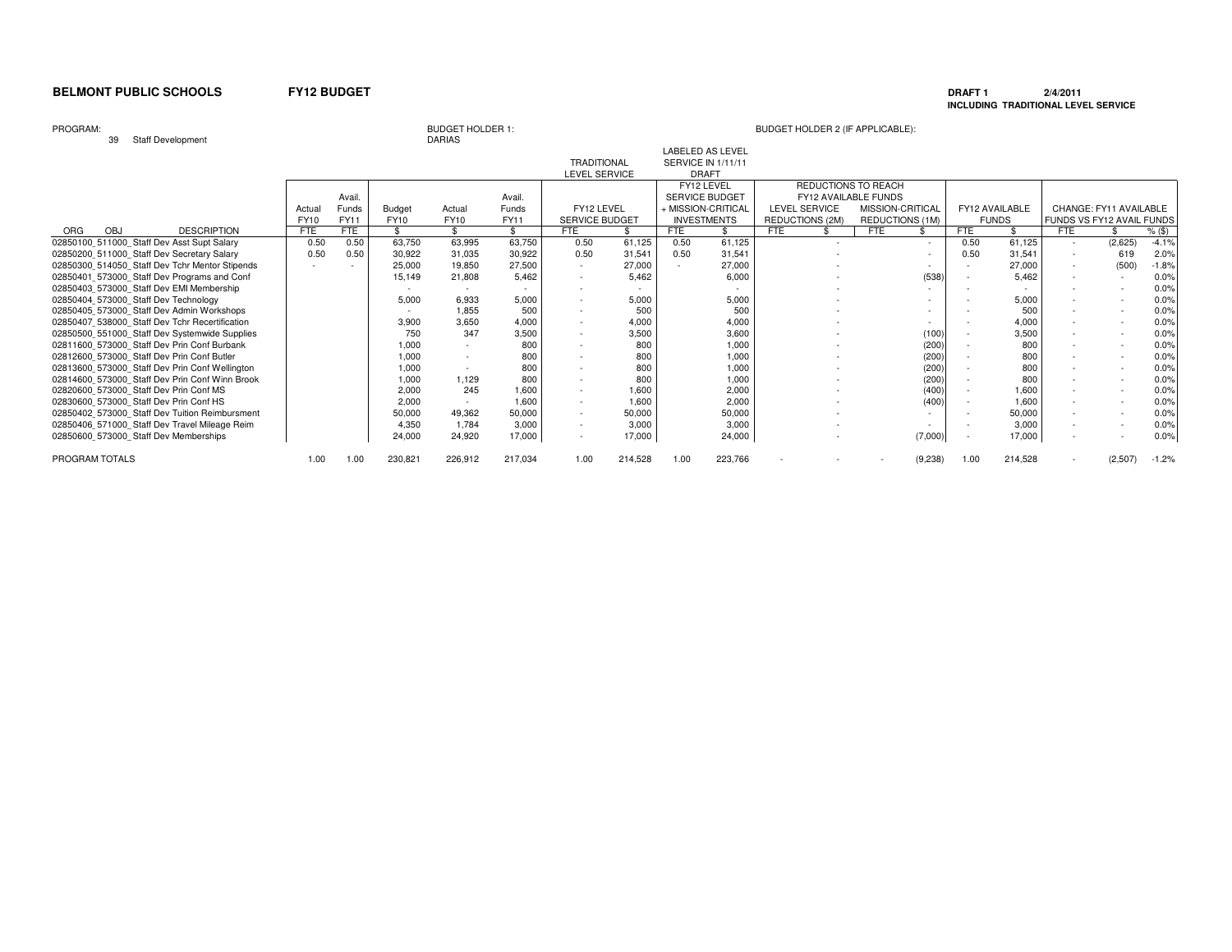**BELMONT PUBLIC SCHOOLS** **FY12 BUDGET**

**DRAFT 1** **2/4/2011**
**INCLUDING TRADITIONAL LEVEL SERVICE**

PROGRAM: 39 Staff Development

BUDGET HOLDER 1: DARIAS

BUDGET HOLDER 2 (IF APPLICABLE):

| ORG OBJ DESCRIPTION | Actual FY10 | Avail. Funds FY11 | Budget FY10 | Actual FY10 | Avail. Funds FY11 | TRADITIONAL LEVEL SERVICE: FY12 LEVEL SERVICE BUDGET | | LABELED AS LEVEL SERVICE IN 1/11/11 DRAFT: FY12 LEVEL SERVICE BUDGET + MISSION-CRITICAL INVESTMENTS | | REDUCTIONS TO REACH FY12 AVAILABLE FUNDS: LEVEL SERVICE REDUCTIONS (2M) | | MISSION-CRITICAL REDUCTIONS (1M) | | FY12 AVAILABLE FUNDS | | CHANGE: FY11 AVAILABLE FUNDS VS FY12 AVAIL FUNDS | | |
|---|---|---|---|---|---|---|---|---|---|---|---|---|---|---|---|---|---|---|
| | FTE | FTE | $ | $ | $ | FTE | $ | FTE | $ | FTE | $ | FTE | $ | FTE | $ | FTE | $ | % ($) |
| 02850100_511000_Staff Dev Asst Supt Salary | 0.50 | 0.50 | 63,750 | 63,995 | 63,750 | 0.50 | 61,125 | 0.50 | 61,125 | | - | | - | 0.50 | 61,125 | - | (2,625) | -4.1% |
| 02850200_511000_Staff Dev Secretary Salary | 0.50 | 0.50 | 30,922 | 31,035 | 30,922 | 0.50 | 31,541 | 0.50 | 31,541 | | - | | - | 0.50 | 31,541 | - | 619 | 2.0% |
| 02850300_514050_Staff Dev Tchr Mentor Stipends | - | - | 25,000 | 19,850 | 27,500 | - | 27,000 | - | 27,000 | | - | | - | - | 27,000 | - | (500) | -1.8% |
| 02850401_573000_Staff Dev Programs and Conf | | | 15,149 | 21,808 | 5,462 | - | 5,462 | | 6,000 | | - | | (538) | - | 5,462 | - | - | 0.0% |
| 02850403_573000_Staff Dev EMI Membership | | | - | - | - | - | - | | - | | - | | - | - | - | - | - | 0.0% |
| 02850404_573000_Staff Dev Technology | | | 5,000 | 6,933 | 5,000 | - | 5,000 | | 5,000 | | - | | - | - | 5,000 | - | - | 0.0% |
| 02850405_573000_Staff Dev Admin Workshops | | | - | 1,855 | 500 | - | 500 | | 500 | | - | | - | - | 500 | - | - | 0.0% |
| 02850407_538000_Staff Dev Tchr Recertification | | | 3,900 | 3,650 | 4,000 | - | 4,000 | | 4,000 | | - | | - | - | 4,000 | - | - | 0.0% |
| 02850500_551000_Staff Dev Systemwide Supplies | | | 750 | 347 | 3,500 | - | 3,500 | | 3,600 | | - | | (100) | - | 3,500 | - | - | 0.0% |
| 02811600_573000_Staff Dev Prin Conf Burbank | | | 1,000 | - | 800 | - | 800 | | 1,000 | | - | | (200) | - | 800 | - | - | 0.0% |
| 02812600_573000_Staff Dev Prin Conf Butler | | | 1,000 | - | 800 | - | 800 | | 1,000 | | - | | (200) | - | 800 | - | - | 0.0% |
| 02813600_573000_Staff Dev Prin Conf Wellington | | | 1,000 | - | 800 | - | 800 | | 1,000 | | - | | (200) | - | 800 | - | - | 0.0% |
| 02814600_573000_Staff Dev Prin Conf Winn Brook | | | 1,000 | 1,129 | 800 | - | 800 | | 1,000 | | - | | (200) | - | 800 | - | - | 0.0% |
| 02820600_573000_Staff Dev Prin Conf MS | | | 2,000 | 245 | 1,600 | - | 1,600 | | 2,000 | | - | | (400) | - | 1,600 | - | - | 0.0% |
| 02830600_573000_Staff Dev Prin Conf HS | | | 2,000 | - | 1,600 | - | 1,600 | | 2,000 | | - | | (400) | - | 1,600 | - | - | 0.0% |
| 02850402_573000_Staff Dev Tuition Reimbursment | | | 50,000 | 49,362 | 50,000 | - | 50,000 | | 50,000 | | - | | - | - | 50,000 | - | - | 0.0% |
| 02850406_571000_Staff Dev Travel Mileage Reim | | | 4,350 | 1,784 | 3,000 | - | 3,000 | | 3,000 | | - | | - | - | 3,000 | - | - | 0.0% |
| 02850600_573000_Staff Dev Memberships | | | 24,000 | 24,920 | 17,000 | - | 17,000 | | 24,000 | | - | | (7,000) | - | 17,000 | - | - | 0.0% |
| PROGRAM TOTALS | 1.00 | 1.00 | 230,821 | 226,912 | 217,034 | 1.00 | 214,528 | 1.00 | 223,766 | - | - | - | (9,238) | 1.00 | 214,528 | - | (2,507) | -1.2% |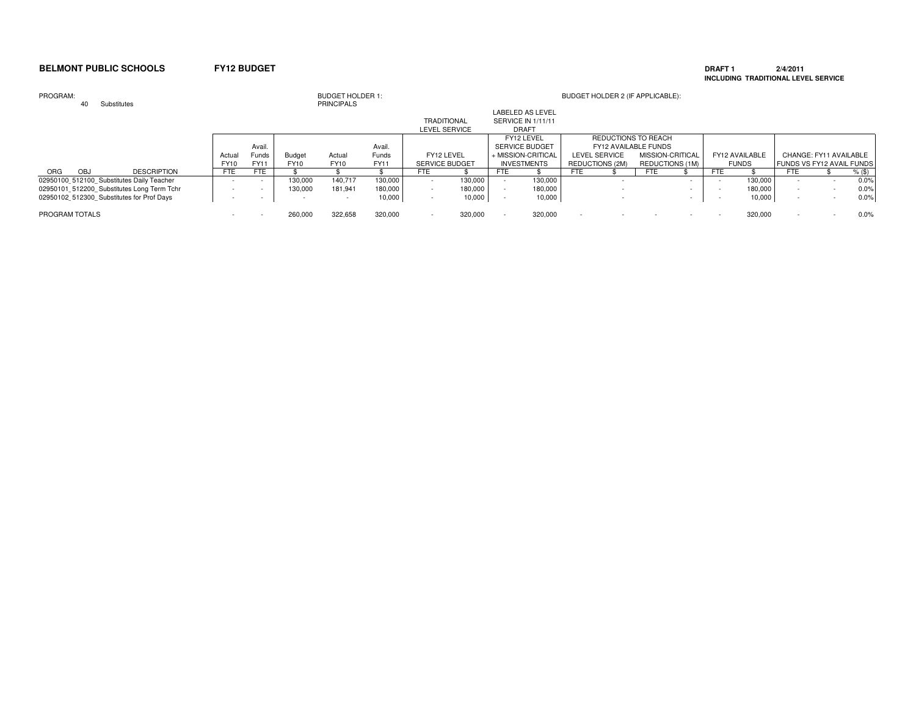**BELMONT PUBLIC SCHOOLS** **FY12 BUDGET**

**DRAFT 1** **2/4/2011**
**INCLUDING TRADITIONAL LEVEL SERVICE**

PROGRAM: 40 Substitutes

BUDGET HOLDER 1: PRINCIPALS

BUDGET HOLDER 2 (IF APPLICABLE):

| ORG OBJ DESCRIPTION | Actual FY10 FTE | Avail. Funds FY11 FTE | Budget FY10 $ | Actual FY10 $ | Avail. Funds FY11 $ | TRADITIONAL LEVEL SERVICE: FY12 LEVEL SERVICE BUDGET FTE | $ | LABELED AS LEVEL SERVICE IN 1/11/11 DRAFT: FY12 LEVEL SERVICE BUDGET + MISSION-CRITICAL INVESTMENTS FTE | $ | REDUCTIONS TO REACH FY12 AVAILABLE FUNDS: LEVEL SERVICE REDUCTIONS (2M) FTE | $ | MISSION-CRITICAL REDUCTIONS (1M) FTE | $ | FY12 AVAILABLE FUNDS FTE | $ | CHANGE: FY11 AVAILABLE FUNDS VS FY12 AVAIL FUNDS FTE | $ | % ($) |
|---|---|---|---|---|---|---|---|---|---|---|---|---|---|---|---|---|---|---|
| 02950100_512100_Substitutes Daily Teacher | - | - | 130,000 | 140,717 | 130,000 | - | 130,000 | - | 130,000 | | - | | - | - | 130,000 | - | - | 0.0% |
| 02950101_512200_Substitutes Long Term Tchr | - | - | 130,000 | 181,941 | 180,000 | - | 180,000 | - | 180,000 | | - | | - | - | 180,000 | - | - | 0.0% |
| 02950102_512300_Substitutes for Prof Days | - | - | - | - | 10,000 | - | 10,000 | - | 10,000 | | - | | - | - | 10,000 | - | - | 0.0% |
| PROGRAM TOTALS | - | - | 260,000 | 322,658 | 320,000 | - | 320,000 | - | 320,000 | - | - | - | - | - | 320,000 | - | - | 0.0% |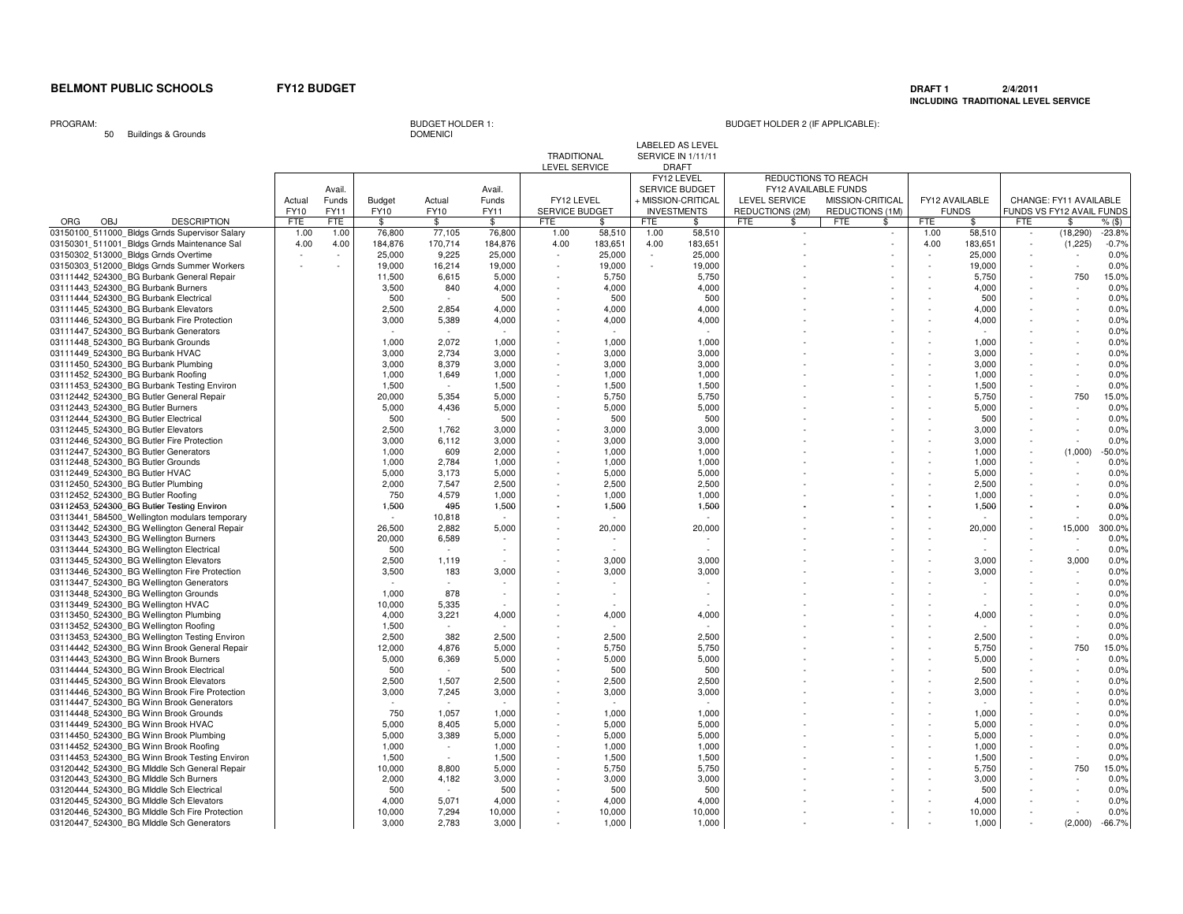**BELMONT PUBLIC SCHOOLS** **FY12 BUDGET**

**DRAFT 1** **2/4/2011**
**INCLUDING TRADITIONAL LEVEL SERVICE**

PROGRAM: 50 Buildings & Grounds

BUDGET HOLDER 1: DOMENICI

BUDGET HOLDER 2 (IF APPLICABLE):

| | | | | | | | TRADITIONAL LEVEL SERVICE | | LABELED AS LEVEL SERVICE IN 1/11/11 DRAFT | | | | | | | | | | |
|---|---|---|---|---|---|---|---|---|---|---|---|---|---|---|---|---|---|---|---|
| | | | | | | | | | | | REDUCTIONS TO REACH FY12 AVAILABLE FUNDS | | | | | | | | |
| ORG OBJ DESCRIPTION | Actual FY10 FTE | Avail. Funds FY11 FTE | Budget FY10 $ | Actual FY10 $ | Avail. Funds FY11 $ | FY12 LEVEL SERVICE BUDGET FTE | FY12 LEVEL SERVICE BUDGET $ | FY12 LEVEL SERVICE BUDGET + MISSION-CRITICAL INVESTMENTS FTE | FY12 LEVEL SERVICE BUDGET + MISSION-CRITICAL INVESTMENTS $ | LEVEL SERVICE REDUCTIONS (2M) FTE | LEVEL SERVICE REDUCTIONS (2M) $ | MISSION-CRITICAL REDUCTIONS (1M) FTE | MISSION-CRITICAL REDUCTIONS (1M) $ | FY12 AVAILABLE FUNDS FTE | FY12 AVAILABLE FUNDS $ | CHANGE: FY11 AVAILABLE FUNDS VS FY12 AVAIL FUNDS FTE | CHANGE $ | % ($) |
| 03150100_511000_Bldgs Grnds Supervisor Salary | 1.00 | 1.00 | 76,800 | 77,105 | 76,800 | 1.00 | 58,510 | 1.00 | 58,510 | | - | | - | 1.00 | 58,510 | - | (18,290) | -23.8% |
| 03150301_511001_Bldgs Grnds Maintenance Sal | 4.00 | 4.00 | 184,876 | 170,714 | 184,876 | 4.00 | 183,651 | 4.00 | 183,651 | | - | | - | 4.00 | 183,651 | - | (1,225) | -0.7% |
| 03150302_513000_Bldgs Grnds Overtime | - | - | 25,000 | 9,225 | 25,000 | - | 25,000 | - | 25,000 | | - | | - | - | 25,000 | - | - | 0.0% |
| 03150303_512000_Bldgs Grnds Summer Workers | - | - | 19,000 | 16,214 | 19,000 | - | 19,000 | - | 19,000 | | - | | - | - | 19,000 | - | - | 0.0% |
| 03111442_524300_BG Burbank General Repair | | | 11,500 | 6,615 | 5,000 | - | 5,750 | | 5,750 | | - | | - | - | 5,750 | - | 750 | 15.0% |
| 03111443_524300_BG Burbank Burners | | | 3,500 | 840 | 4,000 | - | 4,000 | | 4,000 | | - | | - | - | 4,000 | - | - | 0.0% |
| 03111444_524300_BG Burbank Electrical | | | 500 | - | 500 | - | 500 | | 500 | | - | | - | - | 500 | - | - | 0.0% |
| 03111445_524300_BG Burbank Elevators | | | 2,500 | 2,854 | 4,000 | - | 4,000 | | 4,000 | | - | | - | - | 4,000 | - | - | 0.0% |
| 03111446_524300_BG Burbank Fire Protection | | | 3,000 | 5,389 | 4,000 | - | 4,000 | | 4,000 | | - | | - | - | 4,000 | - | - | 0.0% |
| 03111447_524300_BG Burbank Generators | | | - | - | - | - | - | | - | | - | | - | - | - | - | - | 0.0% |
| 03111448_524300_BG Burbank Grounds | | | 1,000 | 2,072 | 1,000 | - | 1,000 | | 1,000 | | - | | - | - | 1,000 | - | - | 0.0% |
| 03111449_524300_BG Burbank HVAC | | | 3,000 | 2,734 | 3,000 | - | 3,000 | | 3,000 | | - | | - | - | 3,000 | - | - | 0.0% |
| 03111450_524300_BG Burbank Plumbing | | | 3,000 | 8,379 | 3,000 | - | 3,000 | | 3,000 | | - | | - | - | 3,000 | - | - | 0.0% |
| 03111452_524300_BG Burbank Roofing | | | 1,000 | 1,649 | 1,000 | - | 1,000 | | 1,000 | | - | | - | - | 1,000 | - | - | 0.0% |
| 03111453_524300_BG Burbank Testing Environ | | | 1,500 | - | 1,500 | - | 1,500 | | 1,500 | | - | | - | - | 1,500 | - | - | 0.0% |
| 03112442_524300_BG Butler General Repair | | | 20,000 | 5,354 | 5,000 | - | 5,750 | | 5,750 | | - | | - | - | 5,750 | - | 750 | 15.0% |
| 03112443_524300_BG Butler Burners | | | 5,000 | 4,436 | 5,000 | - | 5,000 | | 5,000 | | - | | - | - | 5,000 | - | - | 0.0% |
| 03112444_524300_BG Butler Electrical | | | 500 | - | 500 | - | 500 | | 500 | | - | | - | - | 500 | - | - | 0.0% |
| 03112445_524300_BG Butler Elevators | | | 2,500 | 1,762 | 3,000 | - | 3,000 | | 3,000 | | - | | - | - | 3,000 | - | - | 0.0% |
| 03112446_524300_BG Butler Fire Protection | | | 3,000 | 6,112 | 3,000 | - | 3,000 | | 3,000 | | - | | - | - | 3,000 | - | - | 0.0% |
| 03112447_524300_BG Butler Generators | | | 1,000 | 609 | 2,000 | - | 1,000 | | 1,000 | | - | | - | - | 1,000 | - | (1,000) | -50.0% |
| 03112448_524300_BG Butler Grounds | | | 1,000 | 2,784 | 1,000 | - | 1,000 | | 1,000 | | - | | - | - | 1,000 | - | - | 0.0% |
| 03112449_524300_BG Butler HVAC | | | 5,000 | 3,173 | 5,000 | - | 5,000 | | 5,000 | | - | | - | - | 5,000 | - | - | 0.0% |
| 03112450_524300_BG Butler Plumbing | | | 2,000 | 7,547 | 2,500 | - | 2,500 | | 2,500 | | - | | - | - | 2,500 | - | - | 0.0% |
| 03112452_524300_BG Butler Roofing | | | 750 | 4,579 | 1,000 | - | 1,000 | | 1,000 | | - | | - | - | 1,000 | - | - | 0.0% |
| 03112453_524300_BG Butler Testing Environ | | | 1,500 | 495 | 1,500 | - | 1,500 | | 1,500 | | - | | - | - | 1,500 | - | - | 0.0% |
| 03113441_584500_Wellington modulars temporary | | | - | 10,818 | - | - | - | | - | | - | | - | - | - | - | - | 0.0% |
| 03113442_524300_BG Wellington General Repair | | | 26,500 | 2,882 | 5,000 | - | 20,000 | | 20,000 | | - | | - | - | 20,000 | - | 15,000 | 300.0% |
| 03113443_524300_BG Wellington Burners | | | 20,000 | 6,589 | - | - | - | | - | | - | | - | - | - | - | - | 0.0% |
| 03113444_524300_BG Wellington Electrical | | | 500 | - | - | - | - | | - | | - | | - | - | - | - | - | 0.0% |
| 03113445_524300_BG Wellington Elevators | | | 2,500 | 1,119 | - | - | 3,000 | | 3,000 | | - | | - | - | 3,000 | - | 3,000 | 0.0% |
| 03113446_524300_BG Wellington Fire Protection | | | 3,500 | 183 | 3,000 | - | 3,000 | | 3,000 | | - | | - | - | 3,000 | - | - | 0.0% |
| 03113447_524300_BG Wellington Generators | | | - | - | - | - | - | | - | | - | | - | - | - | - | - | 0.0% |
| 03113448_524300_BG Wellington Grounds | | | 1,000 | 878 | - | - | - | | - | | - | | - | - | - | - | - | 0.0% |
| 03113449_524300_BG Wellington HVAC | | | 10,000 | 5,335 | - | - | - | | - | | - | | - | - | - | - | - | 0.0% |
| 03113450_524300_BG Wellington Plumbing | | | 4,000 | 3,221 | 4,000 | - | 4,000 | | 4,000 | | - | | - | - | 4,000 | - | - | 0.0% |
| 03113452_524300_BG Wellington Roofing | | | 1,500 | - | - | - | - | | - | | - | | - | - | - | - | - | 0.0% |
| 03113453_524300_BG Wellington Testing Environ | | | 2,500 | 382 | 2,500 | - | 2,500 | | 2,500 | | - | | - | - | 2,500 | - | - | 0.0% |
| 03114442_524300_BG Winn Brook General Repair | | | 12,000 | 4,876 | 5,000 | - | 5,750 | | 5,750 | | - | | - | - | 5,750 | - | 750 | 15.0% |
| 03114443_524300_BG Winn Brook Burners | | | 5,000 | 6,369 | 5,000 | - | 5,000 | | 5,000 | | - | | - | - | 5,000 | - | - | 0.0% |
| 03114444_524300_BG Winn Brook Electrical | | | 500 | - | 500 | - | 500 | | 500 | | - | | - | - | 500 | - | - | 0.0% |
| 03114445_524300_BG Winn Brook Elevators | | | 2,500 | 1,507 | 2,500 | - | 2,500 | | 2,500 | | - | | - | - | 2,500 | - | - | 0.0% |
| 03114446_524300_BG Winn Brook Fire Protection | | | 3,000 | 7,245 | 3,000 | - | 3,000 | | 3,000 | | - | | - | - | 3,000 | - | - | 0.0% |
| 03114447_524300_BG Winn Brook Generators | | | - | - | - | - | - | | - | | - | | - | - | - | - | - | 0.0% |
| 03114448_524300_BG Winn Brook Grounds | | | 750 | 1,057 | 1,000 | - | 1,000 | | 1,000 | | - | | - | - | 1,000 | - | - | 0.0% |
| 03114449_524300_BG Winn Brook HVAC | | | 5,000 | 8,405 | 5,000 | - | 5,000 | | 5,000 | | - | | - | - | 5,000 | - | - | 0.0% |
| 03114450_524300_BG Winn Brook Plumbing | | | 5,000 | 3,389 | 5,000 | - | 5,000 | | 5,000 | | - | | - | - | 5,000 | - | - | 0.0% |
| 03114452_524300_BG Winn Brook Roofing | | | 1,000 | - | 1,000 | - | 1,000 | | 1,000 | | - | | - | - | 1,000 | - | - | 0.0% |
| 03114453_524300_BG Winn Brook Testing Environ | | | 1,500 | - | 1,500 | - | 1,500 | | 1,500 | | - | | - | - | 1,500 | - | - | 0.0% |
| 03120442_524300_BG MIddle Sch General Repair | | | 10,000 | 8,800 | 5,000 | - | 5,750 | | 5,750 | | - | | - | - | 5,750 | - | 750 | 15.0% |
| 03120443_524300_BG MIddle Sch Burners | | | 2,000 | 4,182 | 3,000 | - | 3,000 | | 3,000 | | - | | - | - | 3,000 | - | - | 0.0% |
| 03120444_524300_BG MIddle Sch Electrical | | | 500 | - | 500 | - | 500 | | 500 | | - | | - | - | 500 | - | - | 0.0% |
| 03120445_524300_BG MIddle Sch Elevators | | | 4,000 | 5,071 | 4,000 | - | 4,000 | | 4,000 | | - | | - | - | 4,000 | - | - | 0.0% |
| 03120446_524300_BG MIddle Sch Fire Protection | | | 10,000 | 7,294 | 10,000 | - | 10,000 | | 10,000 | | - | | - | - | 10,000 | - | - | 0.0% |
| 03120447_524300_BG MIddle Sch Generators | | | 3,000 | 2,783 | 3,000 | - | 1,000 | | 1,000 | | - | | - | - | 1,000 | - | (2,000) | -66.7% |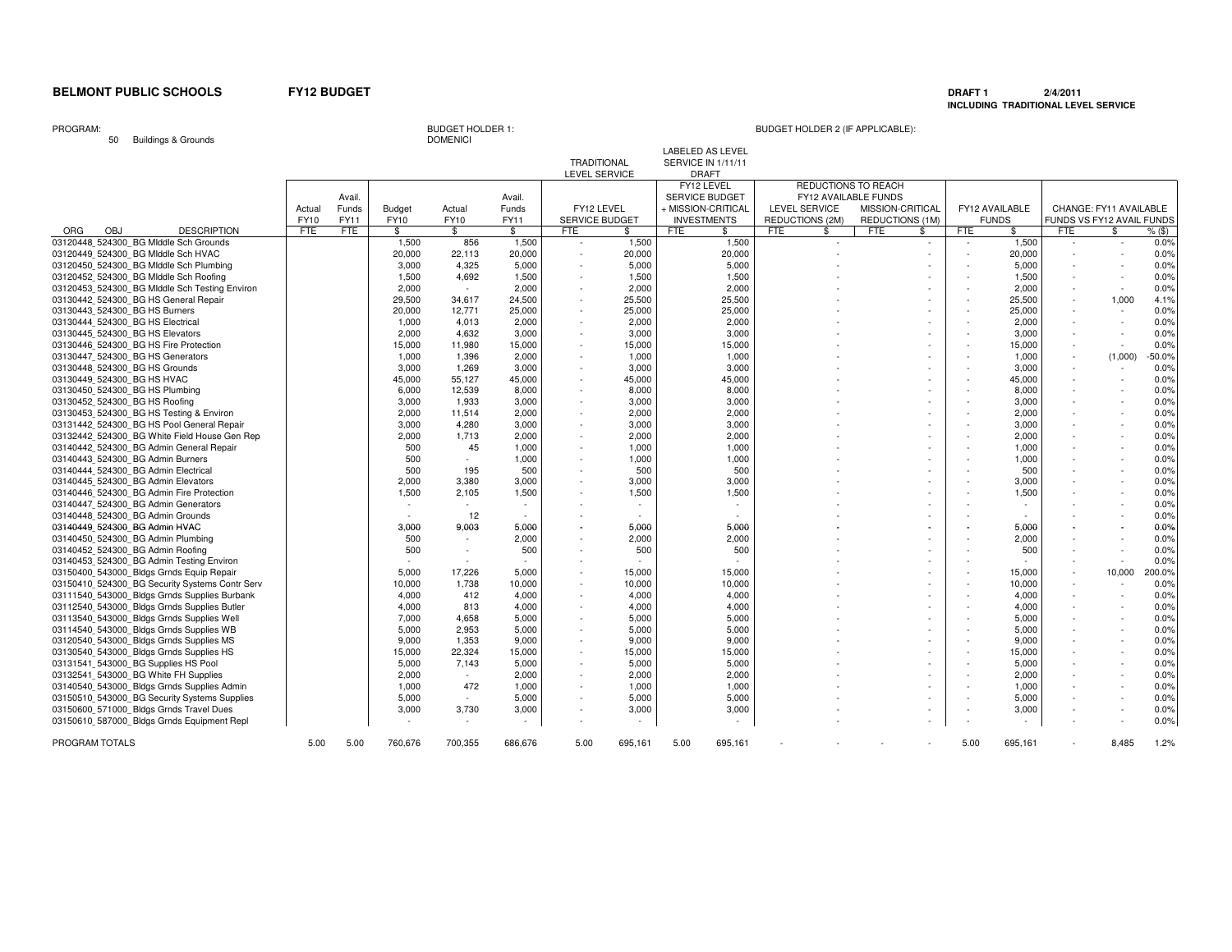**BELMONT PUBLIC SCHOOLS** **FY12 BUDGET**

**DRAFT 1** **2/4/2011**
**INCLUDING TRADITIONAL LEVEL SERVICE**

PROGRAM: 50 Buildings & Grounds

BUDGET HOLDER 1: DOMENICI

BUDGET HOLDER 2 (IF APPLICABLE):

| | | | | | | TRADITIONAL LEVEL SERVICE | | LABELED AS LEVEL SERVICE IN 1/11/11 DRAFT | | REDUCTIONS TO REACH FY12 AVAILABLE FUNDS | | | | | | | | |
|---|---|---|---|---|---|---|---|---|---|---|---|---|---|---|---|---|---|---|
| | Actual FY10 | Avail. Funds FY11 | Budget FY10 | Actual FY10 | Avail. Funds FY11 | FY12 LEVEL SERVICE BUDGET | | FY12 LEVEL SERVICE BUDGET + MISSION-CRITICAL INVESTMENTS | | LEVEL SERVICE REDUCTIONS (2M) | | MISSION-CRITICAL REDUCTIONS (1M) | | FY12 AVAILABLE FUNDS | | CHANGE: FY11 AVAILABLE FUNDS VS FY12 AVAIL FUNDS | | |
| ORG OBJ DESCRIPTION | FTE | FTE | $ | $ | $ | FTE | $ | FTE | $ | FTE | $ | FTE | $ | FTE | $ | FTE | $ | % ($) |
| 03120448_524300_BG MIddle Sch Grounds | | | 1,500 | 856 | 1,500 | - | 1,500 | | 1,500 | | - | | - | - | 1,500 | - | - | 0.0% |
| 03120449_524300_BG MIddle Sch HVAC | | | 20,000 | 22,113 | 20,000 | - | 20,000 | | 20,000 | | - | | - | - | 20,000 | - | - | 0.0% |
| 03120450_524300_BG MIddle Sch Plumbing | | | 3,000 | 4,325 | 5,000 | - | 5,000 | | 5,000 | | - | | - | - | 5,000 | - | - | 0.0% |
| 03120452_524300_BG MIddle Sch Roofing | | | 1,500 | 4,692 | 1,500 | - | 1,500 | | 1,500 | | - | | - | - | 1,500 | - | - | 0.0% |
| 03120453_524300_BG MIddle Sch Testing Environ | | | 2,000 | - | 2,000 | - | 2,000 | | 2,000 | | - | | - | - | 2,000 | - | - | 0.0% |
| 03130442_524300_BG HS General Repair | | | 29,500 | 34,617 | 24,500 | - | 25,500 | | 25,500 | | - | | - | - | 25,500 | - | 1,000 | 4.1% |
| 03130443_524300_BG HS Burners | | | 20,000 | 12,771 | 25,000 | - | 25,000 | | 25,000 | | - | | - | - | 25,000 | - | - | 0.0% |
| 03130444_524300_BG HS Electrical | | | 1,000 | 4,013 | 2,000 | - | 2,000 | | 2,000 | | - | | - | - | 2,000 | - | - | 0.0% |
| 03130445_524300_BG HS Elevators | | | 2,000 | 4,632 | 3,000 | - | 3,000 | | 3,000 | | - | | - | - | 3,000 | - | - | 0.0% |
| 03130446_524300_BG HS Fire Protection | | | 15,000 | 11,980 | 15,000 | - | 15,000 | | 15,000 | | - | | - | - | 15,000 | - | - | 0.0% |
| 03130447_524300_BG HS Generators | | | 1,000 | 1,396 | 2,000 | - | 1,000 | | 1,000 | | - | | - | - | 1,000 | - | (1,000) | -50.0% |
| 03130448_524300_BG HS Grounds | | | 3,000 | 1,269 | 3,000 | - | 3,000 | | 3,000 | | - | | - | - | 3,000 | - | - | 0.0% |
| 03130449_524300_BG HS HVAC | | | 45,000 | 55,127 | 45,000 | - | 45,000 | | 45,000 | | - | | - | - | 45,000 | - | - | 0.0% |
| 03130450_524300_BG HS Plumbing | | | 6,000 | 12,539 | 8,000 | - | 8,000 | | 8,000 | | - | | - | - | 8,000 | - | - | 0.0% |
| 03130452_524300_BG HS Roofing | | | 3,000 | 1,933 | 3,000 | - | 3,000 | | 3,000 | | - | | - | - | 3,000 | - | - | 0.0% |
| 03130453_524300_BG HS Testing & Environ | | | 2,000 | 11,514 | 2,000 | - | 2,000 | | 2,000 | | - | | - | - | 2,000 | - | - | 0.0% |
| 03131442_524300_BG HS Pool General Repair | | | 3,000 | 4,280 | 3,000 | - | 3,000 | | 3,000 | | - | | - | - | 3,000 | - | - | 0.0% |
| 03132442_524300_BG White Field House Gen Rep | | | 2,000 | 1,713 | 2,000 | - | 2,000 | | 2,000 | | - | | - | - | 2,000 | - | - | 0.0% |
| 03140442_524300_BG Admin General Repair | | | 500 | 45 | 1,000 | - | 1,000 | | 1,000 | | - | | - | - | 1,000 | - | - | 0.0% |
| 03140443_524300_BG Admin Burners | | | 500 | - | 1,000 | - | 1,000 | | 1,000 | | - | | - | - | 1,000 | - | - | 0.0% |
| 03140444_524300_BG Admin Electrical | | | 500 | 195 | 500 | - | 500 | | 500 | | - | | - | - | 500 | - | - | 0.0% |
| 03140445_524300_BG Admin Elevators | | | 2,000 | 3,380 | 3,000 | - | 3,000 | | 3,000 | | - | | - | - | 3,000 | - | - | 0.0% |
| 03140446_524300_BG Admin Fire Protection | | | 1,500 | 2,105 | 1,500 | - | 1,500 | | 1,500 | | - | | - | - | 1,500 | - | - | 0.0% |
| 03140447_524300_BG Admin Generators | | | - | - | - | - | - | | - | | - | | - | - | - | - | - | 0.0% |
| 03140448_524300_BG Admin Grounds | | | - | 12 | - | - | - | | - | | - | | - | - | - | - | - | 0.0% |
| 03140449_524300_BG Admin HVAC | | | 3,000 | 9,003 | 5,000 | - | 5,000 | | 5,000 | | - | | - | - | 5,000 | - | - | 0.0% |
| 03140450_524300_BG Admin Plumbing | | | 500 | - | 2,000 | - | 2,000 | | 2,000 | | - | | - | - | 2,000 | - | - | 0.0% |
| 03140452_524300_BG Admin Roofing | | | 500 | - | 500 | - | 500 | | 500 | | - | | - | - | 500 | - | - | 0.0% |
| 03140453_524300_BG Admin Testing Environ | | | - | - | - | - | - | | - | | - | | - | - | - | - | - | 0.0% |
| 03150400_543000_Bldgs Grnds Equip Repair | | | 5,000 | 17,226 | 5,000 | - | 15,000 | | 15,000 | | - | | - | - | 15,000 | - | 10,000 | 200.0% |
| 03150410_524300_BG Security Systems Contr Serv | | | 10,000 | 1,738 | 10,000 | - | 10,000 | | 10,000 | | - | | - | - | 10,000 | - | - | 0.0% |
| 03111540_543000_Bldgs Grnds Supplies Burbank | | | 4,000 | 412 | 4,000 | - | 4,000 | | 4,000 | | - | | - | - | 4,000 | - | - | 0.0% |
| 03112540_543000_Bldgs Grnds Supplies Butler | | | 4,000 | 813 | 4,000 | - | 4,000 | | 4,000 | | - | | - | - | 4,000 | - | - | 0.0% |
| 03113540_543000_Bldgs Grnds Supplies Well | | | 7,000 | 4,658 | 5,000 | - | 5,000 | | 5,000 | | - | | - | - | 5,000 | - | - | 0.0% |
| 03114540_543000_Bldgs Grnds Supplies WB | | | 5,000 | 2,953 | 5,000 | - | 5,000 | | 5,000 | | - | | - | - | 5,000 | - | - | 0.0% |
| 03120540_543000_Bldgs Grnds Supplies MS | | | 9,000 | 1,353 | 9,000 | - | 9,000 | | 9,000 | | - | | - | - | 9,000 | - | - | 0.0% |
| 03130540_543000_Bldgs Grnds Supplies HS | | | 15,000 | 22,324 | 15,000 | - | 15,000 | | 15,000 | | - | | - | - | 15,000 | - | - | 0.0% |
| 03131541_543000_BG Supplies HS Pool | | | 5,000 | 7,143 | 5,000 | - | 5,000 | | 5,000 | | - | | - | - | 5,000 | - | - | 0.0% |
| 03132541_543000_BG White FH Supplies | | | 2,000 | - | 2,000 | - | 2,000 | | 2,000 | | - | | - | - | 2,000 | - | - | 0.0% |
| 03140540_543000_Bldgs Grnds Supplies Admin | | | 1,000 | 472 | 1,000 | - | 1,000 | | 1,000 | | - | | - | - | 1,000 | - | - | 0.0% |
| 03150510_543000_BG Security Systems Supplies | | | 5,000 | - | 5,000 | - | 5,000 | | 5,000 | | - | | - | - | 5,000 | - | - | 0.0% |
| 03150600_571000_Bldgs Grnds Travel Dues | | | 3,000 | 3,730 | 3,000 | - | 3,000 | | 3,000 | | - | | - | - | 3,000 | - | - | 0.0% |
| 03150610_587000_Bldgs Grnds Equipment Repl | | | - | - | - | - | - | | - | | - | | - | - | - | - | - | 0.0% |
| PROGRAM TOTALS | 5.00 | 5.00 | 760,676 | 700,355 | 686,676 | 5.00 | 695,161 | 5.00 | 695,161 | - | - | - | - | 5.00 | 695,161 | - | 8,485 | 1.2% |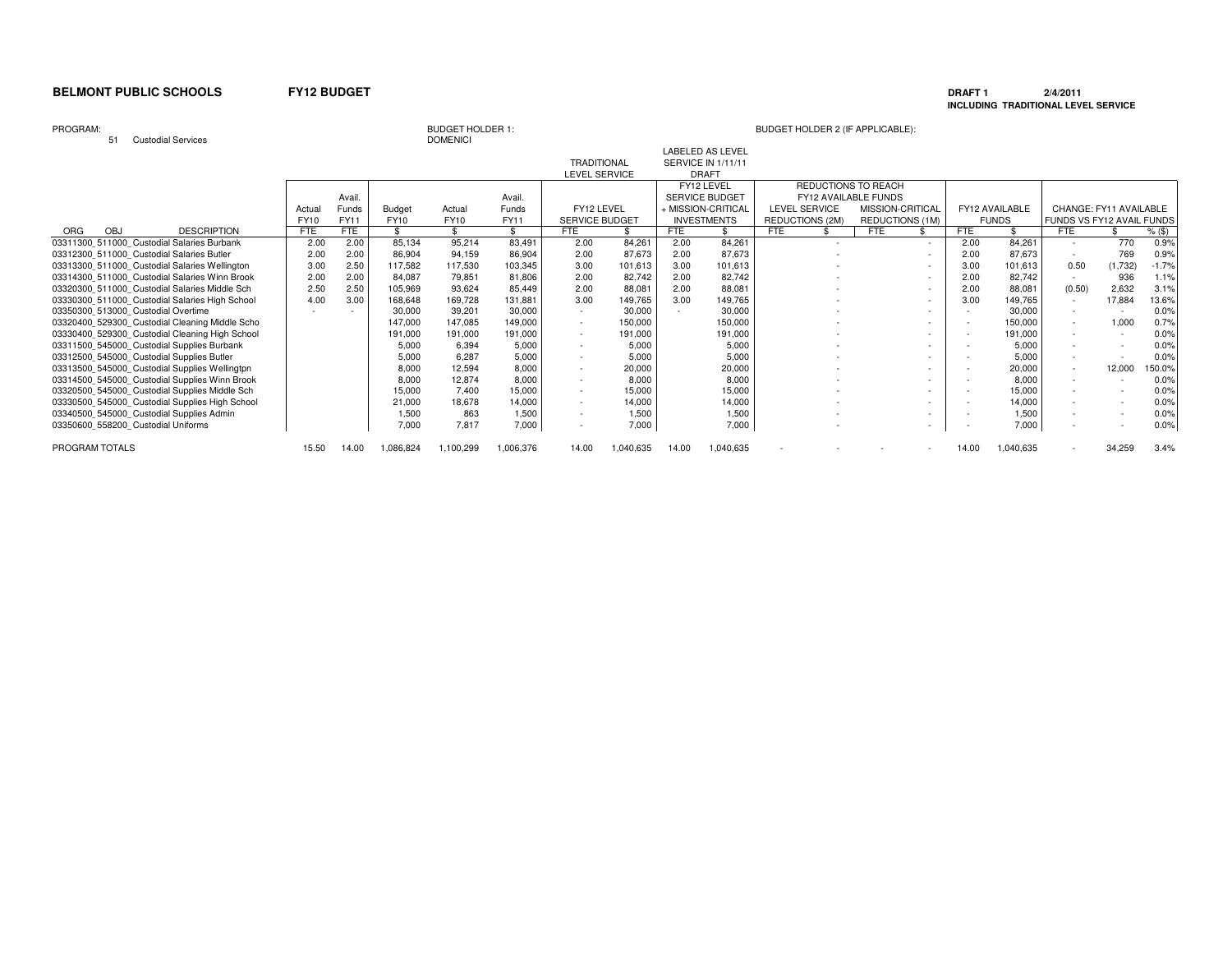**BELMONT PUBLIC SCHOOLS** **FY12 BUDGET**

**DRAFT 1** **2/4/2011**
**INCLUDING TRADITIONAL LEVEL SERVICE**

PROGRAM: 51 Custodial Services

BUDGET HOLDER 1: DOMENICI

BUDGET HOLDER 2 (IF APPLICABLE):

| ORG OBJ DESCRIPTION | Actual FY10 FTE | Avail. Funds FY11 FTE | Budget FY10 $ | Actual FY10 $ | Avail. Funds FY11 $ | TRADITIONAL LEVEL SERVICE: FY12 LEVEL SERVICE BUDGET FTE | $ | LABELED AS LEVEL SERVICE IN 1/11/11 DRAFT: FY12 LEVEL SERVICE BUDGET + MISSION-CRITICAL INVESTMENTS FTE | $ | REDUCTIONS TO REACH FY12 AVAILABLE FUNDS: LEVEL SERVICE REDUCTIONS (2M) FTE | $ | MISSION-CRITICAL REDUCTIONS (1M) FTE | $ | FY12 AVAILABLE FUNDS FTE | $ | CHANGE: FY11 AVAILABLE FUNDS VS FY12 AVAIL FUNDS FTE | $ | % ($) |
|---|---|---|---|---|---|---|---|---|---|---|---|---|---|---|---|---|---|---|
| 03311300_511000_Custodial Salaries Burbank | 2.00 | 2.00 | 85,134 | 95,214 | 83,491 | 2.00 | 84,261 | 2.00 | 84,261 | | - | | - | 2.00 | 84,261 | - | 770 | 0.9% |
| 03312300_511000_Custodial Salaries Butler | 2.00 | 2.00 | 86,904 | 94,159 | 86,904 | 2.00 | 87,673 | 2.00 | 87,673 | | - | | - | 2.00 | 87,673 | - | 769 | 0.9% |
| 03313300_511000_Custodial Salaries Wellington | 3.00 | 2.50 | 117,582 | 117,530 | 103,345 | 3.00 | 101,613 | 3.00 | 101,613 | | - | | - | 3.00 | 101,613 | 0.50 | (1,732) | -1.7% |
| 03314300_511000_Custodial Salaries Winn Brook | 2.00 | 2.00 | 84,087 | 79,851 | 81,806 | 2.00 | 82,742 | 2.00 | 82,742 | | - | | - | 2.00 | 82,742 | - | 936 | 1.1% |
| 03320300_511000_Custodial Salaries Middle Sch | 2.50 | 2.50 | 105,969 | 93,624 | 85,449 | 2.00 | 88,081 | 2.00 | 88,081 | | - | | - | 2.00 | 88,081 | (0.50) | 2,632 | 3.1% |
| 03330300_511000_Custodial Salaries High School | 4.00 | 3.00 | 168,648 | 169,728 | 131,881 | 3.00 | 149,765 | 3.00 | 149,765 | | - | | - | 3.00 | 149,765 | - | 17,884 | 13.6% |
| 03350300_513000_Custodial Overtime | - | - | 30,000 | 39,201 | 30,000 | - | 30,000 | - | 30,000 | | - | | - | - | 30,000 | - | - | 0.0% |
| 03320400_529300_Custodial Cleaning Middle Scho | | | 147,000 | 147,085 | 149,000 | - | 150,000 | | 150,000 | | - | | - | - | 150,000 | - | 1,000 | 0.7% |
| 03330400_529300_Custodial Cleaning High School | | | 191,000 | 191,000 | 191,000 | - | 191,000 | | 191,000 | | - | | - | - | 191,000 | - | - | 0.0% |
| 03311500_545000_Custodial Supplies Burbank | | | 5,000 | 6,394 | 5,000 | - | 5,000 | | 5,000 | | - | | - | - | 5,000 | - | - | 0.0% |
| 03312500_545000_Custodial Supplies Butler | | | 5,000 | 6,287 | 5,000 | - | 5,000 | | 5,000 | | - | | - | - | 5,000 | - | - | 0.0% |
| 03313500_545000_Custodial Supplies Wellingtpn | | | 8,000 | 12,594 | 8,000 | - | 20,000 | | 20,000 | | - | | - | - | 20,000 | - | 12,000 | 150.0% |
| 03314500_545000_Custodial Supplies Winn Brook | | | 8,000 | 12,874 | 8,000 | - | 8,000 | | 8,000 | | - | | - | - | 8,000 | - | - | 0.0% |
| 03320500_545000_Custodial Supplies Middle Sch | | | 15,000 | 7,400 | 15,000 | - | 15,000 | | 15,000 | | - | | - | - | 15,000 | - | - | 0.0% |
| 03330500_545000_Custodial Supplies High School | | | 21,000 | 18,678 | 14,000 | - | 14,000 | | 14,000 | | - | | - | - | 14,000 | - | - | 0.0% |
| 03340500_545000_Custodial Supplies Admin | | | 1,500 | 863 | 1,500 | - | 1,500 | | 1,500 | | - | | - | - | 1,500 | - | - | 0.0% |
| 03350600_558200_Custodial Uniforms | | | 7,000 | 7,817 | 7,000 | - | 7,000 | | 7,000 | | - | | - | - | 7,000 | - | - | 0.0% |
| PROGRAM TOTALS | 15.50 | 14.00 | 1,086,824 | 1,100,299 | 1,006,376 | 14.00 | 1,040,635 | 14.00 | 1,040,635 | - | - | - | - | 14.00 | 1,040,635 | - | 34,259 | 3.4% |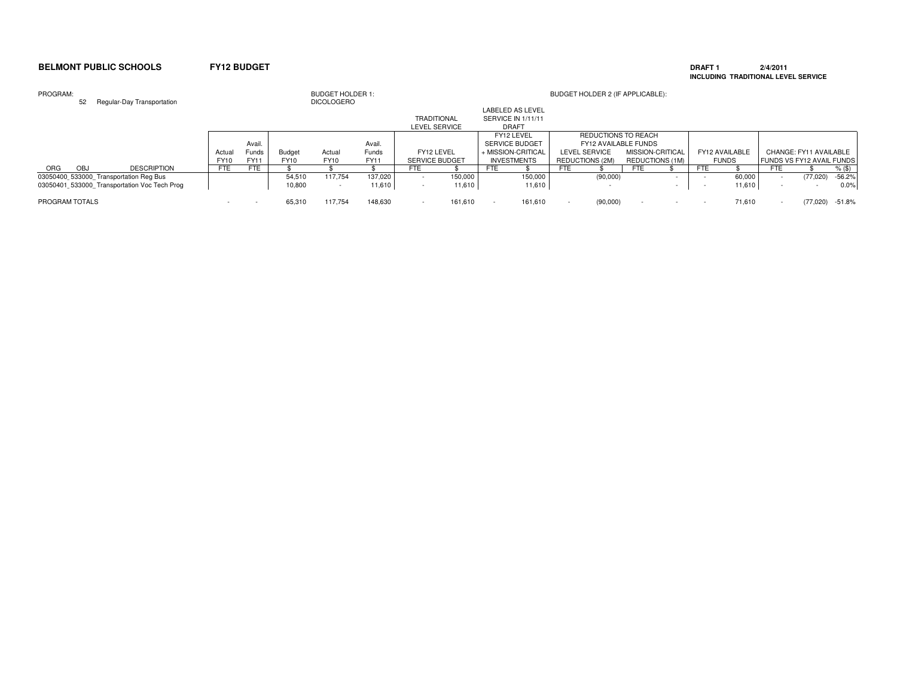**BELMONT PUBLIC SCHOOLS** **FY12 BUDGET**

**DRAFT 1** **2/4/2011**
**INCLUDING TRADITIONAL LEVEL SERVICE**

PROGRAM: 52 Regular-Day Transportation

BUDGET HOLDER 1: DICOLOGERO

BUDGET HOLDER 2 (IF APPLICABLE):

| | | | | | | | TRADITIONAL LEVEL SERVICE | | LABELED AS LEVEL SERVICE IN 1/11/11 DRAFT | | REDUCTIONS TO REACH FY12 AVAILABLE FUNDS | | | | | | | | |
|---|---|---|---|---|---|---|---|---|---|---|---|---|---|---|---|---|---|---|---|
| | | | Actual FY10 | Avail. Funds FY11 | Budget FY10 | Actual FY10 | Avail. Funds FY11 | FY12 LEVEL SERVICE BUDGET | | FY12 LEVEL SERVICE BUDGET + MISSION-CRITICAL INVESTMENTS | | LEVEL SERVICE REDUCTIONS (2M) | | MISSION-CRITICAL REDUCTIONS (1M) | | FY12 AVAILABLE FUNDS | | CHANGE: FY11 AVAILABLE FUNDS VS FY12 AVAIL FUNDS | | |
| ORG | OBJ | DESCRIPTION | FTE | FTE | $ | $ | $ | FTE | $ | FTE | $ | FTE | $ | FTE | $ | FTE | $ | FTE | $ | % ($) |
| 03050400_533000_Transportation Reg Bus | | | | | 54,510 | 117,754 | 137,020 | - | 150,000 | | 150,000 | | (90,000) | | - | - | 60,000 | - | (77,020) | -56.2% |
| 03050401_533000_Transportation Voc Tech Prog | | | | | 10,800 | - | 11,610 | - | 11,610 | | 11,610 | | - | | - | - | 11,610 | - | - | 0.0% |
| PROGRAM TOTALS | | | - | - | 65,310 | 117,754 | 148,630 | - | 161,610 | - | 161,610 | - | (90,000) | - | - | - | 71,610 | - | (77,020) | -51.8% |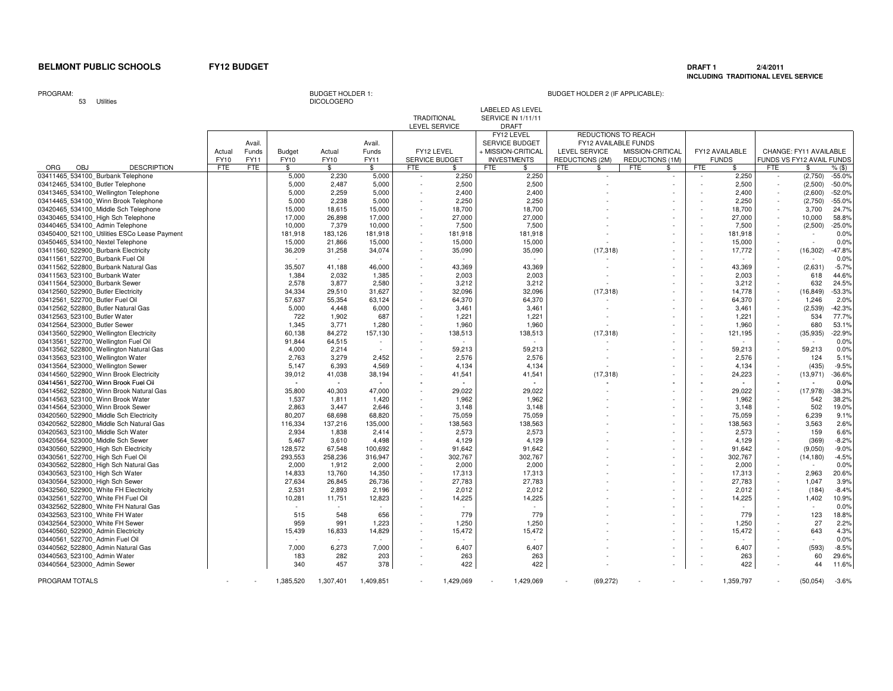**BELMONT PUBLIC SCHOOLS** **FY12 BUDGET**

**DRAFT 1** **2/4/2011**
**INCLUDING TRADITIONAL LEVEL SERVICE**

PROGRAM: 53 Utilities

BUDGET HOLDER 1: DICOLOGERO

BUDGET HOLDER 2 (IF APPLICABLE):

| ORG OBJ DESCRIPTION | Actual FY10 FTE | Avail. Funds FY11 FTE | Budget FY10 $ | Actual FY10 $ | Avail. Funds FY11 $ | TRADITIONAL LEVEL SERVICE: FY12 LEVEL SERVICE BUDGET FTE | $ | LABELED AS LEVEL SERVICE IN 1/11/11 DRAFT: FY12 LEVEL SERVICE BUDGET + MISSION-CRITICAL INVESTMENTS FTE | $ | REDUCTIONS TO REACH FY12 AVAILABLE FUNDS: LEVEL SERVICE REDUCTIONS (2M) FTE | $ | MISSION-CRITICAL REDUCTIONS (1M) FTE | $ | FY12 AVAILABLE FUNDS FTE | $ | CHANGE: FY11 AVAILABLE FUNDS VS FY12 AVAIL FUNDS FTE | $ | % ($) |
|---|---|---|---|---|---|---|---|---|---|---|---|---|---|---|---|---|---|---|
| 03411465_534100_Burbank Telephone | | | 5,000 | 2,230 | 5,000 | - | 2,250 | | 2,250 | | - | | - | - | 2,250 | - | (2,750) | -55.0% |
| 03412465_534100_Butler Telephone | | | 5,000 | 2,487 | 5,000 | - | 2,500 | | 2,500 | | - | | - | - | 2,500 | - | (2,500) | -50.0% |
| 03413465_534100_Wellington Telephone | | | 5,000 | 2,259 | 5,000 | - | 2,400 | | 2,400 | | - | | - | - | 2,400 | - | (2,600) | -52.0% |
| 03414465_534100_Winn Brook Telephone | | | 5,000 | 2,238 | 5,000 | - | 2,250 | | 2,250 | | - | | - | - | 2,250 | - | (2,750) | -55.0% |
| 03420465_534100_Middle Sch Telephone | | | 15,000 | 18,615 | 15,000 | - | 18,700 | | 18,700 | | - | | - | - | 18,700 | - | 3,700 | 24.7% |
| 03430465_534100_High Sch Telephone | | | 17,000 | 26,898 | 17,000 | - | 27,000 | | 27,000 | | - | | - | - | 27,000 | - | 10,000 | 58.8% |
| 03440465_534100_Admin Telephone | | | 10,000 | 7,379 | 10,000 | - | 7,500 | | 7,500 | | - | | - | - | 7,500 | - | (2,500) | -25.0% |
| 03450400_521100_Utilities ESCo Lease Payment | | | 181,918 | 183,126 | 181,918 | - | 181,918 | | 181,918 | | - | | - | - | 181,918 | - | - | 0.0% |
| 03450465_534100_Nextel Telephone | | | 15,000 | 21,866 | 15,000 | - | 15,000 | | 15,000 | | - | | - | - | 15,000 | - | - | 0.0% |
| 03411560_522900_Burbank Electricity | | | 36,209 | 31,258 | 34,074 | - | 35,090 | | 35,090 | | (17,318) | | - | - | 17,772 | - | (16,302) | -47.8% |
| 03411561_522700_Burbank Fuel Oil | | | - | - | - | - | - | | - | | - | | - | - | - | - | - | 0.0% |
| 03411562_522800_Burbank Natural Gas | | | 35,507 | 41,188 | 46,000 | - | 43,369 | | 43,369 | | - | | - | - | 43,369 | - | (2,631) | -5.7% |
| 03411563_523100_Burbank Water | | | 1,384 | 2,032 | 1,385 | - | 2,003 | | 2,003 | | - | | - | - | 2,003 | - | 618 | 44.6% |
| 03411564_523000_Burbank Sewer | | | 2,578 | 3,877 | 2,580 | - | 3,212 | | 3,212 | | - | | - | - | 3,212 | - | 632 | 24.5% |
| 03412560_522900_Butler Electricity | | | 34,334 | 29,510 | 31,627 | - | 32,096 | | 32,096 | | (17,318) | | - | - | 14,778 | - | (16,849) | -53.3% |
| 03412561_522700_Butler Fuel Oil | | | 57,637 | 55,354 | 63,124 | - | 64,370 | | 64,370 | | - | | - | - | 64,370 | - | 1,246 | 2.0% |
| 03412562_522800_Butler Natural Gas | | | 5,000 | 4,448 | 6,000 | - | 3,461 | | 3,461 | | - | | - | - | 3,461 | - | (2,539) | -42.3% |
| 03412563_523100_Butler Water | | | 722 | 1,902 | 687 | - | 1,221 | | 1,221 | | - | | - | - | 1,221 | - | 534 | 77.7% |
| 03412564_523000_Butler Sewer | | | 1,345 | 3,771 | 1,280 | - | 1,960 | | 1,960 | | - | | - | - | 1,960 | - | 680 | 53.1% |
| 03413560_522900_Wellington Electricity | | | 60,138 | 84,272 | 157,130 | - | 138,513 | | 138,513 | | (17,318) | | - | - | 121,195 | - | (35,935) | -22.9% |
| 03413561_522700_Wellington Fuel Oil | | | 91,844 | 64,515 | - | - | - | | - | | - | | - | - | - | - | - | 0.0% |
| 03413562_522800_Wellington Natural Gas | | | 4,000 | 2,214 | - | - | 59,213 | | 59,213 | | - | | - | - | 59,213 | - | 59,213 | 0.0% |
| 03413563_523100_Wellington Water | | | 2,763 | 3,279 | 2,452 | - | 2,576 | | 2,576 | | - | | - | - | 2,576 | - | 124 | 5.1% |
| 03413564_523000_Wellington Sewer | | | 5,147 | 6,393 | 4,569 | - | 4,134 | | 4,134 | | - | | - | - | 4,134 | - | (435) | -9.5% |
| 03414560_522900_Winn Brook Electricity | | | 39,012 | 41,038 | 38,194 | - | 41,541 | | 41,541 | | (17,318) | | - | - | 24,223 | - | (13,971) | -36.6% |
| 03414561_522700_Winn Brook Fuel Oil | | | - | - | - | - | - | | - | | - | | - | - | - | - | - | 0.0% |
| 03414562_522800_Winn Brook Natural Gas | | | 35,800 | 40,303 | 47,000 | - | 29,022 | | 29,022 | | - | | - | - | 29,022 | - | (17,978) | -38.3% |
| 03414563_523100_Winn Brook Water | | | 1,537 | 1,811 | 1,420 | - | 1,962 | | 1,962 | | - | | - | - | 1,962 | - | 542 | 38.2% |
| 03414564_523000_Winn Brook Sewer | | | 2,863 | 3,447 | 2,646 | - | 3,148 | | 3,148 | | - | | - | - | 3,148 | - | 502 | 19.0% |
| 03420560_522900_Middle Sch Electricity | | | 80,207 | 68,698 | 68,820 | - | 75,059 | | 75,059 | | - | | - | - | 75,059 | - | 6,239 | 9.1% |
| 03420562_522800_Middle Sch Natural Gas | | | 116,334 | 137,216 | 135,000 | - | 138,563 | | 138,563 | | - | | - | - | 138,563 | - | 3,563 | 2.6% |
| 03420563_523100_Middle Sch Water | | | 2,934 | 1,838 | 2,414 | - | 2,573 | | 2,573 | | - | | - | - | 2,573 | - | 159 | 6.6% |
| 03420564_523000_Middle Sch Sewer | | | 5,467 | 3,610 | 4,498 | - | 4,129 | | 4,129 | | - | | - | - | 4,129 | - | (369) | -8.2% |
| 03430560_522900_High Sch Electricity | | | 128,572 | 67,548 | 100,692 | - | 91,642 | | 91,642 | | - | | - | - | 91,642 | - | (9,050) | -9.0% |
| 03430561_522700_High Sch Fuel Oil | | | 293,553 | 258,236 | 316,947 | - | 302,767 | | 302,767 | | - | | - | - | 302,767 | - | (14,180) | -4.5% |
| 03430562_522800_High Sch Natural Gas | | | 2,000 | 1,912 | 2,000 | - | 2,000 | | 2,000 | | - | | - | - | 2,000 | - | - | 0.0% |
| 03430563_523100_High Sch Water | | | 14,833 | 13,760 | 14,350 | - | 17,313 | | 17,313 | | - | | - | - | 17,313 | - | 2,963 | 20.6% |
| 03430564_523000_High Sch Sewer | | | 27,634 | 26,845 | 26,736 | - | 27,783 | | 27,783 | | - | | - | - | 27,783 | - | 1,047 | 3.9% |
| 03432560_522900_White FH Electricity | | | 2,531 | 2,893 | 2,196 | - | 2,012 | | 2,012 | | - | | - | - | 2,012 | - | (184) | -8.4% |
| 03432561_522700_White FH Fuel Oil | | | 10,281 | 11,751 | 12,823 | - | 14,225 | | 14,225 | | - | | - | - | 14,225 | - | 1,402 | 10.9% |
| 03432562_522800_White FH Natural Gas | | | - | - | - | - | - | | - | | - | | - | - | - | - | - | 0.0% |
| 03432563_523100_White FH Water | | | 515 | 548 | 656 | - | 779 | | 779 | | - | | - | - | 779 | - | 123 | 18.8% |
| 03432564_523000_White FH Sewer | | | 959 | 991 | 1,223 | - | 1,250 | | 1,250 | | - | | - | - | 1,250 | - | 27 | 2.2% |
| 03440560_522900_Admin Electricity | | | 15,439 | 16,833 | 14,829 | - | 15,472 | | 15,472 | | - | | - | - | 15,472 | - | 643 | 4.3% |
| 03440561_522700_Admin Fuel Oil | | | - | - | - | - | - | | - | | - | | - | - | - | - | - | 0.0% |
| 03440562_522800_Admin Natural Gas | | | 7,000 | 6,273 | 7,000 | - | 6,407 | | 6,407 | | - | | - | - | 6,407 | - | (593) | -8.5% |
| 03440563_523100_Admin Water | | | 183 | 282 | 203 | - | 263 | | 263 | | - | | - | - | 263 | - | 60 | 29.6% |
| 03440564_523000_Admin Sewer | | | 340 | 457 | 378 | - | 422 | | 422 | | - | | - | - | 422 | - | 44 | 11.6% |
| PROGRAM TOTALS | - | - | 1,385,520 | 1,307,401 | 1,409,851 | - | 1,429,069 | - | 1,429,069 | - | (69,272) | - | - | - | 1,359,797 | - | (50,054) | -3.6% |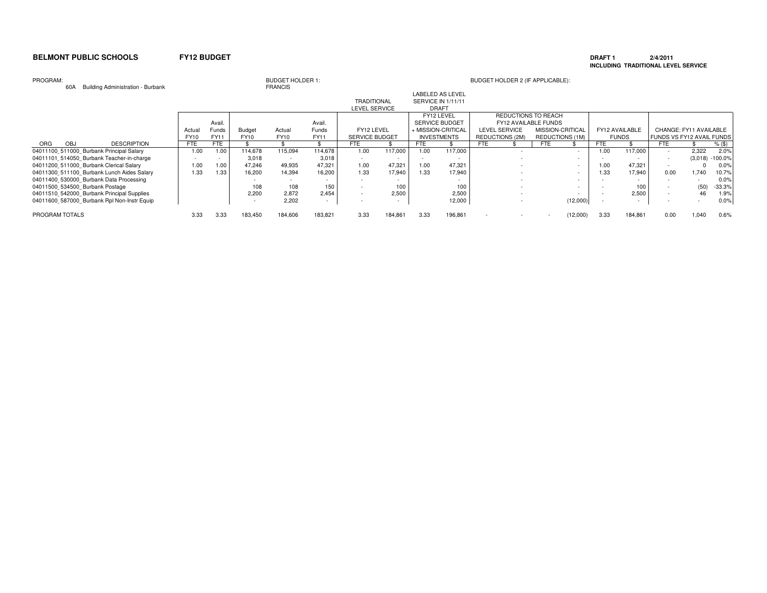**BELMONT PUBLIC SCHOOLS** **FY12 BUDGET**

**DRAFT 1** **2/4/2011**
**INCLUDING TRADITIONAL LEVEL SERVICE**

PROGRAM: 60A Building Administration - Burbank

BUDGET HOLDER 1: FRANCIS

BUDGET HOLDER 2 (IF APPLICABLE):

| | | | | | | TRADITIONAL LEVEL SERVICE | | LABELED AS LEVEL SERVICE IN 1/11/11 DRAFT | | REDUCTIONS TO REACH FY12 AVAILABLE FUNDS | | | | | | | | |
|---|---|---|---|---|---|---|---|---|---|---|---|---|---|---|---|---|---|---|
| | Actual FY10 | Avail. Funds FY11 | Budget FY10 | Actual FY10 | Avail. Funds FY11 | FY12 LEVEL SERVICE BUDGET | | FY12 LEVEL SERVICE BUDGET + MISSION-CRITICAL INVESTMENTS | | LEVEL SERVICE REDUCTIONS (2M) | | MISSION-CRITICAL REDUCTIONS (1M) | | FY12 AVAILABLE FUNDS | | CHANGE: FY11 AVAILABLE FUNDS VS FY12 AVAIL FUNDS | | |
| ORG OBJ DESCRIPTION | FTE | FTE | $ | $ | $ | FTE | $ | FTE | $ | FTE | $ | FTE | $ | FTE | $ | FTE | $ | % ($) |
| 04011100_511000_Burbank Principal Salary | 1.00 | 1.00 | 114,678 | 115,094 | 114,678 | 1.00 | 117,000 | 1.00 | 117,000 | | - | | - | 1.00 | 117,000 | - | 2,322 | 2.0% |
| 04011101_514050_Burbank Teacher-in-charge | - | - | 3,018 | - | 3,018 | - | - | - | - | | - | | - | - | - | - | (3,018) | -100.0% |
| 04011200_511000_Burbank Clerical Salary | 1.00 | 1.00 | 47,246 | 49,935 | 47,321 | 1.00 | 47,321 | 1.00 | 47,321 | | - | | - | 1.00 | 47,321 | - | 0 | 0.0% |
| 04011300_511100_Burbank Lunch Aides Salary | 1.33 | 1.33 | 16,200 | 14,394 | 16,200 | 1.33 | 17,940 | 1.33 | 17,940 | | - | | - | 1.33 | 17,940 | 0.00 | 1,740 | 10.7% |
| 04011400_530000_Burbank Data Processing | | | - | - | - | - | - | | - | | - | | - | - | - | - | - | 0.0% |
| 04011500_534500_Burbank Postage | | | 108 | 108 | 150 | - | 100 | | 100 | | - | | - | - | 100 | - | (50) | -33.3% |
| 04011510_542000_Burbank Principal Supplies | | | 2,200 | 2,872 | 2,454 | - | 2,500 | | 2,500 | | - | | - | - | 2,500 | - | 46 | 1.9% |
| 04011600_587000_Burbank Rpl Non-Instr Equip | | | - | 2,202 | - | - | - | | 12,000 | | - | | (12,000) | - | - | - | - | 0.0% |
| PROGRAM TOTALS | 3.33 | 3.33 | 183,450 | 184,606 | 183,821 | 3.33 | 184,861 | 3.33 | 196,861 | - | - | - | (12,000) | 3.33 | 184,861 | 0.00 | 1,040 | 0.6% |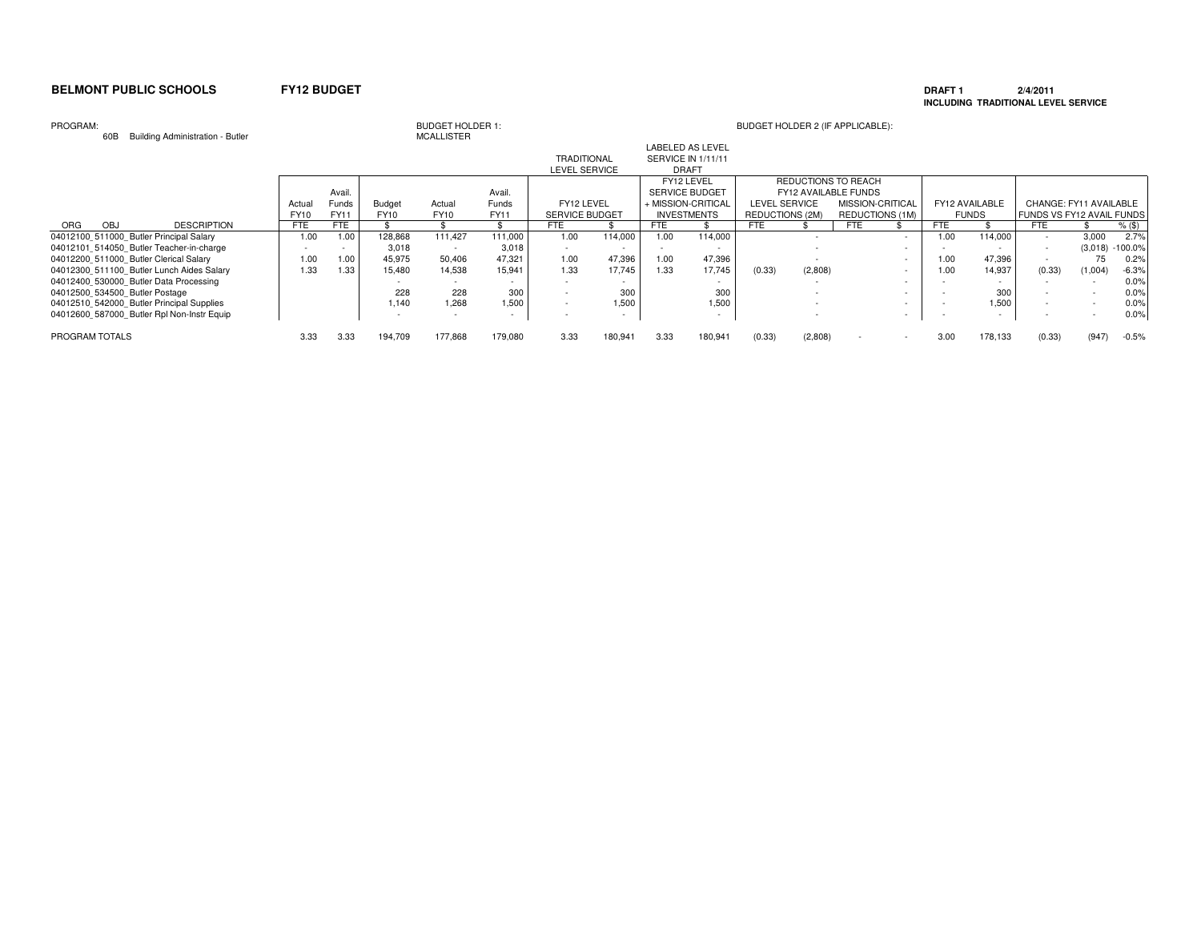**BELMONT PUBLIC SCHOOLS** **FY12 BUDGET**

**DRAFT 1** **2/4/2011**
**INCLUDING TRADITIONAL LEVEL SERVICE**

PROGRAM: 60B Building Administration - Butler

BUDGET HOLDER 1: MCALLISTER

BUDGET HOLDER 2 (IF APPLICABLE):

| ORG OBJ DESCRIPTION | Actual FY10 FTE | Avail. Funds FY11 FTE | Budget FY10 $ | Actual FY10 $ | Avail. Funds FY11 $ | TRADITIONAL LEVEL SERVICE: FY12 LEVEL SERVICE BUDGET FTE | $ | LABELED AS LEVEL SERVICE IN 1/11/11 DRAFT: FY12 LEVEL SERVICE BUDGET + MISSION-CRITICAL INVESTMENTS FTE | $ | REDUCTIONS TO REACH FY12 AVAILABLE FUNDS: LEVEL SERVICE REDUCTIONS (2M) FTE | $ | MISSION-CRITICAL REDUCTIONS (1M) FTE | $ | FY12 AVAILABLE FUNDS FTE | $ | CHANGE: FY11 AVAILABLE FUNDS VS FY12 AVAIL FUNDS FTE | $ | % ($) |
|---|---|---|---|---|---|---|---|---|---|---|---|---|---|---|---|---|---|---|
| 04012100_511000_Butler Principal Salary | 1.00 | 1.00 | 128,868 | 111,427 | 111,000 | 1.00 | 114,000 | 1.00 | 114,000 | | - | | - | 1.00 | 114,000 | - | 3,000 | 2.7% |
| 04012101_514050_Butler Teacher-in-charge | - | - | 3,018 | - | 3,018 | - | - | - | - | | - | | - | - | - | - | (3,018) | -100.0% |
| 04012200_511000_Butler Clerical Salary | 1.00 | 1.00 | 45,975 | 50,406 | 47,321 | 1.00 | 47,396 | 1.00 | 47,396 | | - | | - | 1.00 | 47,396 | - | 75 | 0.2% |
| 04012300_511100_Butler Lunch Aides Salary | 1.33 | 1.33 | 15,480 | 14,538 | 15,941 | 1.33 | 17,745 | 1.33 | 17,745 | (0.33) | (2,808) | | - | 1.00 | 14,937 | (0.33) | (1,004) | -6.3% |
| 04012400_530000_Butler Data Processing | | | - | - | - | - | - | | - | | - | | - | - | - | - | - | 0.0% |
| 04012500_534500_Butler Postage | | | 228 | 228 | 300 | - | 300 | | 300 | | - | | - | - | 300 | - | - | 0.0% |
| 04012510_542000_Butler Principal Supplies | | | 1,140 | 1,268 | 1,500 | - | 1,500 | | 1,500 | | - | | - | - | 1,500 | - | - | 0.0% |
| 04012600_587000_Butler Rpl Non-Instr Equip | | | - | - | - | - | - | | - | | - | | - | - | - | - | - | 0.0% |
| PROGRAM TOTALS | 3.33 | 3.33 | 194,709 | 177,868 | 179,080 | 3.33 | 180,941 | 3.33 | 180,941 | (0.33) | (2,808) | - | - | 3.00 | 178,133 | (0.33) | (947) | -0.5% |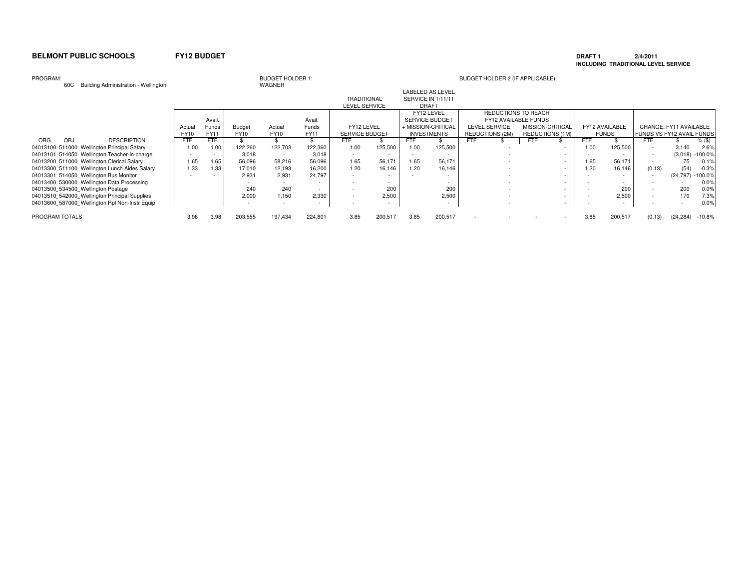**BELMONT PUBLIC SCHOOLS** **FY12 BUDGET**

**DRAFT 1** **2/4/2011**
**INCLUDING TRADITIONAL LEVEL SERVICE**

PROGRAM:
60C Building Administration - Wellington

BUDGET HOLDER 1:
WAGNER

BUDGET HOLDER 2 (IF APPLICABLE):

| | | | | | | TRADITIONAL LEVEL SERVICE | | LABELED AS LEVEL SERVICE IN 1/11/11 DRAFT | | | | | | | | | |
|---|---|---|---|---|---|---|---|---|---|---|---|---|---|---|---|---|---|
| | | | | | | | | FY12 LEVEL SERVICE BUDGET + MISSION-CRITICAL INVESTMENTS | | REDUCTIONS TO REACH FY12 AVAILABLE FUNDS | | | | | | | |
| | Actual FY10 | Avail. Funds FY11 | Budget FY10 | Actual FY10 | Avail. Funds FY11 | FY12 LEVEL SERVICE BUDGET | | | | LEVEL SERVICE REDUCTIONS (2M) | | MISSION-CRITICAL REDUCTIONS (1M) | | FY12 AVAILABLE FUNDS | | CHANGE: FY11 AVAILABLE FUNDS VS FY12 AVAIL FUNDS | | |
| ORG OBJ DESCRIPTION | FTE | FTE | $ | $ | $ | FTE | $ | FTE | $ | FTE | $ | FTE | $ | FTE | $ | FTE | $ | % ($) |
| 04013100_511000_Wellington Principal Salary | 1.00 | 1.00 | 122,260 | 122,703 | 122,360 | 1.00 | 125,500 | 1.00 | 125,500 | | - | | - | 1.00 | 125,500 | - | 3,140 | 2.6% |
| 04013101_514050_Wellington Teacher-in-charge | - | - | 3,018 | - | 3,018 | - | - | - | - | | - | | - | - | - | - | (3,018) | -100.0% |
| 04013200_511000_Wellington Clerical Salary | 1.65 | 1.65 | 56,096 | 58,216 | 56,096 | 1.65 | 56,171 | 1.65 | 56,171 | | - | | - | 1.65 | 56,171 | - | 75 | 0.1% |
| 04013300_511100_Wellington Lunch Aides Salary | 1.33 | 1.33 | 17,010 | 12,193 | 16,200 | 1.20 | 16,146 | 1.20 | 16,146 | | - | | - | 1.20 | 16,146 | (0.13) | (54) | -0.3% |
| 04013301_514050_Wellington Bus Monitor | - | - | 2,931 | 2,931 | 24,797 | - | - | - | - | | - | | - | - | - | - | (24,797) | -100.0% |
| 04013400_530000_Wellington Data Processing | | | - | - | - | - | - | | - | | - | | - | - | - | - | - | 0.0% |
| 04013500_534500_Wellington Postage | | | 240 | 240 | - | - | 200 | | 200 | | - | | - | - | 200 | - | 200 | 0.0% |
| 04013510_542000_Wellington Principal Supplies | | | 2,000 | 1,150 | 2,330 | - | 2,500 | | 2,500 | | - | | - | - | 2,500 | - | 170 | 7.3% |
| 04013600_587000_Wellington Rpl Non-Instr Equip | | | - | - | - | - | - | | - | | - | | - | - | - | - | - | 0.0% |
| PROGRAM TOTALS | 3.98 | 3.98 | 203,555 | 197,434 | 224,801 | 3.85 | 200,517 | 3.85 | 200,517 | - | - | - | - | 3.85 | 200,517 | (0.13) | (24,284) | -10.8% |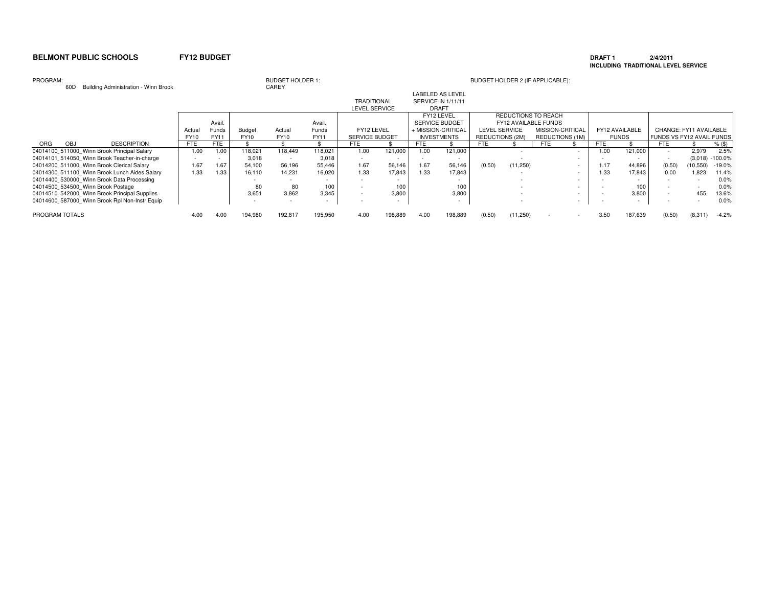**BELMONT PUBLIC SCHOOLS** **FY12 BUDGET**

**DRAFT 1** **2/4/2011**
**INCLUDING TRADITIONAL LEVEL SERVICE**

PROGRAM: 60D Building Administration - Winn Brook

BUDGET HOLDER 1: CAREY

BUDGET HOLDER 2 (IF APPLICABLE):

| | | | | | | | TRADITIONAL LEVEL SERVICE | | LABELED AS LEVEL SERVICE IN 1/11/11 DRAFT | | REDUCTIONS TO REACH FY12 AVAILABLE FUNDS | | | | | | | | |
|---|---|---|---|---|---|---|---|---|---|---|---|---|---|---|---|---|---|---|---|
| | Actual FY10 | Avail. Funds FY11 | Budget FY10 | Actual FY10 | Avail. Funds FY11 | | FY12 LEVEL SERVICE BUDGET | | FY12 LEVEL SERVICE BUDGET + MISSION-CRITICAL INVESTMENTS | | LEVEL SERVICE REDUCTIONS (2M) | | MISSION-CRITICAL REDUCTIONS (1M) | | FY12 AVAILABLE FUNDS | | CHANGE: FY11 AVAILABLE FUNDS VS FY12 AVAIL FUNDS | | |
| ORG OBJ DESCRIPTION | FTE | FTE | $ | $ | $ | | FTE | $ | FTE | $ | FTE | $ | FTE | $ | FTE | $ | FTE | $ | % ($) |
| 04014100_511000_Winn Brook Principal Salary | 1.00 | 1.00 | 118,021 | 118,449 | 118,021 | | 1.00 | 121,000 | 1.00 | 121,000 | | - | | - | 1.00 | 121,000 | - | 2,979 | 2.5% |
| 04014101_514050_Winn Brook Teacher-in-charge | - | - | 3,018 | - | 3,018 | | - | - | - | - | | - | | - | - | - | - | (3,018) | -100.0% |
| 04014200_511000_Winn Brook Clerical Salary | 1.67 | 1.67 | 54,100 | 56,196 | 55,446 | | 1.67 | 56,146 | 1.67 | 56,146 | (0.50) | (11,250) | | - | 1.17 | 44,896 | (0.50) | (10,550) | -19.0% |
| 04014300_511100_Winn Brook Lunch Aides Salary | 1.33 | 1.33 | 16,110 | 14,231 | 16,020 | | 1.33 | 17,843 | 1.33 | 17,843 | | - | | - | 1.33 | 17,843 | 0.00 | 1,823 | 11.4% |
| 04014400_530000_Winn Brook Data Processing | | | - | - | - | | - | - | | - | | - | | - | - | - | - | - | 0.0% |
| 04014500_534500_Winn Brook Postage | | | 80 | 80 | 100 | | - | 100 | | 100 | | - | | - | - | 100 | - | - | 0.0% |
| 04014510_542000_Winn Brook Principal Supplies | | | 3,651 | 3,862 | 3,345 | | - | 3,800 | | 3,800 | | - | | - | - | 3,800 | - | 455 | 13.6% |
| 04014600_587000_Winn Brook Rpl Non-Instr Equip | | | - | - | - | | - | - | | - | | - | | - | - | - | - | - | 0.0% |
| PROGRAM TOTALS | 4.00 | 4.00 | 194,980 | 192,817 | 195,950 | | 4.00 | 198,889 | 4.00 | 198,889 | (0.50) | (11,250) | - | - | 3.50 | 187,639 | (0.50) | (8,311) | -4.2% |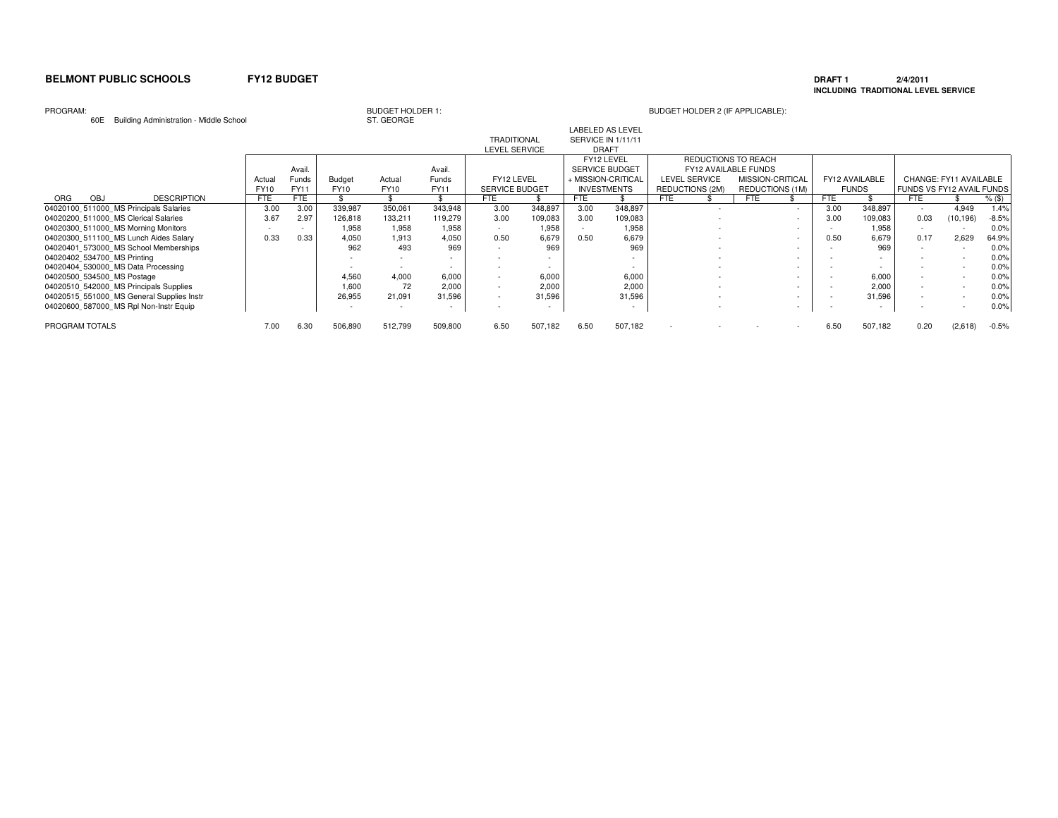**BELMONT PUBLIC SCHOOLS** **FY12 BUDGET**

**DRAFT 1** **2/4/2011**
**INCLUDING TRADITIONAL LEVEL SERVICE**

PROGRAM: 60E Building Administration - Middle School

BUDGET HOLDER 1: ST. GEORGE

BUDGET HOLDER 2 (IF APPLICABLE):

| ORG OBJ DESCRIPTION | Actual FY10 FTE | Avail. Funds FY11 FTE | Budget FY10 $ | Actual FY10 $ | Avail. Funds FY11 $ | TRADITIONAL LEVEL SERVICE: FY12 LEVEL SERVICE BUDGET FTE | $ | LABELED AS LEVEL SERVICE IN 1/11/11 DRAFT: FY12 LEVEL SERVICE BUDGET + MISSION-CRITICAL INVESTMENTS FTE | $ | REDUCTIONS TO REACH FY12 AVAILABLE FUNDS: LEVEL SERVICE REDUCTIONS (2M) FTE | $ | MISSION-CRITICAL REDUCTIONS (1M) FTE | $ | FY12 AVAILABLE FUNDS FTE | $ | CHANGE: FY11 AVAILABLE FUNDS VS FY12 AVAIL FUNDS FTE | $ | % ($) |
|---|---|---|---|---|---|---|---|---|---|---|---|---|---|---|---|---|---|---|
| 04020100_511000_MS Principals Salaries | 3.00 | 3.00 | 339,987 | 350,061 | 343,948 | 3.00 | 348,897 | 3.00 | 348,897 | | - | | - | 3.00 | 348,897 | - | 4,949 | 1.4% |
| 04020200_511000_MS Clerical Salaries | 3.67 | 2.97 | 126,818 | 133,211 | 119,279 | 3.00 | 109,083 | 3.00 | 109,083 | | - | | - | 3.00 | 109,083 | 0.03 | (10,196) | -8.5% |
| 04020300_511000_MS Morning Monitors | - | - | 1,958 | 1,958 | 1,958 | - | 1,958 | - | 1,958 | | - | | - | - | 1,958 | - | - | 0.0% |
| 04020300_511100_MS Lunch Aides Salary | 0.33 | 0.33 | 4,050 | 1,913 | 4,050 | 0.50 | 6,679 | 0.50 | 6,679 | | - | | - | 0.50 | 6,679 | 0.17 | 2,629 | 64.9% |
| 04020401_573000_MS School Memberships | | | 962 | 493 | 969 | - | 969 | | 969 | | - | | - | - | 969 | - | - | 0.0% |
| 04020402_534700_MS Printing | | | - | - | - | - | - | | - | | - | | - | - | - | - | - | 0.0% |
| 04020404_530000_MS Data Processing | | | - | - | - | - | - | | - | | - | | - | - | - | - | - | 0.0% |
| 04020500_534500_MS Postage | | | 4,560 | 4,000 | 6,000 | - | 6,000 | | 6,000 | | - | | - | - | 6,000 | - | - | 0.0% |
| 04020510_542000_MS Principals Supplies | | | 1,600 | 72 | 2,000 | - | 2,000 | | 2,000 | | - | | - | - | 2,000 | - | - | 0.0% |
| 04020515_551000_MS General Supplies Instr | | | 26,955 | 21,091 | 31,596 | - | 31,596 | | 31,596 | | - | | - | - | 31,596 | - | - | 0.0% |
| 04020600_587000_MS Rpl Non-Instr Equip | | | - | - | - | - | - | | - | | - | | - | - | - | - | - | 0.0% |
| PROGRAM TOTALS | 7.00 | 6.30 | 506,890 | 512,799 | 509,800 | 6.50 | 507,182 | 6.50 | 507,182 | - | - | - | - | 6.50 | 507,182 | 0.20 | (2,618) | -0.5% |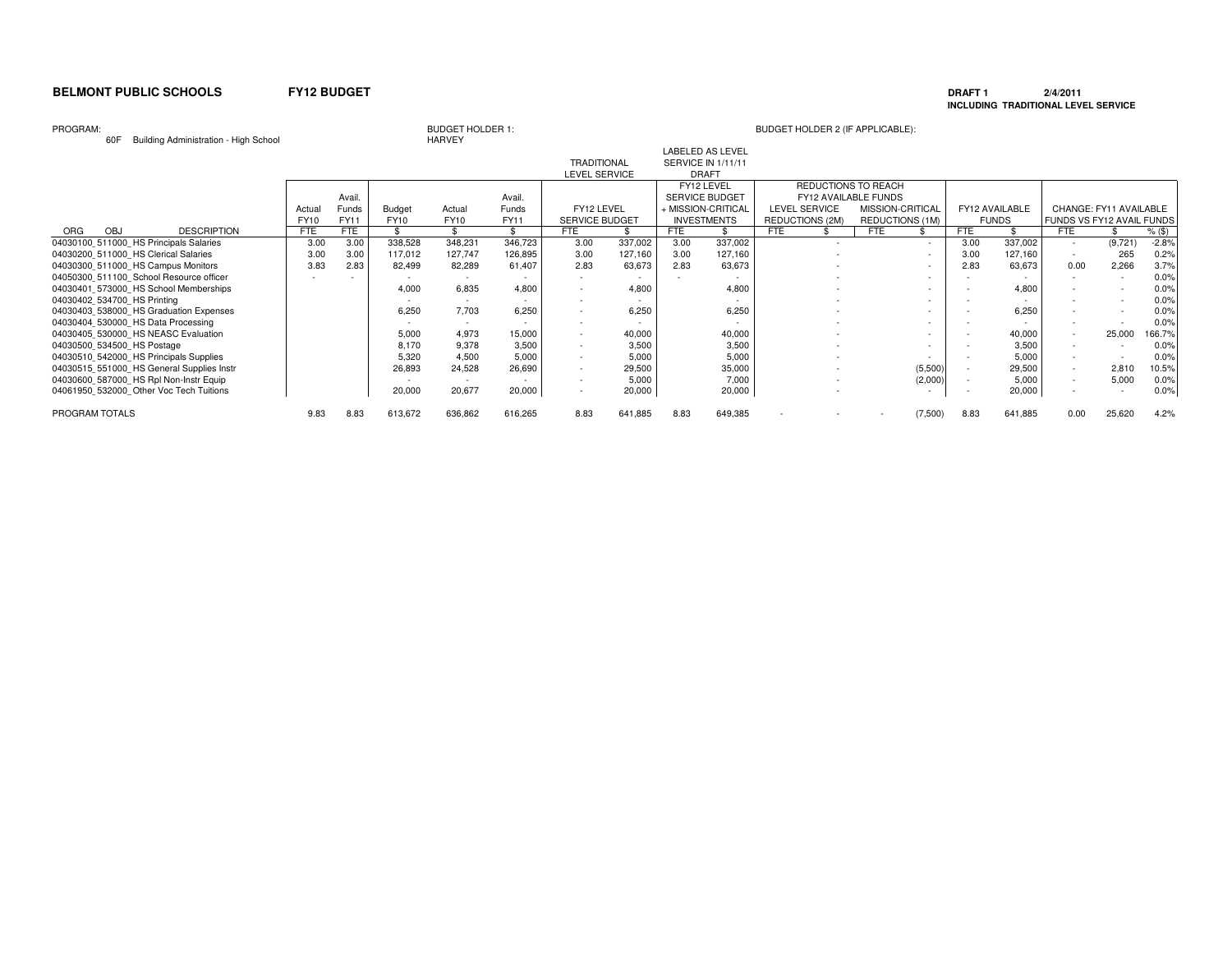**BELMONT PUBLIC SCHOOLS** **FY12 BUDGET**

**DRAFT 1** **2/4/2011**
**INCLUDING TRADITIONAL LEVEL SERVICE**

PROGRAM: 60F Building Administration - High School

BUDGET HOLDER 1: HARVEY

BUDGET HOLDER 2 (IF APPLICABLE):

| ORG OBJ DESCRIPTION | Actual FY10 | Avail. Funds FY11 | Budget FY10 | Actual FY10 | Avail. Funds FY11 | TRADITIONAL LEVEL SERVICE: FY12 LEVEL SERVICE BUDGET | | LABELED AS LEVEL SERVICE IN 1/11/11 DRAFT: FY12 LEVEL SERVICE BUDGET + MISSION-CRITICAL INVESTMENTS | | REDUCTIONS TO REACH FY12 AVAILABLE FUNDS: LEVEL SERVICE REDUCTIONS (2M) | | MISSION-CRITICAL REDUCTIONS (1M) | | FY12 AVAILABLE FUNDS | | CHANGE: FY11 AVAILABLE FUNDS VS FY12 AVAIL FUNDS | | |
|---|---|---|---|---|---|---|---|---|---|---|---|---|---|---|---|---|---|---|
| | FTE | FTE | $ | $ | $ | FTE | $ | FTE | $ | FTE | $ | FTE | $ | FTE | $ | FTE | $ | % ($) |
| 04030100_511000_HS Principals Salaries | 3.00 | 3.00 | 338,528 | 348,231 | 346,723 | 3.00 | 337,002 | 3.00 | 337,002 | | - | | - | 3.00 | 337,002 | - | (9,721) | -2.8% |
| 04030200_511000_HS Clerical Salaries | 3.00 | 3.00 | 117,012 | 127,747 | 126,895 | 3.00 | 127,160 | 3.00 | 127,160 | | - | | - | 3.00 | 127,160 | - | 265 | 0.2% |
| 04030300_511000_HS Campus Monitors | 3.83 | 2.83 | 82,499 | 82,289 | 61,407 | 2.83 | 63,673 | 2.83 | 63,673 | | - | | - | 2.83 | 63,673 | 0.00 | 2,266 | 3.7% |
| 04050300_511100_School Resource officer | - | - | - | - | - | - | - | - | - | | - | | - | - | - | - | - | 0.0% |
| 04030401_573000_HS School Memberships | | | 4,000 | 6,835 | 4,800 | - | 4,800 | | 4,800 | | - | | - | - | 4,800 | - | - | 0.0% |
| 04030402_534700_HS Printing | | | - | - | - | - | - | | - | | - | | - | - | - | - | - | 0.0% |
| 04030403_538000_HS Graduation Expenses | | | 6,250 | 7,703 | 6,250 | - | 6,250 | | 6,250 | | - | | - | - | 6,250 | - | - | 0.0% |
| 04030404_530000_HS Data Processing | | | - | - | - | - | - | | - | | - | | - | - | - | - | - | 0.0% |
| 04030405_530000_HS NEASC Evaluation | | | 5,000 | 4,973 | 15,000 | - | 40,000 | | 40,000 | | - | | - | - | 40,000 | - | 25,000 | 166.7% |
| 04030500_534500_HS Postage | | | 8,170 | 9,378 | 3,500 | - | 3,500 | | 3,500 | | - | | - | - | 3,500 | - | - | 0.0% |
| 04030510_542000_HS Principals Supplies | | | 5,320 | 4,500 | 5,000 | - | 5,000 | | 5,000 | | - | | - | - | 5,000 | - | - | 0.0% |
| 04030515_551000_HS General Supplies Instr | | | 26,893 | 24,528 | 26,690 | - | 29,500 | | 35,000 | | - | | (5,500) | - | 29,500 | - | 2,810 | 10.5% |
| 04030600_587000_HS Rpl Non-Instr Equip | | | - | - | - | - | 5,000 | | 7,000 | | - | | (2,000) | - | 5,000 | - | 5,000 | 0.0% |
| 04061950_532000_Other Voc Tech Tuitions | | | 20,000 | 20,677 | 20,000 | - | 20,000 | | 20,000 | | - | | - | - | 20,000 | - | - | 0.0% |
| PROGRAM TOTALS | 9.83 | 8.83 | 613,672 | 636,862 | 616,265 | 8.83 | 641,885 | 8.83 | 649,385 | - | - | - | (7,500) | 8.83 | 641,885 | 0.00 | 25,620 | 4.2% |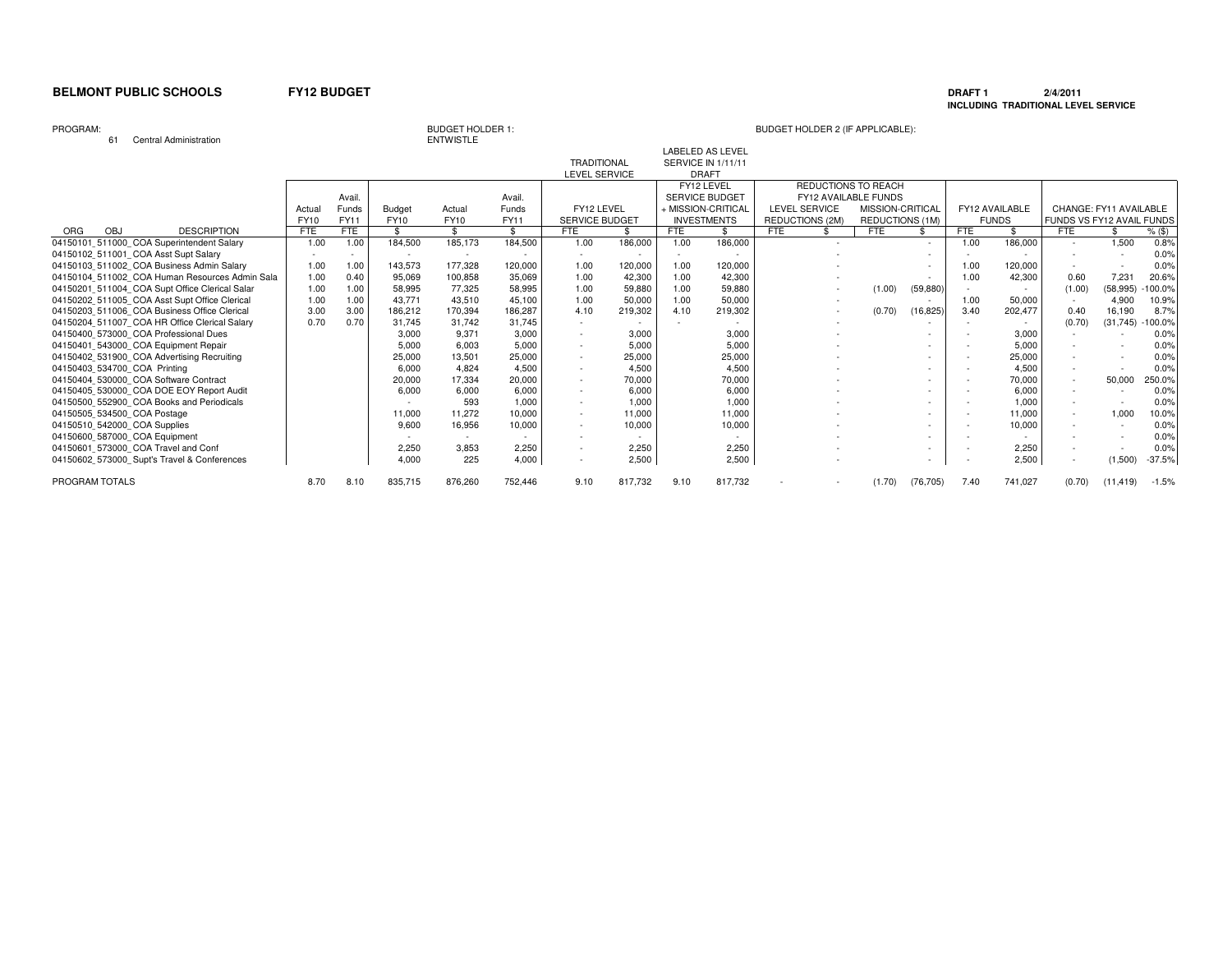**BELMONT PUBLIC SCHOOLS** **FY12 BUDGET**

**DRAFT 1** **2/4/2011**
**INCLUDING TRADITIONAL LEVEL SERVICE**

PROGRAM: 61 Central Administration

BUDGET HOLDER 1: ENTWISTLE

BUDGET HOLDER 2 (IF APPLICABLE):

| ORG OBJ DESCRIPTION | Actual FY10 FTE | Avail. Funds FY11 FTE | Budget FY10 $ | Actual FY10 $ | Avail. Funds FY11 $ | TRADITIONAL LEVEL SERVICE: FY12 LEVEL SERVICE BUDGET FTE | $ | LABELED AS LEVEL SERVICE IN 1/11/11 DRAFT: FY12 LEVEL SERVICE BUDGET + MISSION-CRITICAL INVESTMENTS FTE | $ | REDUCTIONS TO REACH FY12 AVAILABLE FUNDS: LEVEL SERVICE REDUCTIONS (2M) FTE | $ | MISSION-CRITICAL REDUCTIONS (1M) FTE | $ | FY12 AVAILABLE FUNDS FTE | $ | CHANGE: FY11 AVAILABLE FUNDS VS FY12 AVAIL FUNDS FTE | $ | % ($) |
|---|---|---|---|---|---|---|---|---|---|---|---|---|---|---|---|---|---|---|
| 04150101_511000_COA Superintendent Salary | 1.00 | 1.00 | 184,500 | 185,173 | 184,500 | 1.00 | 186,000 | 1.00 | 186,000 | | - | | - | 1.00 | 186,000 | - | 1,500 | 0.8% |
| 04150102_511001_COA Asst Supt Salary | - | - | - | - | - | - | - | - | - | | - | | - | - | - | - | - | 0.0% |
| 04150103_511002_COA Business Admin Salary | 1.00 | 1.00 | 143,573 | 177,328 | 120,000 | 1.00 | 120,000 | 1.00 | 120,000 | | - | | - | 1.00 | 120,000 | - | - | 0.0% |
| 04150104_511002_COA Human Resources Admin Sala | 1.00 | 0.40 | 95,069 | 100,858 | 35,069 | 1.00 | 42,300 | 1.00 | 42,300 | | - | | - | 1.00 | 42,300 | 0.60 | 7,231 | 20.6% |
| 04150201_511004_COA Supt Office Clerical Salar | 1.00 | 1.00 | 58,995 | 77,325 | 58,995 | 1.00 | 59,880 | 1.00 | 59,880 | | - | (1.00) | (59,880) | - | - | (1.00) | (58,995) | -100.0% |
| 04150202_511005_COA Asst Supt Office Clerical | 1.00 | 1.00 | 43,771 | 43,510 | 45,100 | 1.00 | 50,000 | 1.00 | 50,000 | | - | | - | 1.00 | 50,000 | - | 4,900 | 10.9% |
| 04150203_511006_COA Business Office Clerical | 3.00 | 3.00 | 186,212 | 170,394 | 186,287 | 4.10 | 219,302 | 4.10 | 219,302 | | - | (0.70) | (16,825) | 3.40 | 202,477 | 0.40 | 16,190 | 8.7% |
| 04150204_511007_COA HR Office Clerical Salary | 0.70 | 0.70 | 31,745 | 31,742 | 31,745 | - | - | - | - | | - | | - | - | - | (0.70) | (31,745) | -100.0% |
| 04150400_573000_COA Professional Dues | | | 3,000 | 9,371 | 3,000 | - | 3,000 | | 3,000 | | - | | - | - | 3,000 | - | - | 0.0% |
| 04150401_543000_COA Equipment Repair | | | 5,000 | 6,003 | 5,000 | - | 5,000 | | 5,000 | | - | | - | - | 5,000 | - | - | 0.0% |
| 04150402_531900_COA Advertising Recruiting | | | 25,000 | 13,501 | 25,000 | - | 25,000 | | 25,000 | | - | | - | - | 25,000 | - | - | 0.0% |
| 04150403_534700_COA Printing | | | 6,000 | 4,824 | 4,500 | - | 4,500 | | 4,500 | | - | | - | - | 4,500 | - | - | 0.0% |
| 04150404_530000_COA Software Contract | | | 20,000 | 17,334 | 20,000 | - | 70,000 | | 70,000 | | - | | - | - | 70,000 | - | 50,000 | 250.0% |
| 04150405_530000_COA DOE EOY Report Audit | | | 6,000 | 6,000 | 6,000 | - | 6,000 | | 6,000 | | - | | - | - | 6,000 | - | - | 0.0% |
| 04150500_552900_COA Books and Periodicals | | | - | 593 | 1,000 | - | 1,000 | | 1,000 | | - | | - | - | 1,000 | - | - | 0.0% |
| 04150505_534500_COA Postage | | | 11,000 | 11,272 | 10,000 | - | 11,000 | | 11,000 | | - | | - | - | 11,000 | - | 1,000 | 10.0% |
| 04150510_542000_COA Supplies | | | 9,600 | 16,956 | 10,000 | - | 10,000 | | 10,000 | | - | | - | - | 10,000 | - | - | 0.0% |
| 04150600_587000_COA Equipment | | | - | - | - | - | - | | - | | - | | - | - | - | - | - | 0.0% |
| 04150601_573000_COA Travel and Conf | | | 2,250 | 3,853 | 2,250 | - | 2,250 | | 2,250 | | - | | - | - | 2,250 | - | - | 0.0% |
| 04150602_573000_Supt's Travel & Conferences | | | 4,000 | 225 | 4,000 | - | 2,500 | | 2,500 | | - | | - | - | 2,500 | - | (1,500) | -37.5% |
| PROGRAM TOTALS | 8.70 | 8.10 | 835,715 | 876,260 | 752,446 | 9.10 | 817,732 | 9.10 | 817,732 | - | - | (1.70) | (76,705) | 7.40 | 741,027 | (0.70) | (11,419) | -1.5% |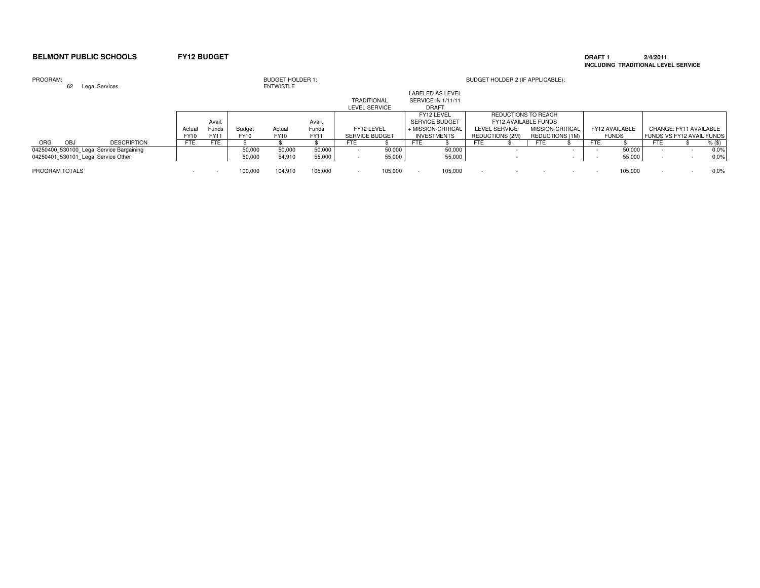**BELMONT PUBLIC SCHOOLS** **FY12 BUDGET**

**DRAFT 1** **2/4/2011**
**INCLUDING TRADITIONAL LEVEL SERVICE**

PROGRAM: 62 Legal Services

BUDGET HOLDER 1: ENTWISTLE

BUDGET HOLDER 2 (IF APPLICABLE):

| | | | | | | | | TRADITIONAL LEVEL SERVICE | | LABELED AS LEVEL SERVICE IN 1/11/11 DRAFT | | | | | | | | | | |
|---|---|---|---|---|---|---|---|---|---|---|---|---|---|---|---|---|---|---|---|---|
| | | | | | | | | | | FY12 LEVEL SERVICE BUDGET + MISSION-CRITICAL INVESTMENTS | | REDUCTIONS TO REACH FY12 AVAILABLE FUNDS | | | | | | | | |
| | | | Actual FY10 | Avail. Funds FY11 | Budget FY10 | Actual FY10 | Avail. Funds FY11 | FY12 LEVEL SERVICE BUDGET | | | | LEVEL SERVICE REDUCTIONS (2M) | | MISSION-CRITICAL REDUCTIONS (1M) | | FY12 AVAILABLE FUNDS | | CHANGE: FY11 AVAILABLE FUNDS VS FY12 AVAIL FUNDS | | |
| ORG | OBJ | DESCRIPTION | FTE | FTE | $ | $ | $ | FTE | $ | FTE | $ | FTE | $ | FTE | $ | FTE | $ | FTE | $ | % ($) |
| 04250400_530100_Legal Service Bargaining | | | | | 50,000 | 50,000 | 50,000 | - | 50,000 | | 50,000 | | - | | - | - | 50,000 | - | - | 0.0% |
| 04250401_530101_Legal Service Other | | | | | 50,000 | 54,910 | 55,000 | - | 55,000 | | 55,000 | | - | | - | - | 55,000 | - | - | 0.0% |
| PROGRAM TOTALS | | | - | - | 100,000 | 104,910 | 105,000 | - | 105,000 | - | 105,000 | - | - | - | - | - | 105,000 | - | - | 0.0% |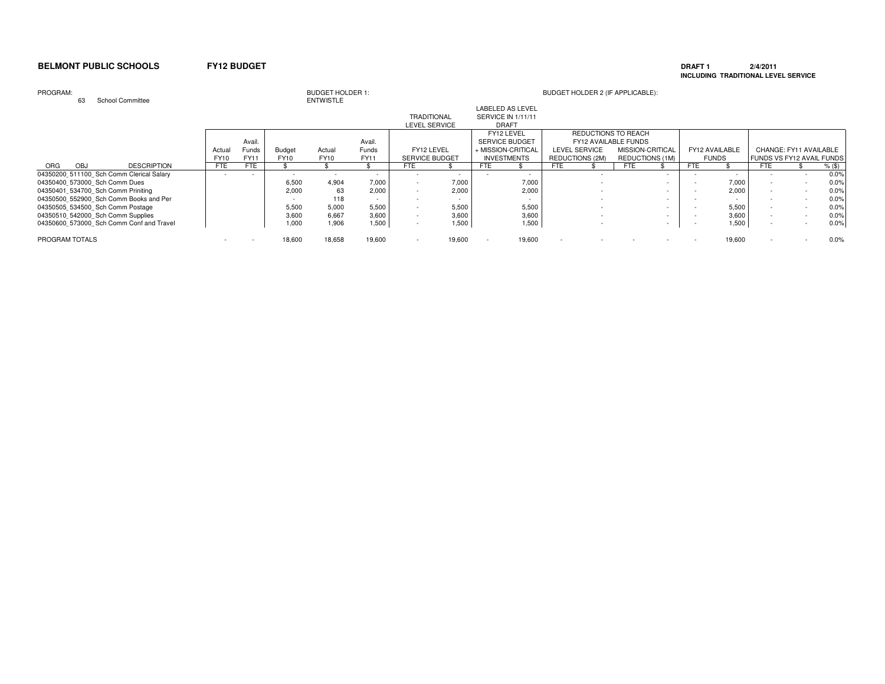**BELMONT PUBLIC SCHOOLS** **FY12 BUDGET**

**DRAFT 1** **2/4/2011**
**INCLUDING TRADITIONAL LEVEL SERVICE**

PROGRAM: 63 School Committee

BUDGET HOLDER 1: ENTWISTLE

BUDGET HOLDER 2 (IF APPLICABLE):

| | | | | | | | TRADITIONAL LEVEL SERVICE | | LABELED AS LEVEL SERVICE IN 1/11/11 DRAFT | | | | | | | | | | | |
|---|---|---|---|---|---|---|---|---|---|---|---|---|---|---|---|---|---|---|---|---|
| | | | | | | | | | FY12 LEVEL SERVICE BUDGET + MISSION-CRITICAL INVESTMENTS | | REDUCTIONS TO REACH FY12 AVAILABLE FUNDS | | | | | | | | | |
| | | | Actual FY10 | Avail. Funds FY11 | Budget FY10 | Actual FY10 | Avail. Funds FY11 | FY12 LEVEL SERVICE BUDGET | | | | LEVEL SERVICE REDUCTIONS (2M) | | MISSION-CRITICAL REDUCTIONS (1M) | | FY12 AVAILABLE FUNDS | | CHANGE: FY11 AVAILABLE FUNDS VS FY12 AVAIL FUNDS | | |
| ORG | OBJ | DESCRIPTION | FTE | FTE | $ | $ | $ | FTE | $ | FTE | $ | FTE | $ | FTE | $ | FTE | $ | FTE | $ | % ($) |
| 04350200_511100_ | | Sch Comm Clerical Salary | - | - | - | - | - | - | - | - | - | | - | | - | - | - | - | - | 0.0% |
| 04350400_573000_ | | Sch Comm Dues | | | 6,500 | 4,904 | 7,000 | - | 7,000 | | 7,000 | | - | | - | - | 7,000 | - | - | 0.0% |
| 04350401_534700_ | | Sch Comm Priniting | | | 2,000 | 63 | 2,000 | - | 2,000 | | 2,000 | | - | | - | - | 2,000 | - | - | 0.0% |
| 04350500_552900_ | | Sch Comm Books and Per | | | - | 118 | - | - | - | | - | | - | | - | - | - | - | - | 0.0% |
| 04350505_534500_ | | Sch Comm Postage | | | 5,500 | 5,000 | 5,500 | - | 5,500 | | 5,500 | | - | | - | - | 5,500 | - | - | 0.0% |
| 04350510_542000_ | | Sch Comm Supplies | | | 3,600 | 6,667 | 3,600 | - | 3,600 | | 3,600 | | - | | - | - | 3,600 | - | - | 0.0% |
| 04350600_573000_ | | Sch Comm Conf and Travel | | | 1,000 | 1,906 | 1,500 | - | 1,500 | | 1,500 | | - | | - | - | 1,500 | - | - | 0.0% |
| PROGRAM TOTALS | | | - | - | 18,600 | 18,658 | 19,600 | - | 19,600 | - | 19,600 | - | - | - | - | - | 19,600 | - | - | 0.0% |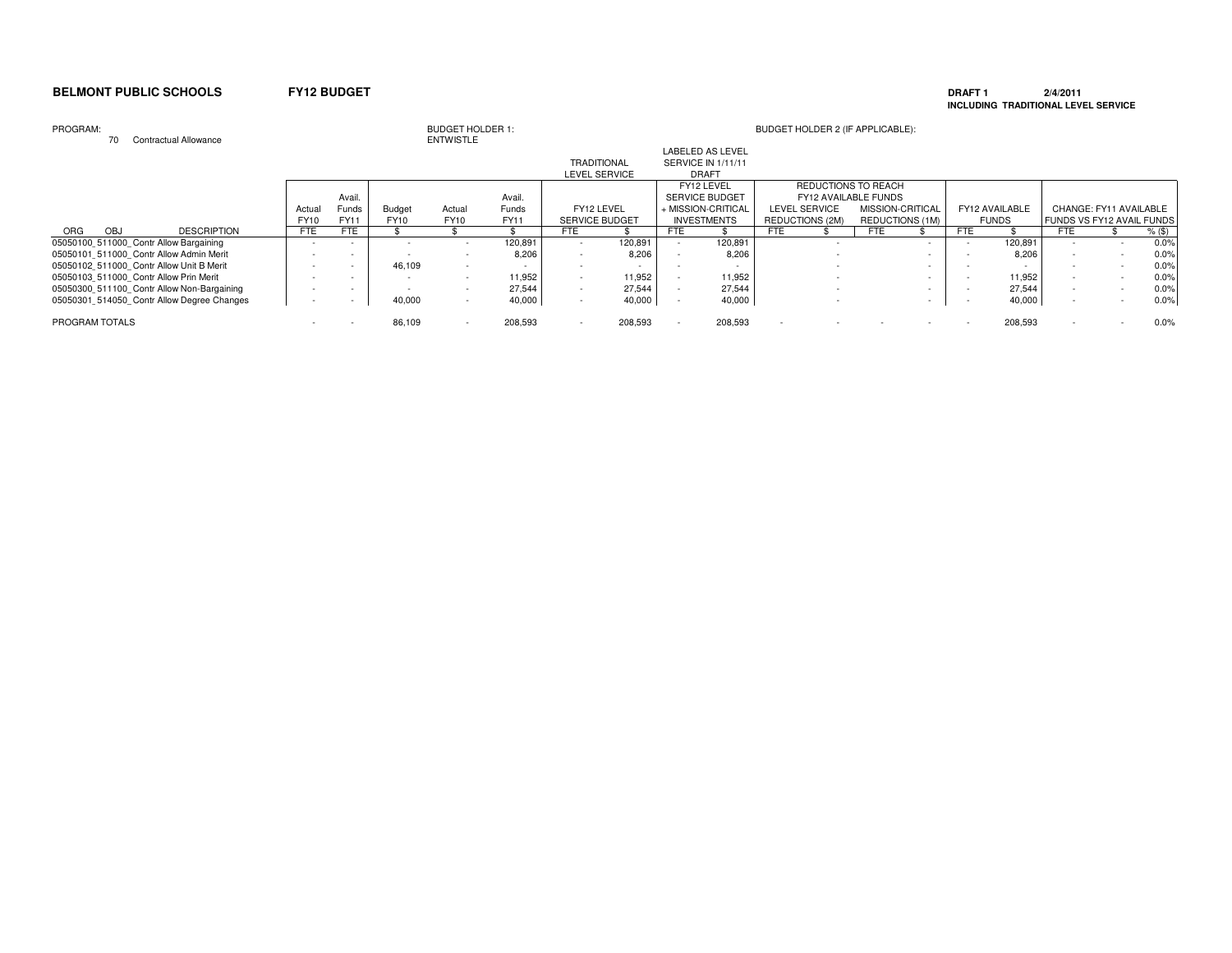**BELMONT PUBLIC SCHOOLS** **FY12 BUDGET** **DRAFT 1** **2/4/2011**
**INCLUDING TRADITIONAL LEVEL SERVICE**

PROGRAM: 70 Contractual Allowance

BUDGET HOLDER 1: ENTWISTLE

BUDGET HOLDER 2 (IF APPLICABLE):

| | | | | | | | TRADITIONAL LEVEL SERVICE | | LABELED AS LEVEL SERVICE IN 1/11/11 DRAFT | | REDUCTIONS TO REACH FY12 AVAILABLE FUNDS | | | | | | | | |
|---|---|---|---|---|---|---|---|---|---|---|---|---|---|---|---|---|---|---|---|
| | Actual FY10 | Avail. Funds FY11 | Budget FY10 | Actual FY10 | Avail. Funds FY11 | FY12 LEVEL SERVICE BUDGET | | FY12 LEVEL SERVICE BUDGET + MISSION-CRITICAL INVESTMENTS | | LEVEL SERVICE REDUCTIONS (2M) | | MISSION-CRITICAL REDUCTIONS (1M) | | FY12 AVAILABLE FUNDS | | CHANGE: FY11 AVAILABLE FUNDS VS FY12 AVAIL FUNDS | | |
| ORG OBJ DESCRIPTION | FTE | FTE | $ | $ | $ | FTE | $ | FTE | $ | FTE | $ | FTE | $ | FTE | $ | FTE | $ | % ($) |
| 05050100_511000_Contr Allow Bargaining | - | - | - | - | 120,891 | - | 120,891 | - | 120,891 | | - | | - | - | 120,891 | - | - | 0.0% |
| 05050101_511000_Contr Allow Admin Merit | - | - | - | - | 8,206 | - | 8,206 | - | 8,206 | | - | | - | - | 8,206 | - | - | 0.0% |
| 05050102_511000_Contr Allow Unit B Merit | - | - | 46,109 | - | - | - | - | - | - | | - | | - | - | - | - | - | 0.0% |
| 05050103_511000_Contr Allow Prin Merit | - | - | - | - | 11,952 | - | 11,952 | - | 11,952 | | - | | - | - | 11,952 | - | - | 0.0% |
| 05050300_511100_Contr Allow Non-Bargaining | - | - | - | - | 27,544 | - | 27,544 | - | 27,544 | | - | | - | - | 27,544 | - | - | 0.0% |
| 05050301_514050_Contr Allow Degree Changes | - | - | 40,000 | - | 40,000 | - | 40,000 | - | 40,000 | | - | | - | - | 40,000 | - | - | 0.0% |
| PROGRAM TOTALS | - | - | 86,109 | - | 208,593 | - | 208,593 | - | 208,593 | - | - | - | - | - | 208,593 | - | - | 0.0% |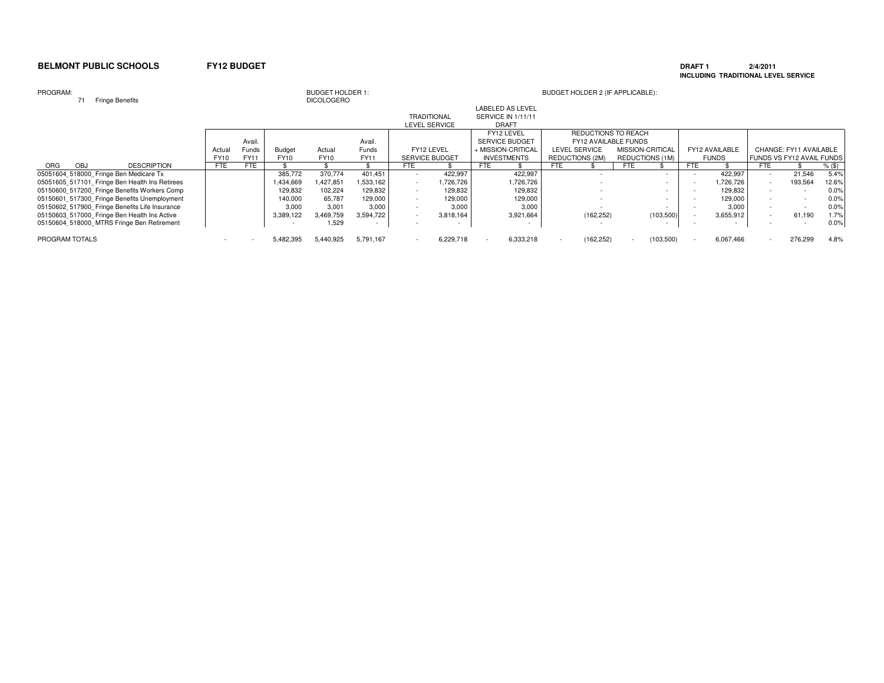**BELMONT PUBLIC SCHOOLS** **FY12 BUDGET**

**DRAFT 1** **2/4/2011**
**INCLUDING TRADITIONAL LEVEL SERVICE**

PROGRAM: 71 Fringe Benefits

BUDGET HOLDER 1: DICOLOGERO

BUDGET HOLDER 2 (IF APPLICABLE):

| | | | | | | | | TRADITIONAL LEVEL SERVICE | | LABELED AS LEVEL SERVICE IN 1/11/11 DRAFT | | | | | | | | | |
|---|---|---|---|---|---|---|---|---|---|---|---|---|---|---|---|---|---|---|---|
| | | | | | | | | | | FY12 LEVEL SERVICE BUDGET + MISSION-CRITICAL INVESTMENTS | | REDUCTIONS TO REACH FY12 AVAILABLE FUNDS | | | | | | | |
| | | | Actual FY10 | Avail. Funds FY11 | Budget FY10 | Actual FY10 | Avail. Funds FY11 | FY12 LEVEL SERVICE BUDGET | | | | LEVEL SERVICE REDUCTIONS (2M) | | MISSION-CRITICAL REDUCTIONS (1M) | | FY12 AVAILABLE FUNDS | | CHANGE: FY11 AVAILABLE FUNDS VS FY12 AVAIL FUNDS | | |
| ORG | OBJ | DESCRIPTION | FTE | FTE | $ | $ | $ | FTE | $ | FTE | $ | FTE | $ | FTE | $ | FTE | $ | FTE | $ | % ($) |
| 05051604_518000_ Fringe Ben Medicare Tx | | | | | 385,772 | 370,774 | 401,451 | - | 422,997 | | 422,997 | | - | | - | - | 422,997 | - | 21,546 | 5.4% |
| 05051605_517101_ Fringe Ben Health Ins Retirees | | | | | 1,434,669 | 1,427,851 | 1,533,162 | - | 1,726,726 | | 1,726,726 | | - | | - | - | 1,726,726 | - | 193,564 | 12.6% |
| 05150600_517200_ Fringe Benefits Workers Comp | | | | | 129,832 | 102,224 | 129,832 | - | 129,832 | | 129,832 | | - | | - | - | 129,832 | - | - | 0.0% |
| 05150601_517300_ Fringe Benefits Unemployment | | | | | 140,000 | 65,787 | 129,000 | - | 129,000 | | 129,000 | | - | | - | - | 129,000 | - | - | 0.0% |
| 05150602_517900_ Fringe Benefits Life Insurance | | | | | 3,000 | 3,001 | 3,000 | - | 3,000 | | 3,000 | | - | | - | - | 3,000 | - | - | 0.0% |
| 05150603_517000_ Fringe Ben Health Ins Active | | | | | 3,389,122 | 3,469,759 | 3,594,722 | - | 3,818,164 | | 3,921,664 | | (162,252) | | (103,500) | - | 3,655,912 | - | 61,190 | 1.7% |
| 05150604_518000_ MTRS Fringe Ben Retirement | | | | | - | 1,529 | - | - | - | | - | | - | | - | - | - | - | - | 0.0% |
| PROGRAM TOTALS | | | - | - | 5,482,395 | 5,440,925 | 5,791,167 | - | 6,229,718 | - | 6,333,218 | - | (162,252) | - | (103,500) | - | 6,067,466 | - | 276,299 | 4.8% |